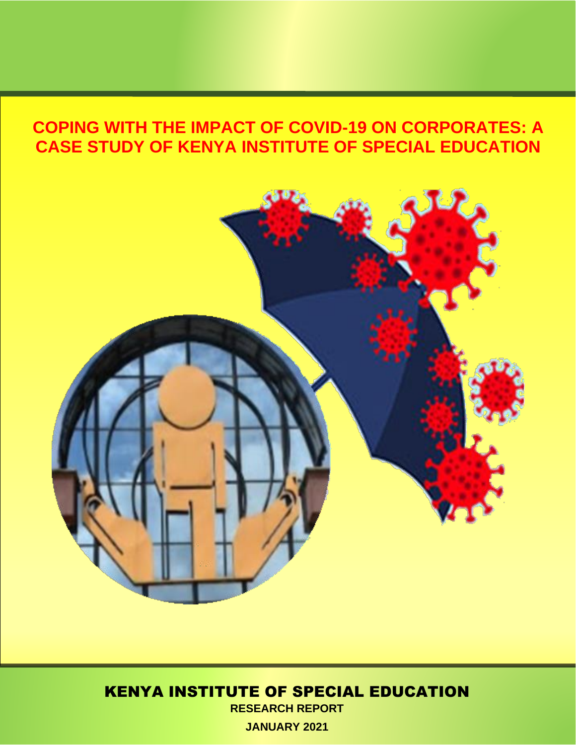# COPING WITH THE IMPACT OF COVID-19 ON CORPORATES: A CASE STUDY OF KENYA INSTITUTE OF SPECIAL EDUCATION

KENYA INSTITUTE OF SPECIAL EDUCATION

**RESEARCH REPORT**

**JANUARY 2021**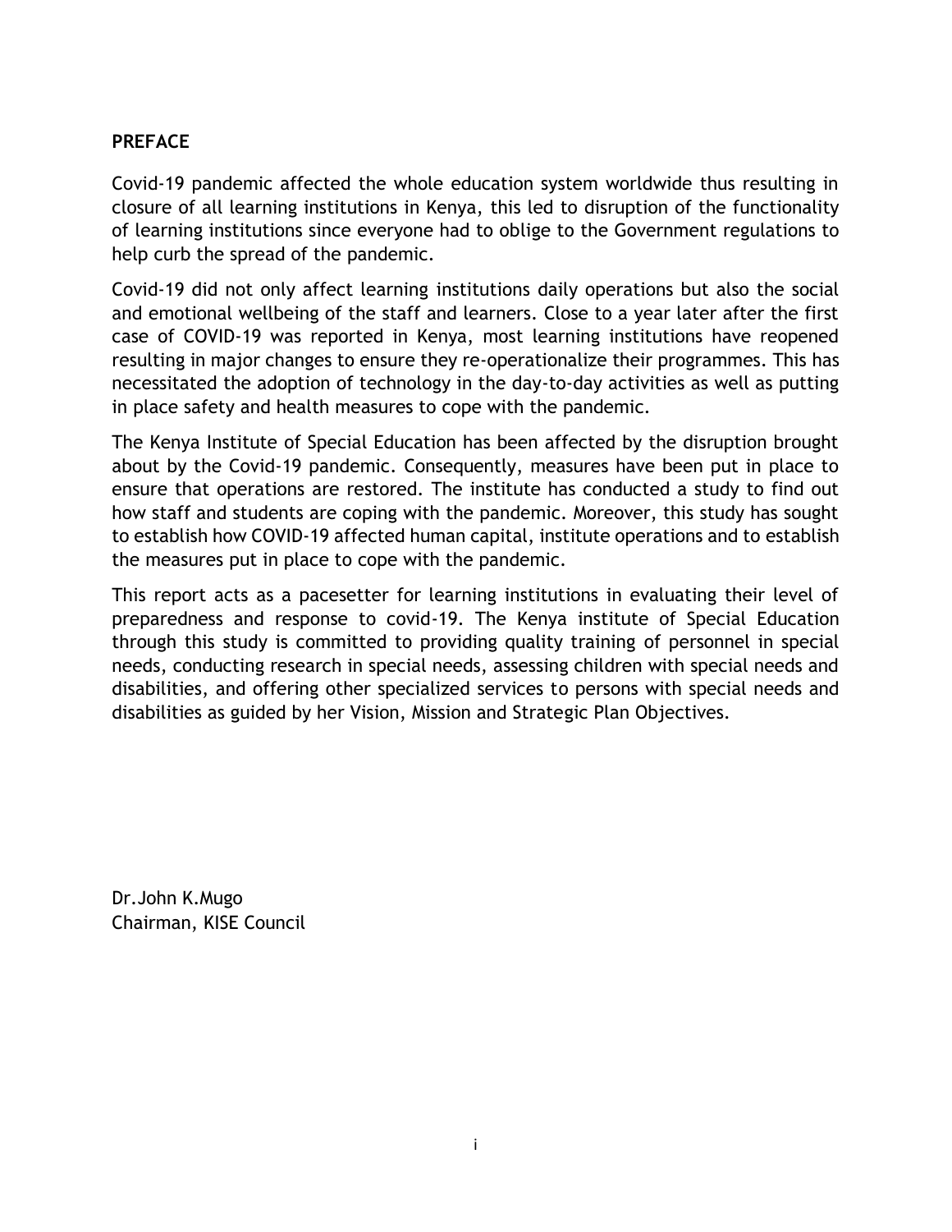## PREFACE

Covid-19 pandemic affected the whole education system worldwide thus resulting in closure of all learning institutions in Kenya, this led to disruption of the functionality of learning institutions since everyone had to oblige to the Government regulations to help curb the spread of the pandemic.

Covid-19 did not only affect learning institutions daily operations but also the social and emotional wellbeing of the staff and learners. Close to a year later after the first case of COVID-19 was reported in Kenya, most learning institutions have reopened resulting in major changes to ensure they re-operationalize their programmes. This has necessitated the adoption of technology in the day-to-day activities as well as putting in place safety and health measures to cope with the pandemic.

The Kenya Institute of Special Education has been affected by the disruption brought about by the Covid-19 pandemic. Consequently, measures have been put in place to ensure that operations are restored. The institute has conducted a study to find out how staff and students are coping with the pandemic. Moreover, this study has sought to establish how COVID-19 affected human capital, institute operations and to establish the measures put in place to cope with the pandemic.

This report acts as a pacesetter for learning institutions in evaluating their level of preparedness and response to covid-19. The Kenya institute of Special Education through this study is committed to providing quality training of personnel in special needs, conducting research in special needs, assessing children with special needs and disabilities, and offering other specialized services to persons with special needs and disabilities as guided by her Vision, Mission and Strategic Plan Objectives.

Dr.John K.Mugo
Chairman, KISE Council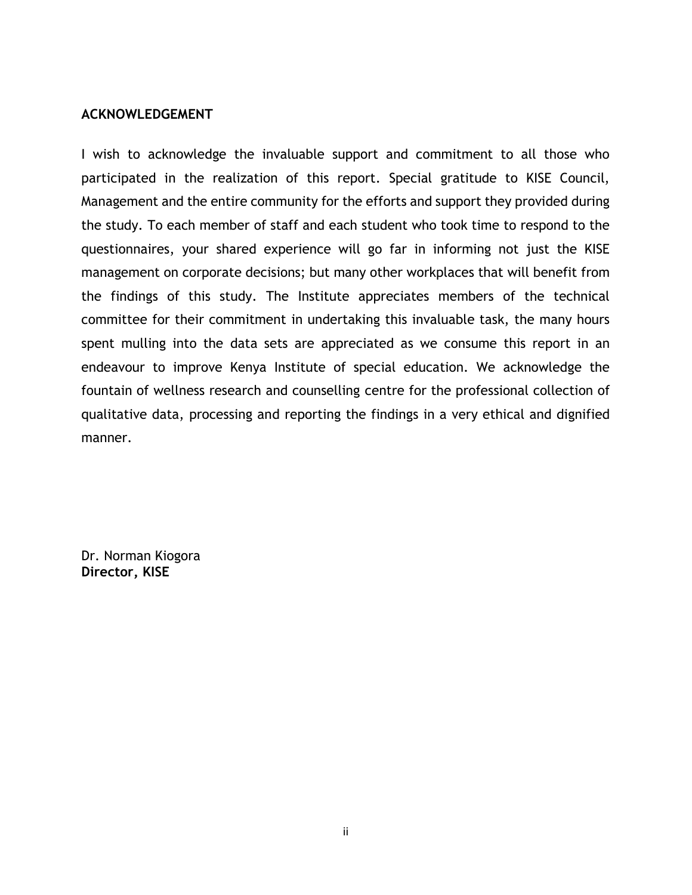## ACKNOWLEDGEMENT

I wish to acknowledge the invaluable support and commitment to all those who participated in the realization of this report. Special gratitude to KISE Council, Management and the entire community for the efforts and support they provided during the study. To each member of staff and each student who took time to respond to the questionnaires, your shared experience will go far in informing not just the KISE management on corporate decisions; but many other workplaces that will benefit from the findings of this study. The Institute appreciates members of the technical committee for their commitment in undertaking this invaluable task, the many hours spent mulling into the data sets are appreciated as we consume this report in an endeavour to improve Kenya Institute of special education. We acknowledge the fountain of wellness research and counselling centre for the professional collection of qualitative data, processing and reporting the findings in a very ethical and dignified manner.

Dr. Norman Kiogora
**Director, KISE**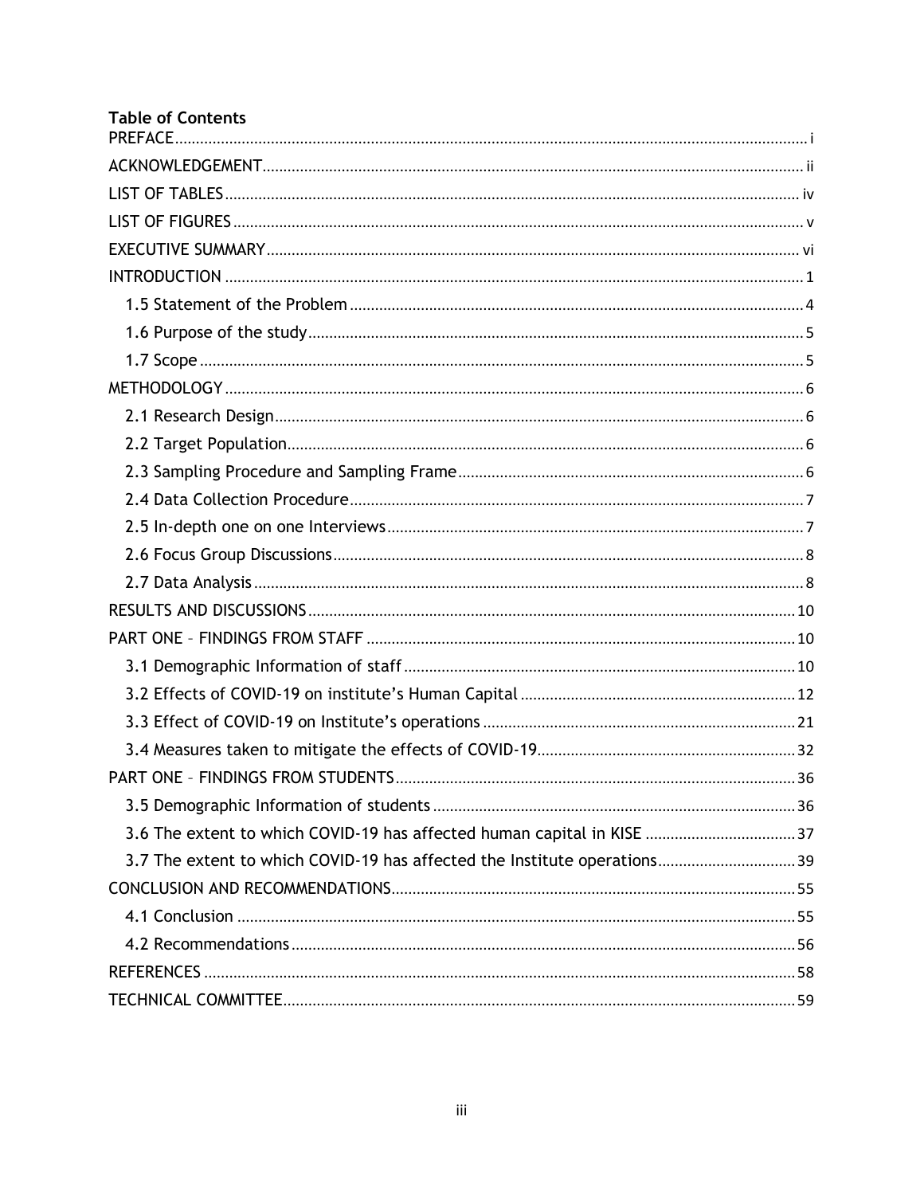**Table of Contents**

PREFACE ..... i

ACKNOWLEDGEMENT ..... ii

LIST OF TABLES ..... iv

LIST OF FIGURES ..... v

EXECUTIVE SUMMARY ..... vi

INTRODUCTION ..... 1

- 1.5 Statement of the Problem ..... 4
- 1.6 Purpose of the study ..... 5
- 1.7 Scope ..... 5

METHODOLOGY ..... 6

- 2.1 Research Design ..... 6
- 2.2 Target Population ..... 6
- 2.3 Sampling Procedure and Sampling Frame ..... 6
- 2.4 Data Collection Procedure ..... 7
- 2.5 In-depth one on one Interviews ..... 7
- 2.6 Focus Group Discussions ..... 8
- 2.7 Data Analysis ..... 8

RESULTS AND DISCUSSIONS ..... 10

PART ONE – FINDINGS FROM STAFF ..... 10

- 3.1 Demographic Information of staff ..... 10
- 3.2 Effects of COVID-19 on institute's Human Capital ..... 12
- 3.3 Effect of COVID-19 on Institute's operations ..... 21
- 3.4 Measures taken to mitigate the effects of COVID-19 ..... 32

PART ONE – FINDINGS FROM STUDENTS ..... 36

- 3.5 Demographic Information of students ..... 36
- 3.6 The extent to which COVID-19 has affected human capital in KISE ..... 37
- 3.7 The extent to which COVID-19 has affected the Institute operations ..... 39

CONCLUSION AND RECOMMENDATIONS ..... 55

- 4.1 Conclusion ..... 55
- 4.2 Recommendations ..... 56

REFERENCES ..... 58

TECHNICAL COMMITTEE ..... 59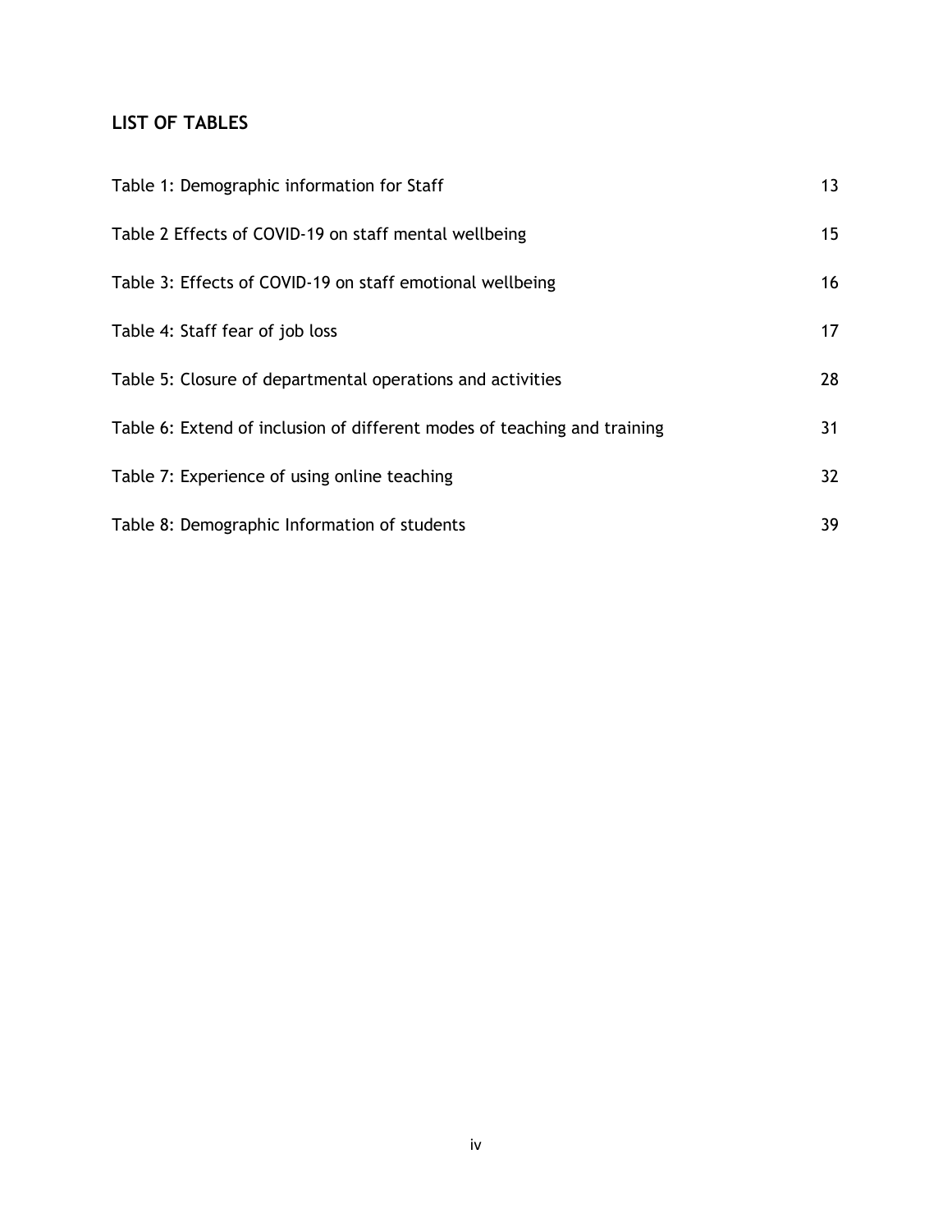## LIST OF TABLES

Table 1: Demographic information for Staff 13

Table 2 Effects of COVID-19 on staff mental wellbeing 15

Table 3: Effects of COVID-19 on staff emotional wellbeing 16

Table 4: Staff fear of job loss 17

Table 5: Closure of departmental operations and activities 28

Table 6: Extend of inclusion of different modes of teaching and training 31

Table 7: Experience of using online teaching 32

Table 8: Demographic Information of students 39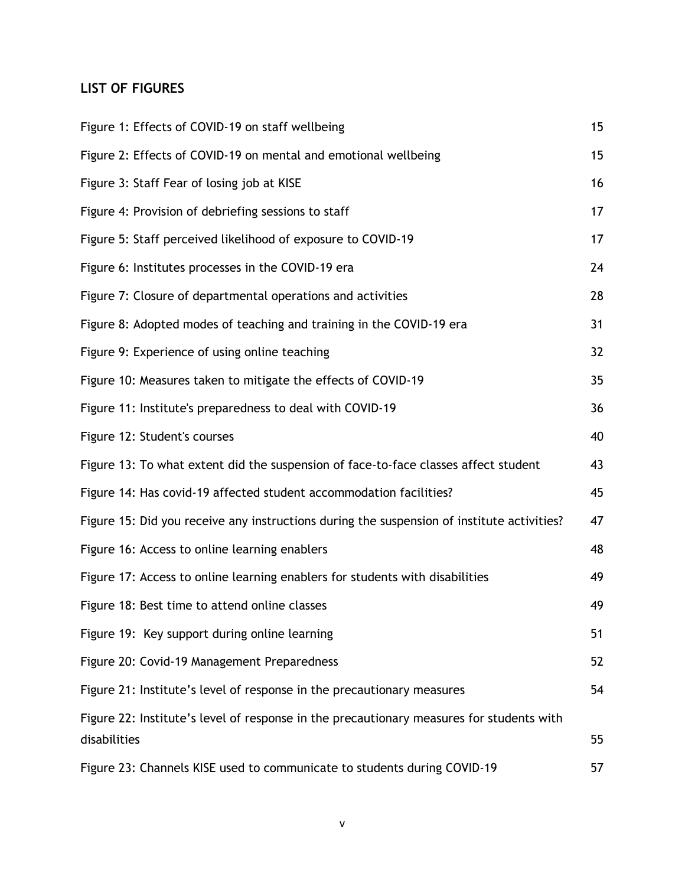## LIST OF FIGURES

| | |
|---|---|
| Figure 1: Effects of COVID-19 on staff wellbeing | 15 |
| Figure 2: Effects of COVID-19 on mental and emotional wellbeing | 15 |
| Figure 3: Staff Fear of losing job at KISE | 16 |
| Figure 4: Provision of debriefing sessions to staff | 17 |
| Figure 5: Staff perceived likelihood of exposure to COVID-19 | 17 |
| Figure 6: Institutes processes in the COVID-19 era | 24 |
| Figure 7: Closure of departmental operations and activities | 28 |
| Figure 8: Adopted modes of teaching and training in the COVID-19 era | 31 |
| Figure 9: Experience of using online teaching | 32 |
| Figure 10: Measures taken to mitigate the effects of COVID-19 | 35 |
| Figure 11: Institute's preparedness to deal with COVID-19 | 36 |
| Figure 12: Student's courses | 40 |
| Figure 13: To what extent did the suspension of face-to-face classes affect student | 43 |
| Figure 14: Has covid-19 affected student accommodation facilities? | 45 |
| Figure 15: Did you receive any instructions during the suspension of institute activities? | 47 |
| Figure 16: Access to online learning enablers | 48 |
| Figure 17: Access to online learning enablers for students with disabilities | 49 |
| Figure 18: Best time to attend online classes | 49 |
| Figure 19: Key support during online learning | 51 |
| Figure 20: Covid-19 Management Preparedness | 52 |
| Figure 21: Institute's level of response in the precautionary measures | 54 |
| Figure 22: Institute's level of response in the precautionary measures for students with disabilities | 55 |
| Figure 23: Channels KISE used to communicate to students during COVID-19 | 57 |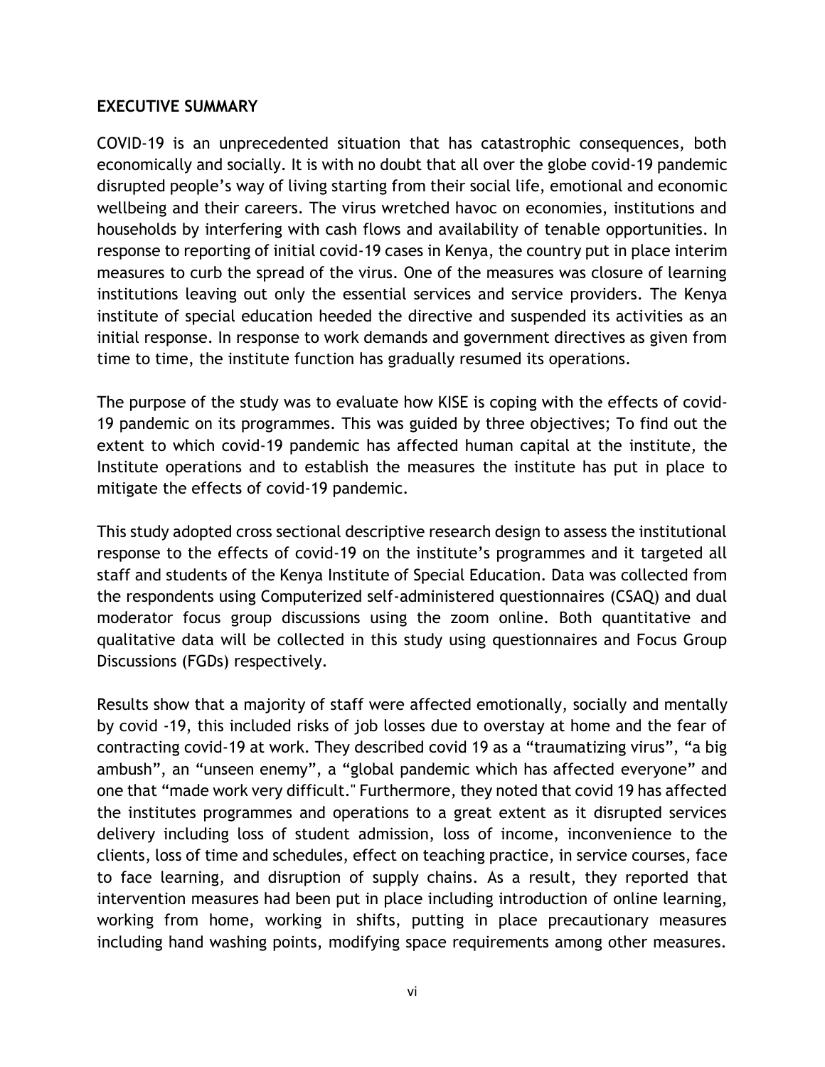## EXECUTIVE SUMMARY

COVID-19 is an unprecedented situation that has catastrophic consequences, both economically and socially. It is with no doubt that all over the globe covid-19 pandemic disrupted people's way of living starting from their social life, emotional and economic wellbeing and their careers. The virus wretched havoc on economies, institutions and households by interfering with cash flows and availability of tenable opportunities. In response to reporting of initial covid-19 cases in Kenya, the country put in place interim measures to curb the spread of the virus. One of the measures was closure of learning institutions leaving out only the essential services and service providers. The Kenya institute of special education heeded the directive and suspended its activities as an initial response. In response to work demands and government directives as given from time to time, the institute function has gradually resumed its operations.

The purpose of the study was to evaluate how KISE is coping with the effects of covid-19 pandemic on its programmes. This was guided by three objectives; To find out the extent to which covid-19 pandemic has affected human capital at the institute, the Institute operations and to establish the measures the institute has put in place to mitigate the effects of covid-19 pandemic.

This study adopted cross sectional descriptive research design to assess the institutional response to the effects of covid-19 on the institute's programmes and it targeted all staff and students of the Kenya Institute of Special Education. Data was collected from the respondents using Computerized self-administered questionnaires (CSAQ) and dual moderator focus group discussions using the zoom online. Both quantitative and qualitative data will be collected in this study using questionnaires and Focus Group Discussions (FGDs) respectively.

Results show that a majority of staff were affected emotionally, socially and mentally by covid -19, this included risks of job losses due to overstay at home and the fear of contracting covid-19 at work. They described covid 19 as a "traumatizing virus", "a big ambush", an "unseen enemy", a "global pandemic which has affected everyone" and one that "made work very difficult." Furthermore, they noted that covid 19 has affected the institutes programmes and operations to a great extent as it disrupted services delivery including loss of student admission, loss of income, inconvenience to the clients, loss of time and schedules, effect on teaching practice, in service courses, face to face learning, and disruption of supply chains. As a result, they reported that intervention measures had been put in place including introduction of online learning, working from home, working in shifts, putting in place precautionary measures including hand washing points, modifying space requirements among other measures.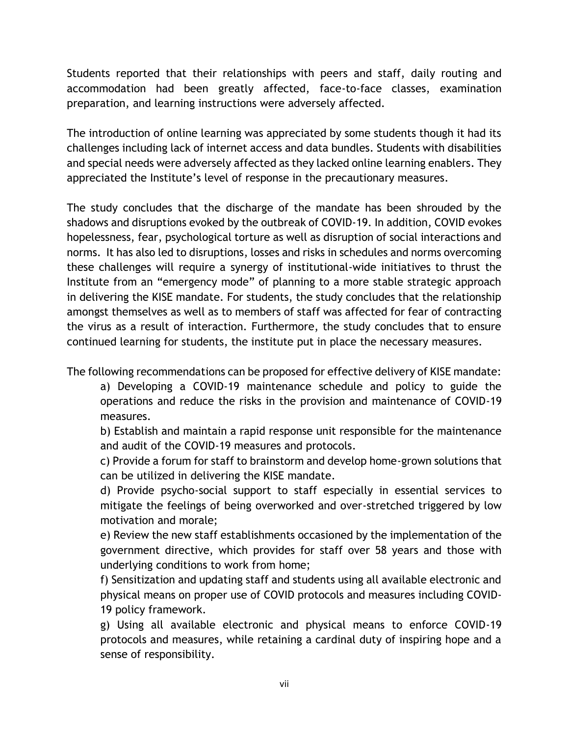Students reported that their relationships with peers and staff, daily routing and accommodation had been greatly affected, face-to-face classes, examination preparation, and learning instructions were adversely affected.

The introduction of online learning was appreciated by some students though it had its challenges including lack of internet access and data bundles. Students with disabilities and special needs were adversely affected as they lacked online learning enablers. They appreciated the Institute's level of response in the precautionary measures.

The study concludes that the discharge of the mandate has been shrouded by the shadows and disruptions evoked by the outbreak of COVID-19. In addition, COVID evokes hopelessness, fear, psychological torture as well as disruption of social interactions and norms. It has also led to disruptions, losses and risks in schedules and norms overcoming these challenges will require a synergy of institutional-wide initiatives to thrust the Institute from an "emergency mode" of planning to a more stable strategic approach in delivering the KISE mandate. For students, the study concludes that the relationship amongst themselves as well as to members of staff was affected for fear of contracting the virus as a result of interaction. Furthermore, the study concludes that to ensure continued learning for students, the institute put in place the necessary measures.

The following recommendations can be proposed for effective delivery of KISE mandate:

a) Developing a COVID-19 maintenance schedule and policy to guide the operations and reduce the risks in the provision and maintenance of COVID-19 measures.

b) Establish and maintain a rapid response unit responsible for the maintenance and audit of the COVID-19 measures and protocols.

c) Provide a forum for staff to brainstorm and develop home-grown solutions that can be utilized in delivering the KISE mandate.

d) Provide psycho-social support to staff especially in essential services to mitigate the feelings of being overworked and over-stretched triggered by low motivation and morale;

e) Review the new staff establishments occasioned by the implementation of the government directive, which provides for staff over 58 years and those with underlying conditions to work from home;

f) Sensitization and updating staff and students using all available electronic and physical means on proper use of COVID protocols and measures including COVID-19 policy framework.

g) Using all available electronic and physical means to enforce COVID-19 protocols and measures, while retaining a cardinal duty of inspiring hope and a sense of responsibility.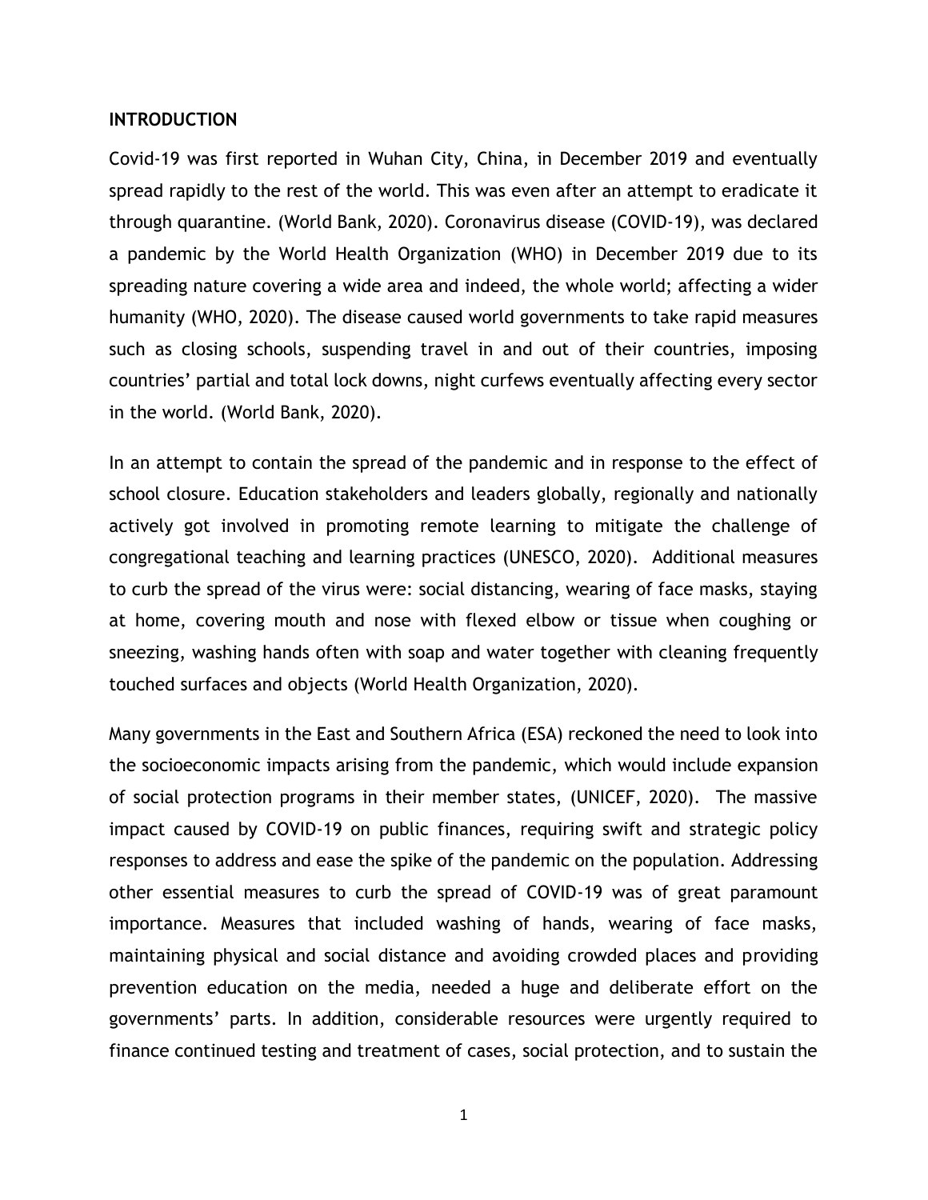## INTRODUCTION

Covid-19 was first reported in Wuhan City, China, in December 2019 and eventually spread rapidly to the rest of the world. This was even after an attempt to eradicate it through quarantine. (World Bank, 2020). Coronavirus disease (COVID-19), was declared a pandemic by the World Health Organization (WHO) in December 2019 due to its spreading nature covering a wide area and indeed, the whole world; affecting a wider humanity (WHO, 2020). The disease caused world governments to take rapid measures such as closing schools, suspending travel in and out of their countries, imposing countries' partial and total lock downs, night curfews eventually affecting every sector in the world. (World Bank, 2020).

In an attempt to contain the spread of the pandemic and in response to the effect of school closure. Education stakeholders and leaders globally, regionally and nationally actively got involved in promoting remote learning to mitigate the challenge of congregational teaching and learning practices (UNESCO, 2020). Additional measures to curb the spread of the virus were: social distancing, wearing of face masks, staying at home, covering mouth and nose with flexed elbow or tissue when coughing or sneezing, washing hands often with soap and water together with cleaning frequently touched surfaces and objects (World Health Organization, 2020).

Many governments in the East and Southern Africa (ESA) reckoned the need to look into the socioeconomic impacts arising from the pandemic, which would include expansion of social protection programs in their member states, (UNICEF, 2020). The massive impact caused by COVID-19 on public finances, requiring swift and strategic policy responses to address and ease the spike of the pandemic on the population. Addressing other essential measures to curb the spread of COVID-19 was of great paramount importance. Measures that included washing of hands, wearing of face masks, maintaining physical and social distance and avoiding crowded places and providing prevention education on the media, needed a huge and deliberate effort on the governments' parts. In addition, considerable resources were urgently required to finance continued testing and treatment of cases, social protection, and to sustain the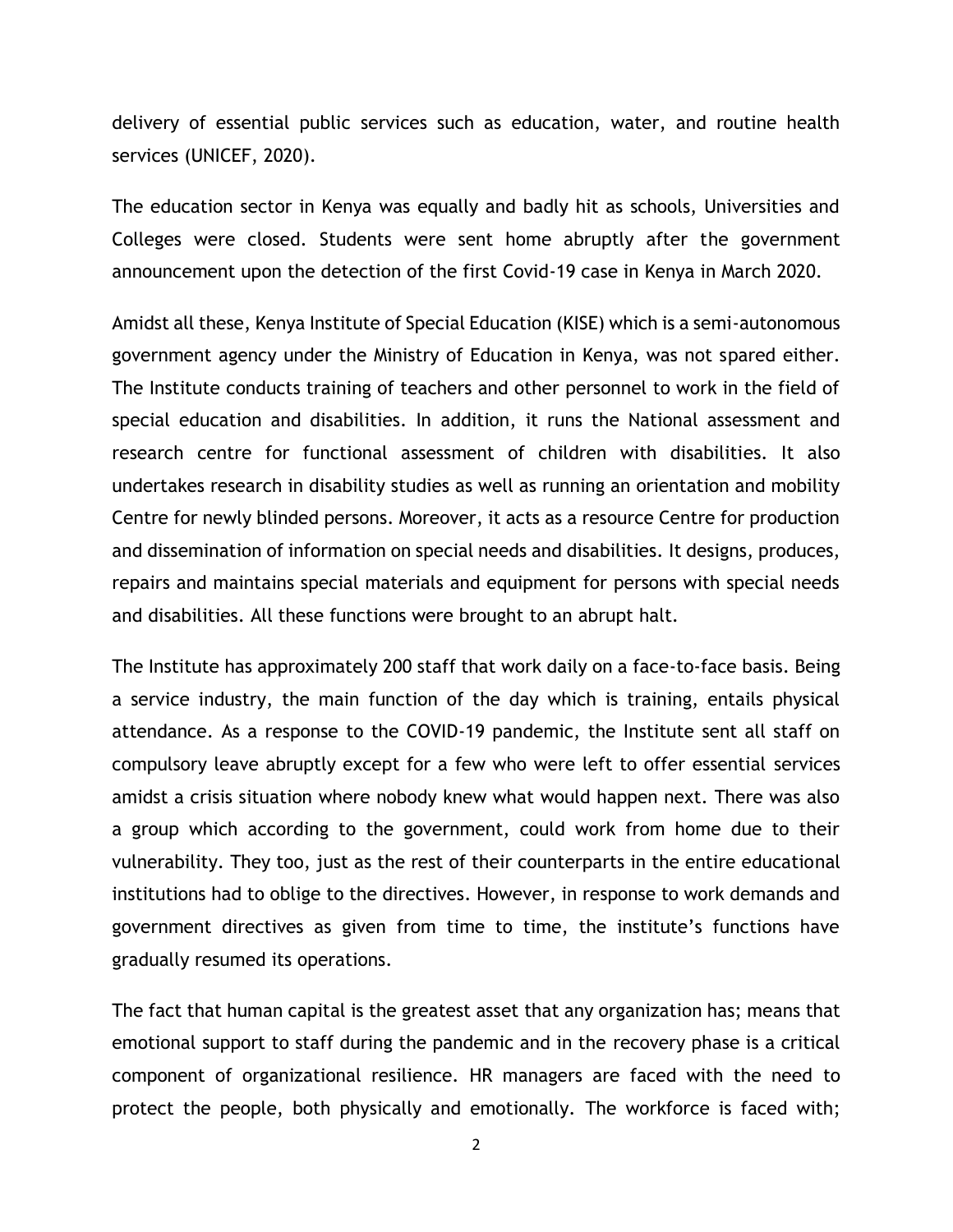delivery of essential public services such as education, water, and routine health services (UNICEF, 2020).

The education sector in Kenya was equally and badly hit as schools, Universities and Colleges were closed. Students were sent home abruptly after the government announcement upon the detection of the first Covid-19 case in Kenya in March 2020.

Amidst all these, Kenya Institute of Special Education (KISE) which is a semi-autonomous government agency under the Ministry of Education in Kenya, was not spared either. The Institute conducts training of teachers and other personnel to work in the field of special education and disabilities. In addition, it runs the National assessment and research centre for functional assessment of children with disabilities. It also undertakes research in disability studies as well as running an orientation and mobility Centre for newly blinded persons. Moreover, it acts as a resource Centre for production and dissemination of information on special needs and disabilities. It designs, produces, repairs and maintains special materials and equipment for persons with special needs and disabilities. All these functions were brought to an abrupt halt.

The Institute has approximately 200 staff that work daily on a face-to-face basis. Being a service industry, the main function of the day which is training, entails physical attendance. As a response to the COVID-19 pandemic, the Institute sent all staff on compulsory leave abruptly except for a few who were left to offer essential services amidst a crisis situation where nobody knew what would happen next. There was also a group which according to the government, could work from home due to their vulnerability. They too, just as the rest of their counterparts in the entire educational institutions had to oblige to the directives. However, in response to work demands and government directives as given from time to time, the institute's functions have gradually resumed its operations.

The fact that human capital is the greatest asset that any organization has; means that emotional support to staff during the pandemic and in the recovery phase is a critical component of organizational resilience. HR managers are faced with the need to protect the people, both physically and emotionally. The workforce is faced with;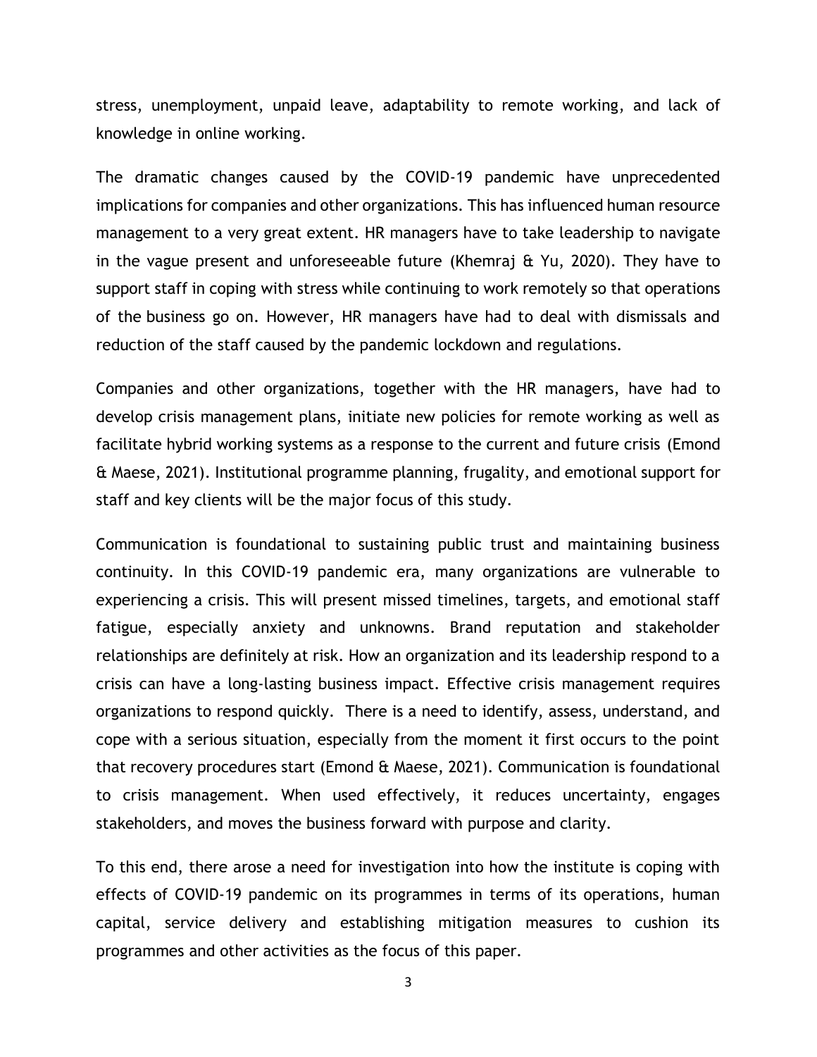stress, unemployment, unpaid leave, adaptability to remote working, and lack of knowledge in online working.

The dramatic changes caused by the COVID-19 pandemic have unprecedented implications for companies and other organizations. This has influenced human resource management to a very great extent. HR managers have to take leadership to navigate in the vague present and unforeseeable future (Khemraj & Yu, 2020). They have to support staff in coping with stress while continuing to work remotely so that operations of the business go on. However, HR managers have had to deal with dismissals and reduction of the staff caused by the pandemic lockdown and regulations.

Companies and other organizations, together with the HR managers, have had to develop crisis management plans, initiate new policies for remote working as well as facilitate hybrid working systems as a response to the current and future crisis (Emond & Maese, 2021). Institutional programme planning, frugality, and emotional support for staff and key clients will be the major focus of this study.

Communication is foundational to sustaining public trust and maintaining business continuity. In this COVID-19 pandemic era, many organizations are vulnerable to experiencing a crisis. This will present missed timelines, targets, and emotional staff fatigue, especially anxiety and unknowns. Brand reputation and stakeholder relationships are definitely at risk. How an organization and its leadership respond to a crisis can have a long-lasting business impact. Effective crisis management requires organizations to respond quickly. There is a need to identify, assess, understand, and cope with a serious situation, especially from the moment it first occurs to the point that recovery procedures start (Emond & Maese, 2021). Communication is foundational to crisis management. When used effectively, it reduces uncertainty, engages stakeholders, and moves the business forward with purpose and clarity.

To this end, there arose a need for investigation into how the institute is coping with effects of COVID-19 pandemic on its programmes in terms of its operations, human capital, service delivery and establishing mitigation measures to cushion its programmes and other activities as the focus of this paper.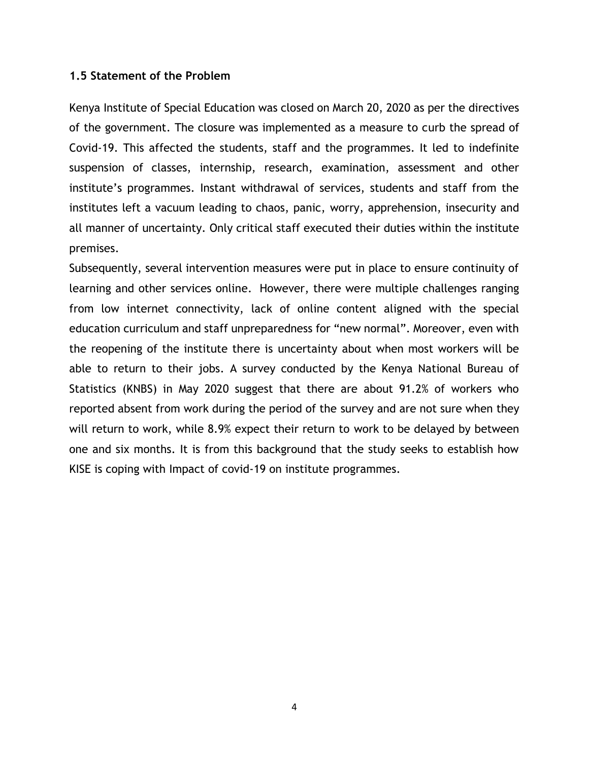### 1.5 Statement of the Problem

Kenya Institute of Special Education was closed on March 20, 2020 as per the directives of the government. The closure was implemented as a measure to curb the spread of Covid-19. This affected the students, staff and the programmes. It led to indefinite suspension of classes, internship, research, examination, assessment and other institute's programmes. Instant withdrawal of services, students and staff from the institutes left a vacuum leading to chaos, panic, worry, apprehension, insecurity and all manner of uncertainty. Only critical staff executed their duties within the institute premises.

Subsequently, several intervention measures were put in place to ensure continuity of learning and other services online. However, there were multiple challenges ranging from low internet connectivity, lack of online content aligned with the special education curriculum and staff unpreparedness for "new normal". Moreover, even with the reopening of the institute there is uncertainty about when most workers will be able to return to their jobs. A survey conducted by the Kenya National Bureau of Statistics (KNBS) in May 2020 suggest that there are about 91.2% of workers who reported absent from work during the period of the survey and are not sure when they will return to work, while 8.9% expect their return to work to be delayed by between one and six months. It is from this background that the study seeks to establish how KISE is coping with Impact of covid-19 on institute programmes.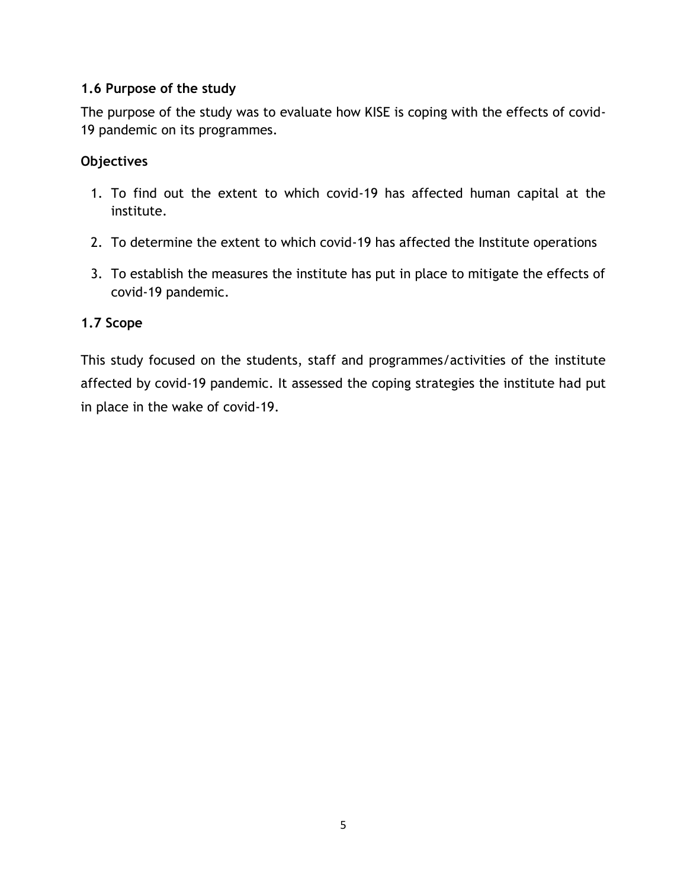### 1.6 Purpose of the study

The purpose of the study was to evaluate how KISE is coping with the effects of covid-19 pandemic on its programmes.

**Objectives**

1. To find out the extent to which covid-19 has affected human capital at the institute.
2. To determine the extent to which covid-19 has affected the Institute operations
3. To establish the measures the institute has put in place to mitigate the effects of covid-19 pandemic.

### 1.7 Scope

This study focused on the students, staff and programmes/activities of the institute affected by covid-19 pandemic. It assessed the coping strategies the institute had put in place in the wake of covid-19.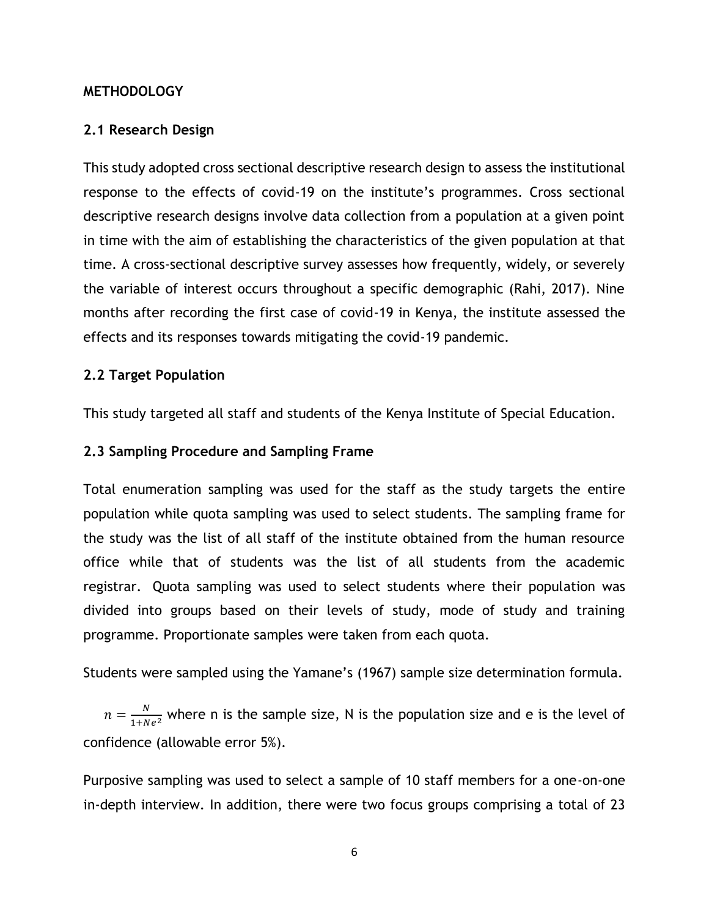**METHODOLOGY**

### 2.1 Research Design

This study adopted cross sectional descriptive research design to assess the institutional response to the effects of covid-19 on the institute's programmes. Cross sectional descriptive research designs involve data collection from a population at a given point in time with the aim of establishing the characteristics of the given population at that time. A cross-sectional descriptive survey assesses how frequently, widely, or severely the variable of interest occurs throughout a specific demographic (Rahi, 2017). Nine months after recording the first case of covid-19 in Kenya, the institute assessed the effects and its responses towards mitigating the covid-19 pandemic.

### 2.2 Target Population

This study targeted all staff and students of the Kenya Institute of Special Education.

### 2.3 Sampling Procedure and Sampling Frame

Total enumeration sampling was used for the staff as the study targets the entire population while quota sampling was used to select students. The sampling frame for the study was the list of all staff of the institute obtained from the human resource office while that of students was the list of all students from the academic registrar. Quota sampling was used to select students where their population was divided into groups based on their levels of study, mode of study and training programme. Proportionate samples were taken from each quota.

Students were sampled using the Yamane's (1967) sample size determination formula.

$n = \frac{N}{1+Ne^2}$ where n is the sample size, N is the population size and e is the level of confidence (allowable error 5%).

Purposive sampling was used to select a sample of 10 staff members for a one-on-one in-depth interview. In addition, there were two focus groups comprising a total of 23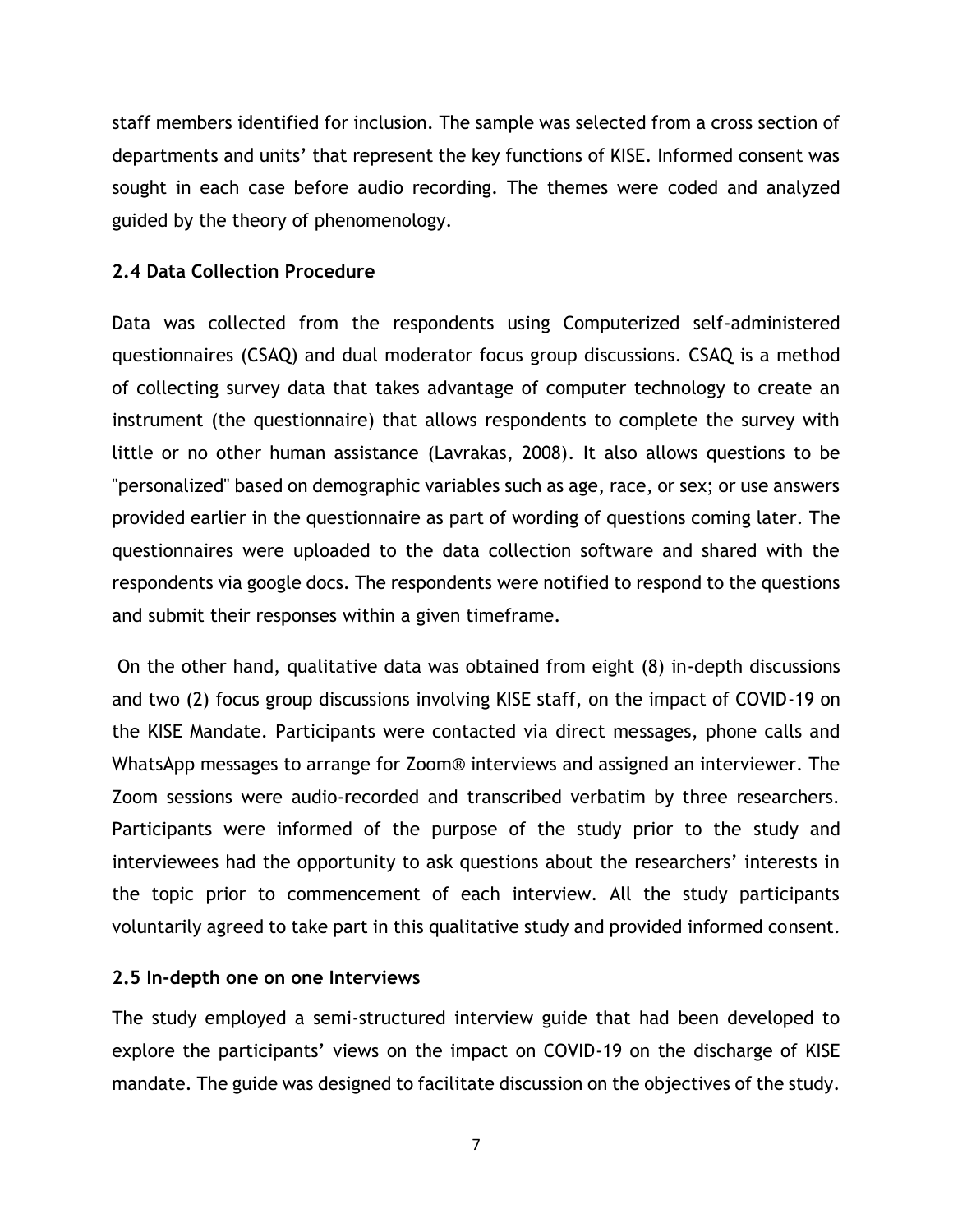staff members identified for inclusion. The sample was selected from a cross section of departments and units' that represent the key functions of KISE. Informed consent was sought in each case before audio recording. The themes were coded and analyzed guided by the theory of phenomenology.

### 2.4 Data Collection Procedure

Data was collected from the respondents using Computerized self-administered questionnaires (CSAQ) and dual moderator focus group discussions. CSAQ is a method of collecting survey data that takes advantage of computer technology to create an instrument (the questionnaire) that allows respondents to complete the survey with little or no other human assistance (Lavrakas, 2008). It also allows questions to be "personalized" based on demographic variables such as age, race, or sex; or use answers provided earlier in the questionnaire as part of wording of questions coming later. The questionnaires were uploaded to the data collection software and shared with the respondents via google docs. The respondents were notified to respond to the questions and submit their responses within a given timeframe.

On the other hand, qualitative data was obtained from eight (8) in-depth discussions and two (2) focus group discussions involving KISE staff, on the impact of COVID-19 on the KISE Mandate. Participants were contacted via direct messages, phone calls and WhatsApp messages to arrange for Zoom® interviews and assigned an interviewer. The Zoom sessions were audio-recorded and transcribed verbatim by three researchers. Participants were informed of the purpose of the study prior to the study and interviewees had the opportunity to ask questions about the researchers' interests in the topic prior to commencement of each interview. All the study participants voluntarily agreed to take part in this qualitative study and provided informed consent.

### 2.5 In-depth one on one Interviews

The study employed a semi-structured interview guide that had been developed to explore the participants' views on the impact on COVID-19 on the discharge of KISE mandate. The guide was designed to facilitate discussion on the objectives of the study.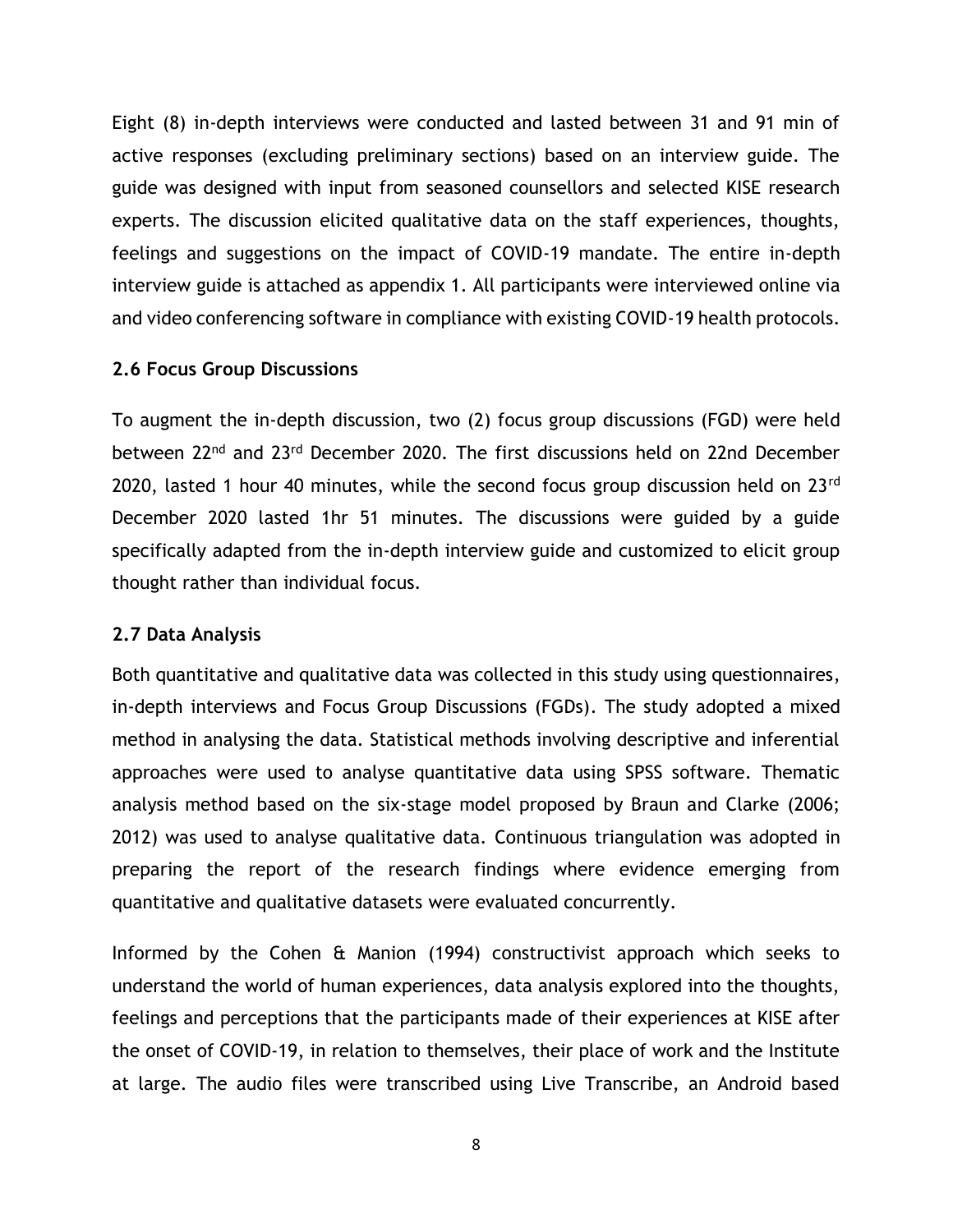Eight (8) in-depth interviews were conducted and lasted between 31 and 91 min of active responses (excluding preliminary sections) based on an interview guide. The guide was designed with input from seasoned counsellors and selected KISE research experts. The discussion elicited qualitative data on the staff experiences, thoughts, feelings and suggestions on the impact of COVID-19 mandate. The entire in-depth interview guide is attached as appendix 1. All participants were interviewed online via and video conferencing software in compliance with existing COVID-19 health protocols.

### 2.6 Focus Group Discussions

To augment the in-depth discussion, two (2) focus group discussions (FGD) were held between 22nd and 23rd December 2020. The first discussions held on 22nd December 2020, lasted 1 hour 40 minutes, while the second focus group discussion held on 23rd December 2020 lasted 1hr 51 minutes. The discussions were guided by a guide specifically adapted from the in-depth interview guide and customized to elicit group thought rather than individual focus.

### 2.7 Data Analysis

Both quantitative and qualitative data was collected in this study using questionnaires, in-depth interviews and Focus Group Discussions (FGDs). The study adopted a mixed method in analysing the data. Statistical methods involving descriptive and inferential approaches were used to analyse quantitative data using SPSS software. Thematic analysis method based on the six-stage model proposed by Braun and Clarke (2006; 2012) was used to analyse qualitative data. Continuous triangulation was adopted in preparing the report of the research findings where evidence emerging from quantitative and qualitative datasets were evaluated concurrently.

Informed by the Cohen & Manion (1994) constructivist approach which seeks to understand the world of human experiences, data analysis explored into the thoughts, feelings and perceptions that the participants made of their experiences at KISE after the onset of COVID-19, in relation to themselves, their place of work and the Institute at large. The audio files were transcribed using Live Transcribe, an Android based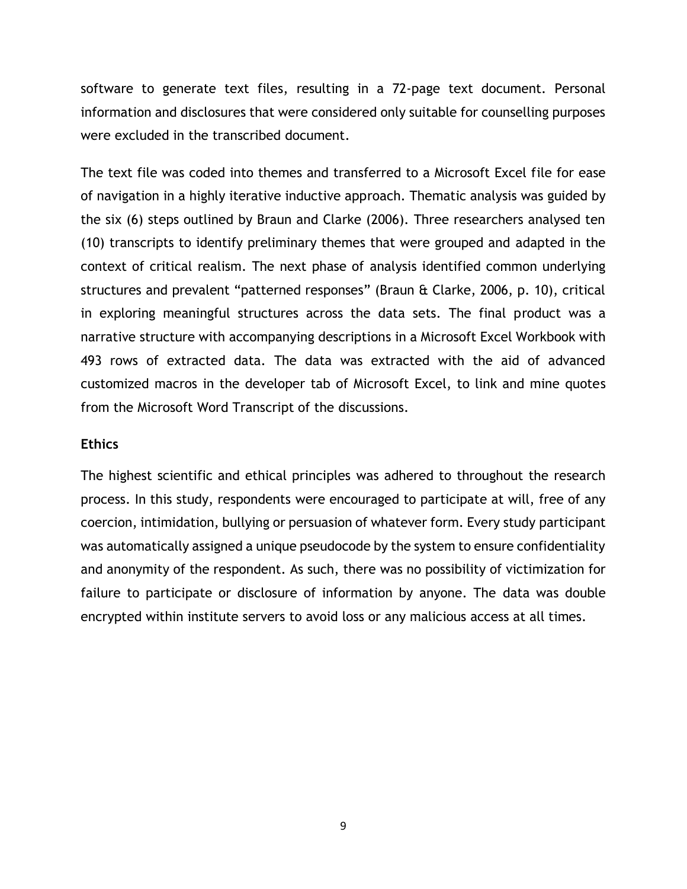software to generate text files, resulting in a 72-page text document. Personal information and disclosures that were considered only suitable for counselling purposes were excluded in the transcribed document.

The text file was coded into themes and transferred to a Microsoft Excel file for ease of navigation in a highly iterative inductive approach. Thematic analysis was guided by the six (6) steps outlined by Braun and Clarke (2006). Three researchers analysed ten (10) transcripts to identify preliminary themes that were grouped and adapted in the context of critical realism. The next phase of analysis identified common underlying structures and prevalent "patterned responses" (Braun & Clarke, 2006, p. 10), critical in exploring meaningful structures across the data sets. The final product was a narrative structure with accompanying descriptions in a Microsoft Excel Workbook with 493 rows of extracted data. The data was extracted with the aid of advanced customized macros in the developer tab of Microsoft Excel, to link and mine quotes from the Microsoft Word Transcript of the discussions.

### Ethics

The highest scientific and ethical principles was adhered to throughout the research process. In this study, respondents were encouraged to participate at will, free of any coercion, intimidation, bullying or persuasion of whatever form. Every study participant was automatically assigned a unique pseudocode by the system to ensure confidentiality and anonymity of the respondent. As such, there was no possibility of victimization for failure to participate or disclosure of information by anyone. The data was double encrypted within institute servers to avoid loss or any malicious access at all times.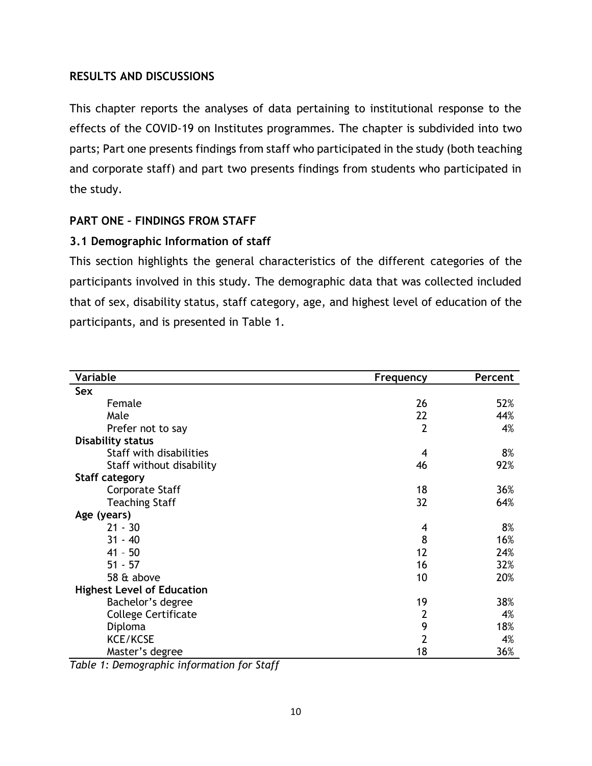# RESULTS AND DISCUSSIONS

This chapter reports the analyses of data pertaining to institutional response to the effects of the COVID-19 on Institutes programmes. The chapter is subdivided into two parts; Part one presents findings from staff who participated in the study (both teaching and corporate staff) and part two presents findings from students who participated in the study.

## PART ONE – FINDINGS FROM STAFF

### 3.1 Demographic Information of staff

This section highlights the general characteristics of the different categories of the participants involved in this study. The demographic data that was collected included that of sex, disability status, staff category, age, and highest level of education of the participants, and is presented in Table 1.

| Variable | Frequency | Percent |
|---|---|---|
| **Sex** | | |
| Female | 26 | 52% |
| Male | 22 | 44% |
| Prefer not to say | 2 | 4% |
| **Disability status** | | |
| Staff with disabilities | 4 | 8% |
| Staff without disability | 46 | 92% |
| **Staff category** | | |
| Corporate Staff | 18 | 36% |
| Teaching Staff | 32 | 64% |
| **Age (years)** | | |
| 21 - 30 | 4 | 8% |
| 31 - 40 | 8 | 16% |
| 41 – 50 | 12 | 24% |
| 51 - 57 | 16 | 32% |
| 58 & above | 10 | 20% |
| **Highest Level of Education** | | |
| Bachelor's degree | 19 | 38% |
| College Certificate | 2 | 4% |
| Diploma | 9 | 18% |
| KCE/KCSE | 2 | 4% |
| Master's degree | 18 | 36% |

*Table 1: Demographic information for Staff*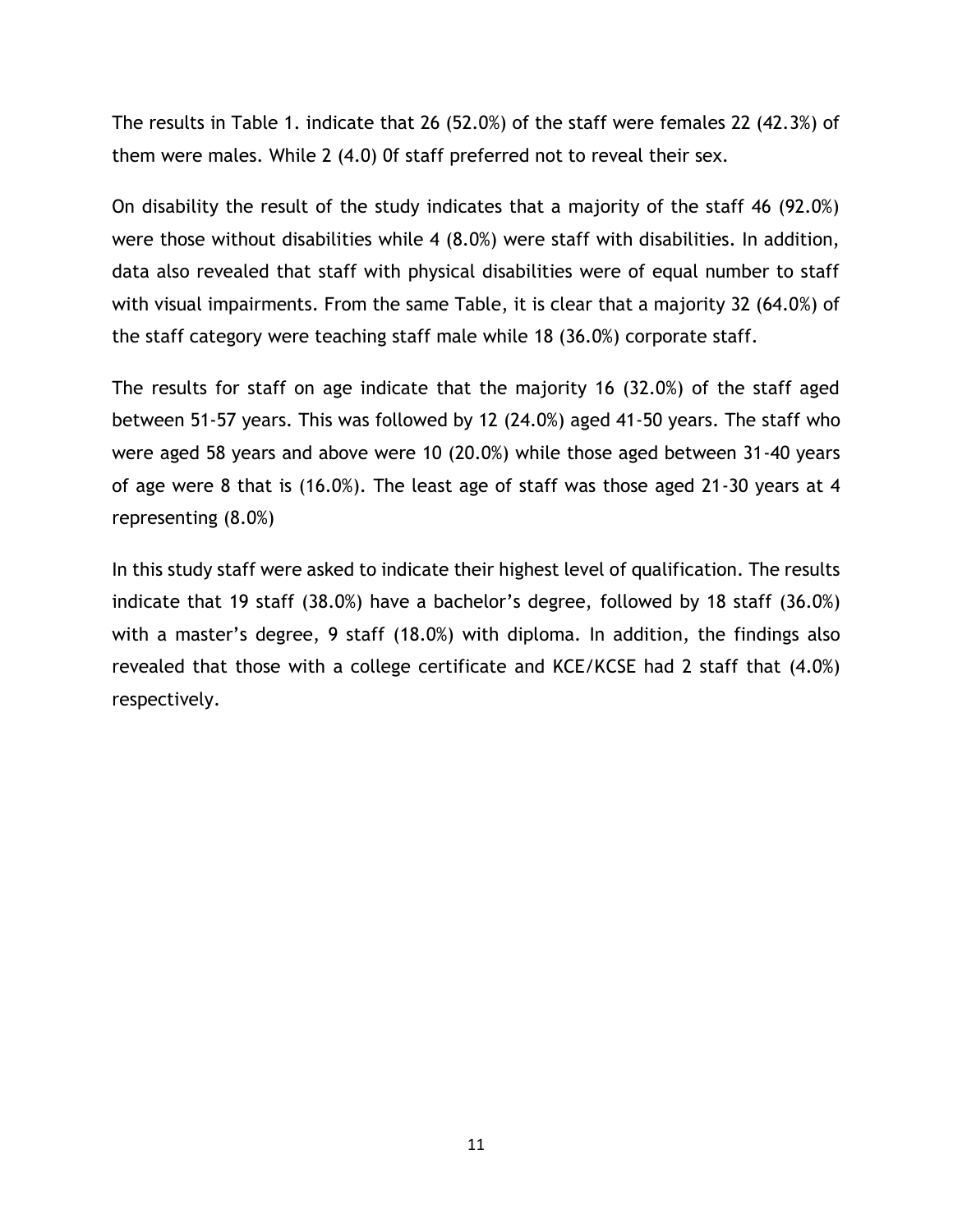The results in Table 1. indicate that 26 (52.0%) of the staff were females 22 (42.3%) of them were males. While 2 (4.0) 0f staff preferred not to reveal their sex.

On disability the result of the study indicates that a majority of the staff 46 (92.0%) were those without disabilities while 4 (8.0%) were staff with disabilities. In addition, data also revealed that staff with physical disabilities were of equal number to staff with visual impairments. From the same Table, it is clear that a majority 32 (64.0%) of the staff category were teaching staff male while 18 (36.0%) corporate staff.

The results for staff on age indicate that the majority 16 (32.0%) of the staff aged between 51-57 years. This was followed by 12 (24.0%) aged 41-50 years. The staff who were aged 58 years and above were 10 (20.0%) while those aged between 31-40 years of age were 8 that is (16.0%). The least age of staff was those aged 21-30 years at 4 representing (8.0%)

In this study staff were asked to indicate their highest level of qualification. The results indicate that 19 staff (38.0%) have a bachelor's degree, followed by 18 staff (36.0%) with a master's degree, 9 staff (18.0%) with diploma. In addition, the findings also revealed that those with a college certificate and KCE/KCSE had 2 staff that (4.0%) respectively.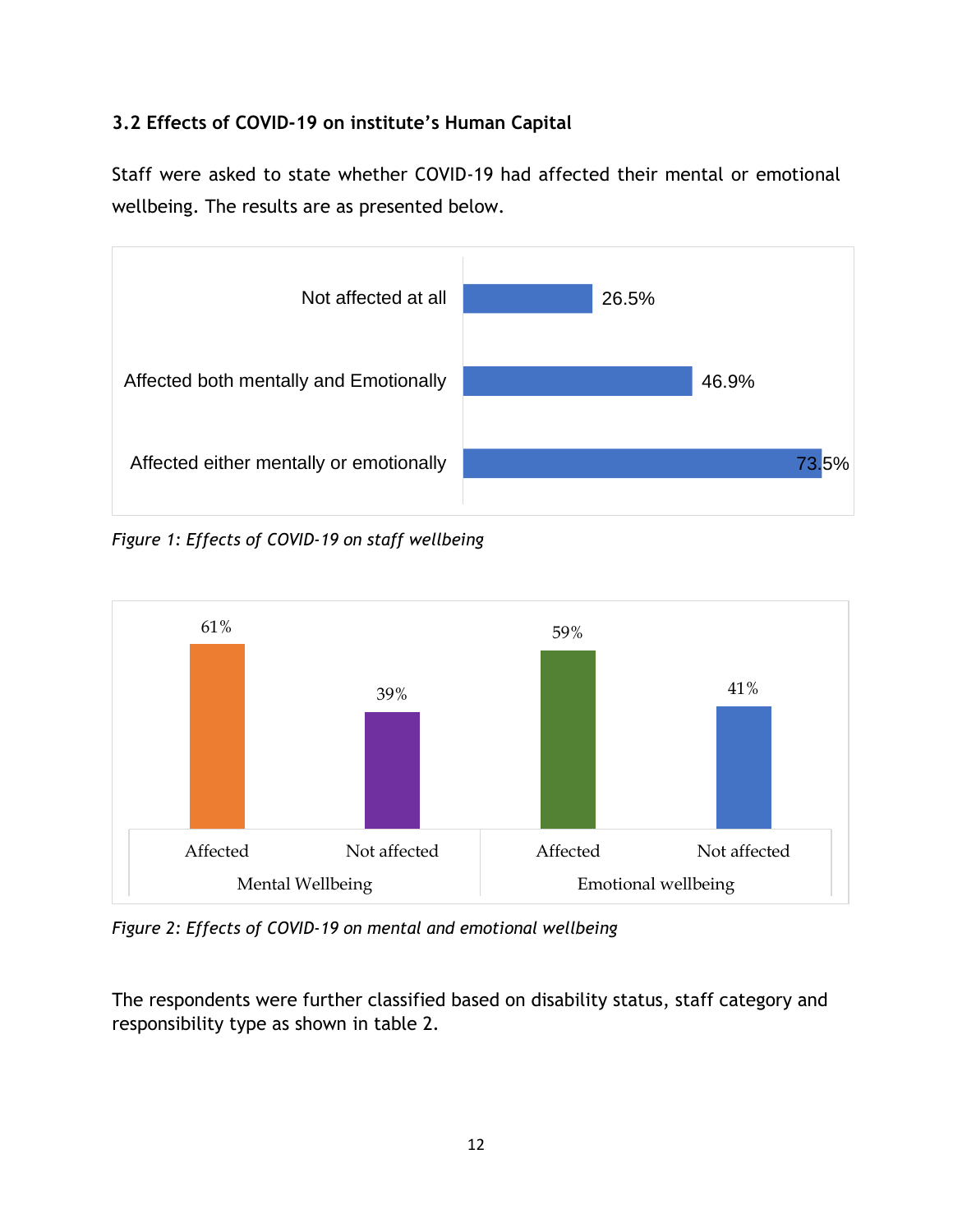### 3.2 Effects of COVID-19 on institute's Human Capital

Staff were asked to state whether COVID-19 had affected their mental or emotional wellbeing. The results are as presented below.

| Response | Percentage |
|---|---|
| Not affected at all | 26.5% |
| Affected both mentally and Emotionally | 46.9% |
| Affected either mentally or emotionally | 73.5% |

*Figure 1: Effects of COVID-19 on staff wellbeing*

| | Mental Wellbeing | | Emotional wellbeing | |
|---|---|---|---|---|
| | Affected | Not affected | Affected | Not affected |
| Percentage | 61% | 39% | 59% | 41% |

*Figure 2: Effects of COVID-19 on mental and emotional wellbeing*

The respondents were further classified based on disability status, staff category and responsibility type as shown in table 2.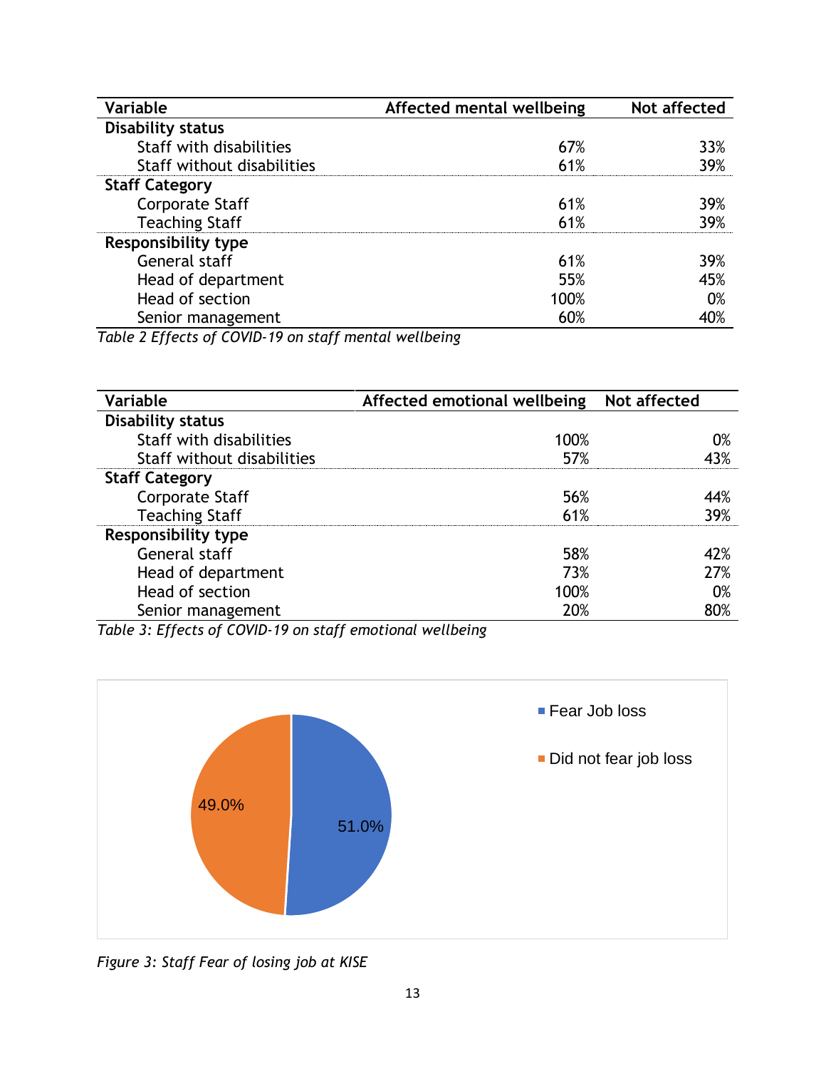| Variable | Affected mental wellbeing | Not affected |
|---|---|---|
| **Disability status** | | |
| Staff with disabilities | 67% | 33% |
| Staff without disabilities | 61% | 39% |
| **Staff Category** | | |
| Corporate Staff | 61% | 39% |
| Teaching Staff | 61% | 39% |
| **Responsibility type** | | |
| General staff | 61% | 39% |
| Head of department | 55% | 45% |
| Head of section | 100% | 0% |
| Senior management | 60% | 40% |

*Table 2 Effects of COVID-19 on staff mental wellbeing*

| Variable | Affected emotional wellbeing | Not affected |
|---|---|---|
| **Disability status** | | |
| Staff with disabilities | 100% | 0% |
| Staff without disabilities | 57% | 43% |
| **Staff Category** | | |
| Corporate Staff | 56% | 44% |
| Teaching Staff | 61% | 39% |
| **Responsibility type** | | |
| General staff | 58% | 42% |
| Head of department | 73% | 27% |
| Head of section | 100% | 0% |
| Senior management | 20% | 80% |

*Table 3: Effects of COVID-19 on staff emotional wellbeing*

| | Percentage |
|---|---|
| Fear Job loss | 51.0% |
| Did not fear job loss | 49.0% |

*Figure 3: Staff Fear of losing job at KISE*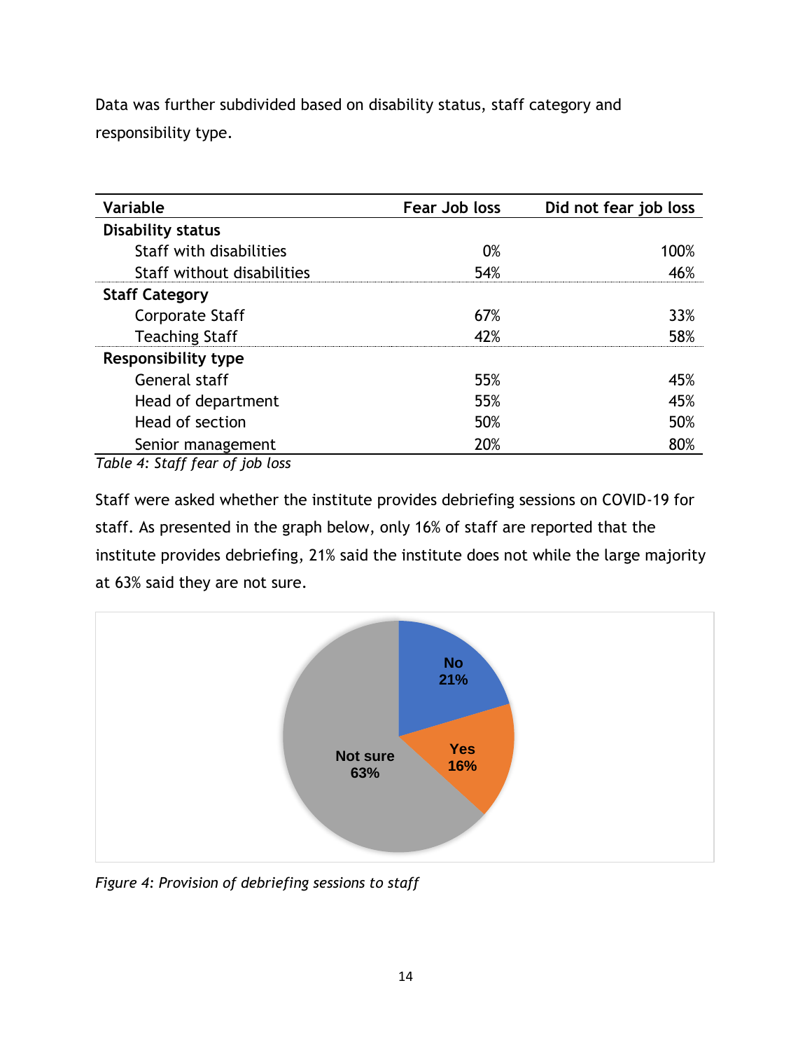Data was further subdivided based on disability status, staff category and responsibility type.

| Variable | Fear Job loss | Did not fear job loss |
|---|---|---|
| **Disability status** | | |
| Staff with disabilities | 0% | 100% |
| Staff without disabilities | 54% | 46% |
| **Staff Category** | | |
| Corporate Staff | 67% | 33% |
| Teaching Staff | 42% | 58% |
| **Responsibility type** | | |
| General staff | 55% | 45% |
| Head of department | 55% | 45% |
| Head of section | 50% | 50% |
| Senior management | 20% | 80% |

*Table 4: Staff fear of job loss*

Staff were asked whether the institute provides debriefing sessions on COVID-19 for staff. As presented in the graph below, only 16% of staff are reported that the institute provides debriefing, 21% said the institute does not while the large majority at 63% said they are not sure.

*Figure 4: Provision of debriefing sessions to staff*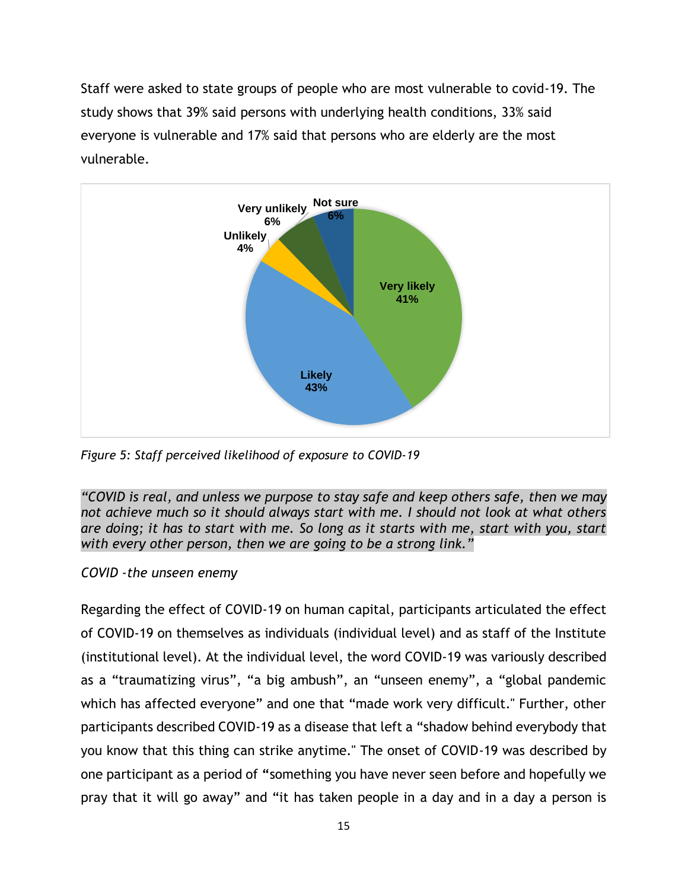Staff were asked to state groups of people who are most vulnerable to covid-19. The study shows that 39% said persons with underlying health conditions, 33% said everyone is vulnerable and 17% said that persons who are elderly are the most vulnerable.

*Figure 5: Staff perceived likelihood of exposure to COVID-19*

*"COVID is real, and unless we purpose to stay safe and keep others safe, then we may not achieve much so it should always start with me. I should not look at what others are doing; it has to start with me. So long as it starts with me, start with you, start with every other person, then we are going to be a strong link."*

*COVID -the unseen enemy*

Regarding the effect of COVID-19 on human capital, participants articulated the effect of COVID-19 on themselves as individuals (individual level) and as staff of the Institute (institutional level). At the individual level, the word COVID-19 was variously described as a "traumatizing virus", "a big ambush", an "unseen enemy", a "global pandemic which has affected everyone" and one that "made work very difficult." Further, other participants described COVID-19 as a disease that left a "shadow behind everybody that you know that this thing can strike anytime." The onset of COVID-19 was described by one participant as a period of "something you have never seen before and hopefully we pray that it will go away" and "it has taken people in a day and in a day a person is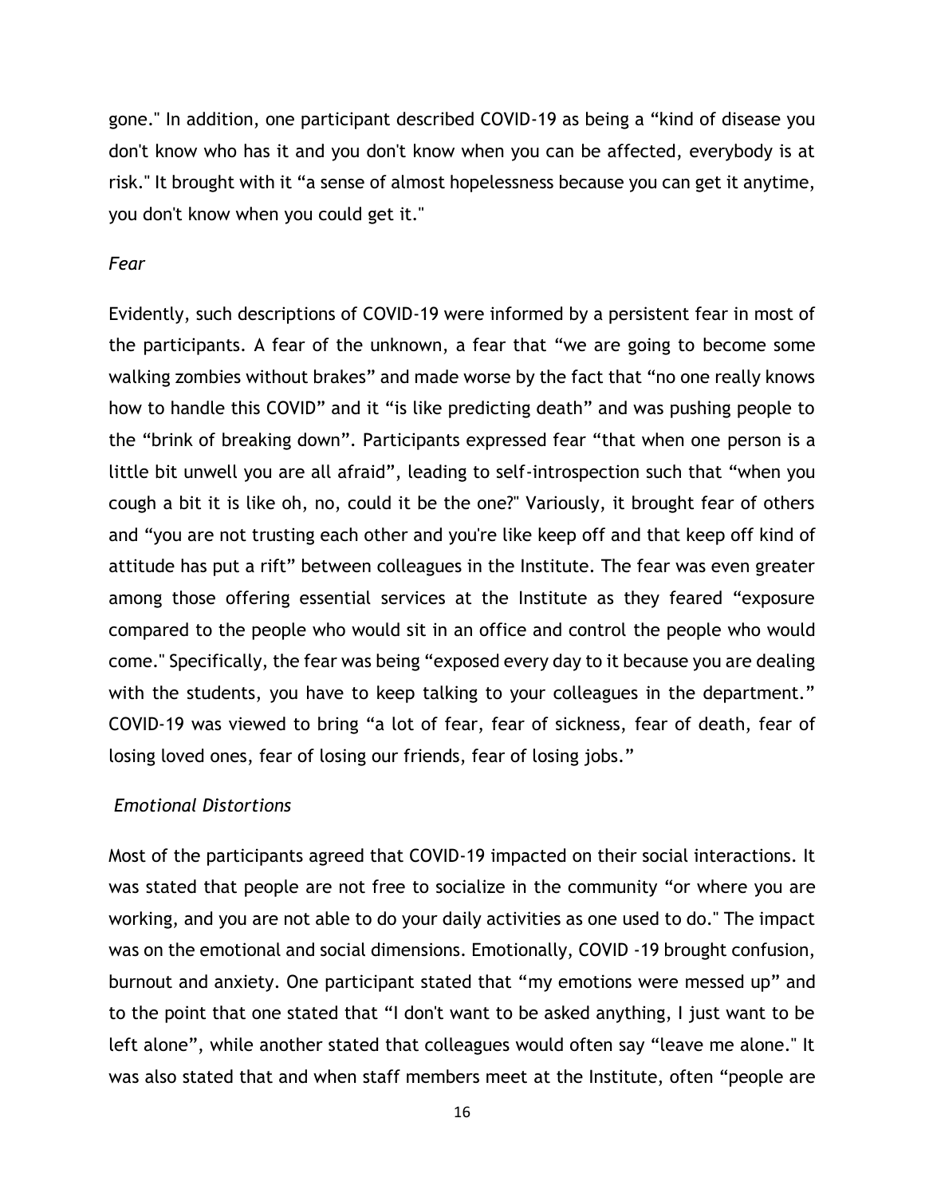gone." In addition, one participant described COVID-19 as being a "kind of disease you don't know who has it and you don't know when you can be affected, everybody is at risk." It brought with it "a sense of almost hopelessness because you can get it anytime, you don't know when you could get it."

*Fear*

Evidently, such descriptions of COVID-19 were informed by a persistent fear in most of the participants. A fear of the unknown, a fear that "we are going to become some walking zombies without brakes" and made worse by the fact that "no one really knows how to handle this COVID" and it "is like predicting death" and was pushing people to the "brink of breaking down". Participants expressed fear "that when one person is a little bit unwell you are all afraid", leading to self-introspection such that "when you cough a bit it is like oh, no, could it be the one?" Variously, it brought fear of others and "you are not trusting each other and you're like keep off and that keep off kind of attitude has put a rift" between colleagues in the Institute. The fear was even greater among those offering essential services at the Institute as they feared "exposure compared to the people who would sit in an office and control the people who would come." Specifically, the fear was being "exposed every day to it because you are dealing with the students, you have to keep talking to your colleagues in the department." COVID-19 was viewed to bring "a lot of fear, fear of sickness, fear of death, fear of losing loved ones, fear of losing our friends, fear of losing jobs."

*Emotional Distortions*

Most of the participants agreed that COVID-19 impacted on their social interactions. It was stated that people are not free to socialize in the community "or where you are working, and you are not able to do your daily activities as one used to do." The impact was on the emotional and social dimensions. Emotionally, COVID -19 brought confusion, burnout and anxiety. One participant stated that "my emotions were messed up" and to the point that one stated that "I don't want to be asked anything, I just want to be left alone", while another stated that colleagues would often say "leave me alone." It was also stated that and when staff members meet at the Institute, often "people are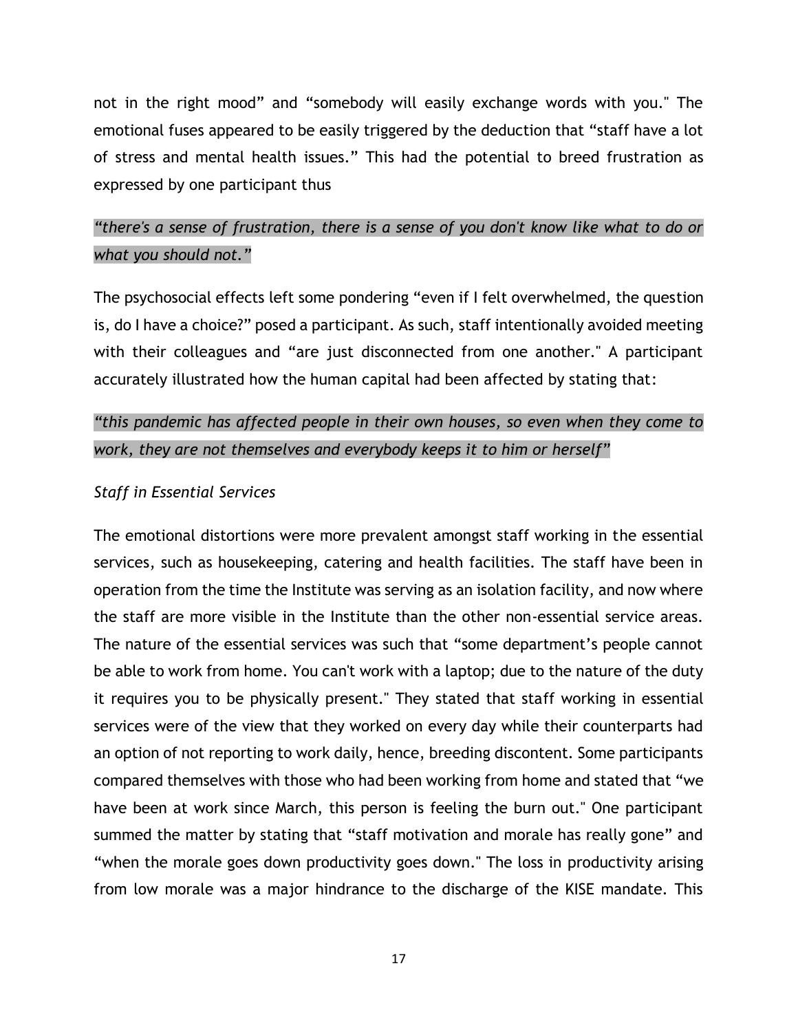not in the right mood" and "somebody will easily exchange words with you." The emotional fuses appeared to be easily triggered by the deduction that "staff have a lot of stress and mental health issues." This had the potential to breed frustration as expressed by one participant thus

*"there's a sense of frustration, there is a sense of you don't know like what to do or what you should not."*

The psychosocial effects left some pondering "even if I felt overwhelmed, the question is, do I have a choice?" posed a participant. As such, staff intentionally avoided meeting with their colleagues and "are just disconnected from one another." A participant accurately illustrated how the human capital had been affected by stating that:

*"this pandemic has affected people in their own houses, so even when they come to work, they are not themselves and everybody keeps it to him or herself"*

*Staff in Essential Services*

The emotional distortions were more prevalent amongst staff working in the essential services, such as housekeeping, catering and health facilities. The staff have been in operation from the time the Institute was serving as an isolation facility, and now where the staff are more visible in the Institute than the other non-essential service areas. The nature of the essential services was such that "some department's people cannot be able to work from home. You can't work with a laptop; due to the nature of the duty it requires you to be physically present." They stated that staff working in essential services were of the view that they worked on every day while their counterparts had an option of not reporting to work daily, hence, breeding discontent. Some participants compared themselves with those who had been working from home and stated that "we have been at work since March, this person is feeling the burn out." One participant summed the matter by stating that "staff motivation and morale has really gone" and "when the morale goes down productivity goes down." The loss in productivity arising from low morale was a major hindrance to the discharge of the KISE mandate. This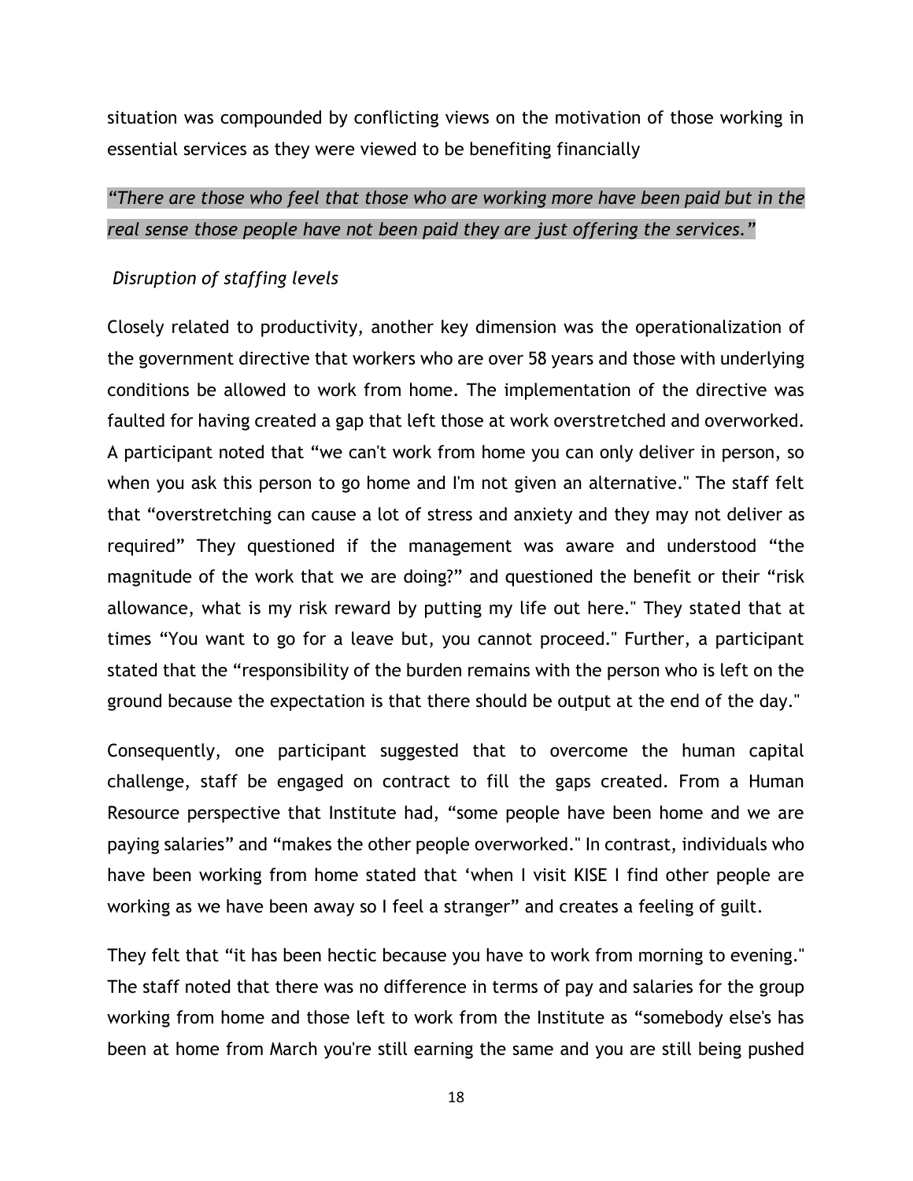situation was compounded by conflicting views on the motivation of those working in essential services as they were viewed to be benefiting financially

*"There are those who feel that those who are working more have been paid but in the real sense those people have not been paid they are just offering the services."*

*Disruption of staffing levels*

Closely related to productivity, another key dimension was the operationalization of the government directive that workers who are over 58 years and those with underlying conditions be allowed to work from home. The implementation of the directive was faulted for having created a gap that left those at work overstretched and overworked. A participant noted that "we can't work from home you can only deliver in person, so when you ask this person to go home and I'm not given an alternative." The staff felt that "overstretching can cause a lot of stress and anxiety and they may not deliver as required" They questioned if the management was aware and understood "the magnitude of the work that we are doing?" and questioned the benefit or their "risk allowance, what is my risk reward by putting my life out here." They stated that at times "You want to go for a leave but, you cannot proceed." Further, a participant stated that the "responsibility of the burden remains with the person who is left on the ground because the expectation is that there should be output at the end of the day."

Consequently, one participant suggested that to overcome the human capital challenge, staff be engaged on contract to fill the gaps created. From a Human Resource perspective that Institute had, "some people have been home and we are paying salaries" and "makes the other people overworked." In contrast, individuals who have been working from home stated that 'when I visit KISE I find other people are working as we have been away so I feel a stranger" and creates a feeling of guilt.

They felt that "it has been hectic because you have to work from morning to evening." The staff noted that there was no difference in terms of pay and salaries for the group working from home and those left to work from the Institute as "somebody else's has been at home from March you're still earning the same and you are still being pushed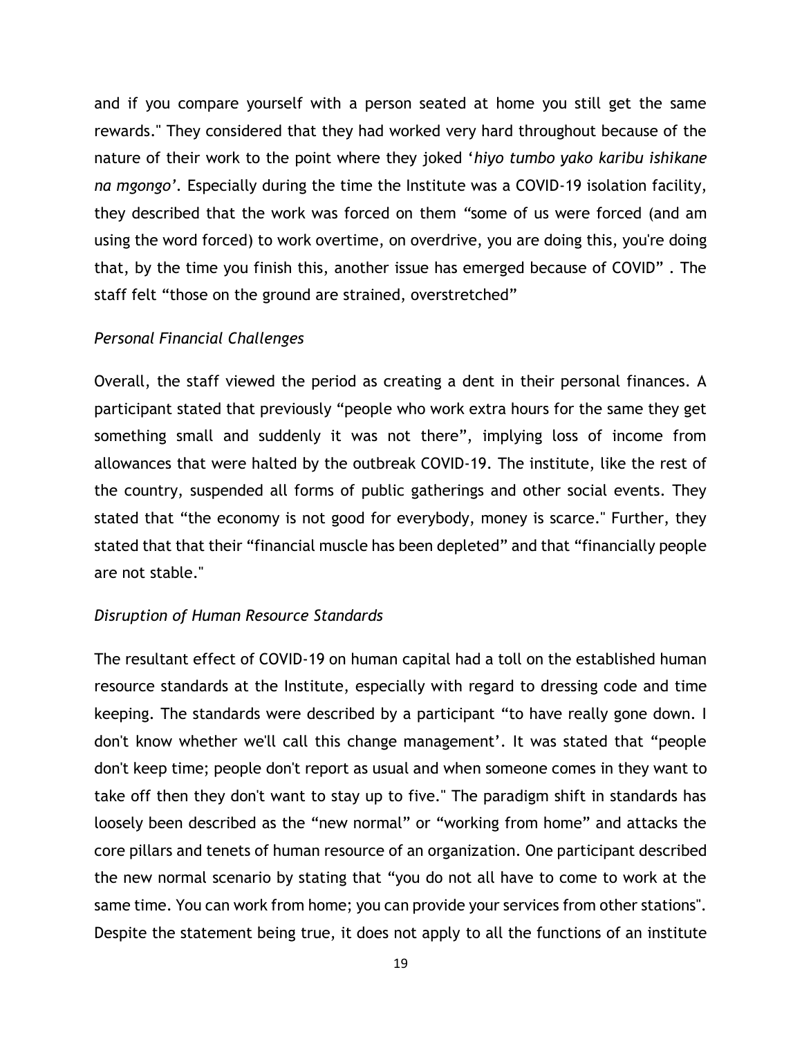and if you compare yourself with a person seated at home you still get the same rewards." They considered that they had worked very hard throughout because of the nature of their work to the point where they joked '*hiyo tumbo yako karibu ishikane na mgongo'*. Especially during the time the Institute was a COVID-19 isolation facility, they described that the work was forced on them "some of us were forced (and am using the word forced) to work overtime, on overdrive, you are doing this, you're doing that, by the time you finish this, another issue has emerged because of COVID" . The staff felt "those on the ground are strained, overstretched"

*Personal Financial Challenges*

Overall, the staff viewed the period as creating a dent in their personal finances. A participant stated that previously "people who work extra hours for the same they get something small and suddenly it was not there", implying loss of income from allowances that were halted by the outbreak COVID-19. The institute, like the rest of the country, suspended all forms of public gatherings and other social events. They stated that "the economy is not good for everybody, money is scarce." Further, they stated that that their "financial muscle has been depleted" and that "financially people are not stable."

*Disruption of Human Resource Standards*

The resultant effect of COVID-19 on human capital had a toll on the established human resource standards at the Institute, especially with regard to dressing code and time keeping. The standards were described by a participant "to have really gone down. I don't know whether we'll call this change management'. It was stated that "people don't keep time; people don't report as usual and when someone comes in they want to take off then they don't want to stay up to five." The paradigm shift in standards has loosely been described as the "new normal" or "working from home" and attacks the core pillars and tenets of human resource of an organization. One participant described the new normal scenario by stating that "you do not all have to come to work at the same time. You can work from home; you can provide your services from other stations". Despite the statement being true, it does not apply to all the functions of an institute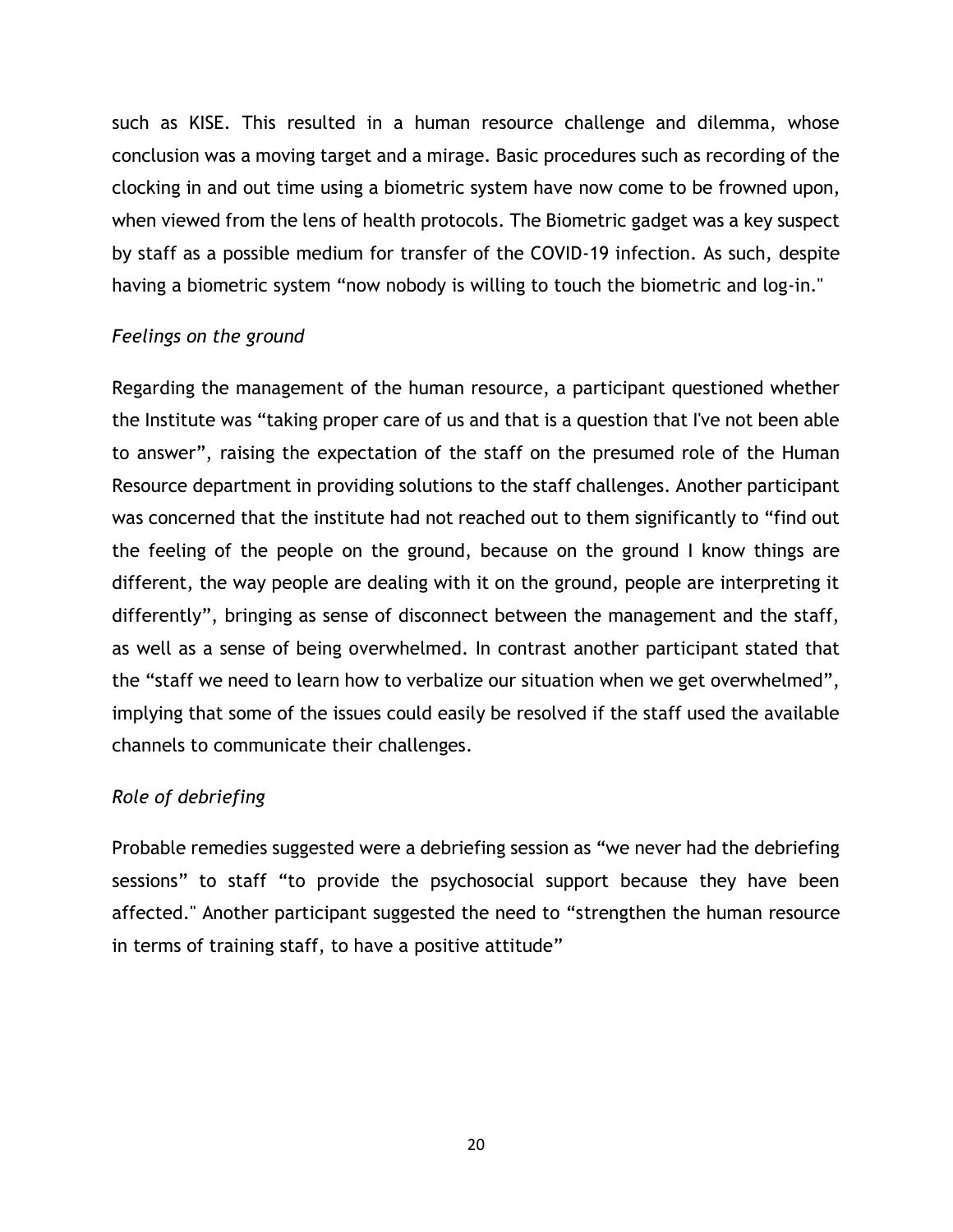such as KISE. This resulted in a human resource challenge and dilemma, whose conclusion was a moving target and a mirage. Basic procedures such as recording of the clocking in and out time using a biometric system have now come to be frowned upon, when viewed from the lens of health protocols. The Biometric gadget was a key suspect by staff as a possible medium for transfer of the COVID-19 infection. As such, despite having a biometric system "now nobody is willing to touch the biometric and log-in."

*Feelings on the ground*

Regarding the management of the human resource, a participant questioned whether the Institute was "taking proper care of us and that is a question that I've not been able to answer", raising the expectation of the staff on the presumed role of the Human Resource department in providing solutions to the staff challenges. Another participant was concerned that the institute had not reached out to them significantly to "find out the feeling of the people on the ground, because on the ground I know things are different, the way people are dealing with it on the ground, people are interpreting it differently", bringing as sense of disconnect between the management and the staff, as well as a sense of being overwhelmed. In contrast another participant stated that the "staff we need to learn how to verbalize our situation when we get overwhelmed", implying that some of the issues could easily be resolved if the staff used the available channels to communicate their challenges.

*Role of debriefing*

Probable remedies suggested were a debriefing session as "we never had the debriefing sessions" to staff "to provide the psychosocial support because they have been affected." Another participant suggested the need to "strengthen the human resource in terms of training staff, to have a positive attitude"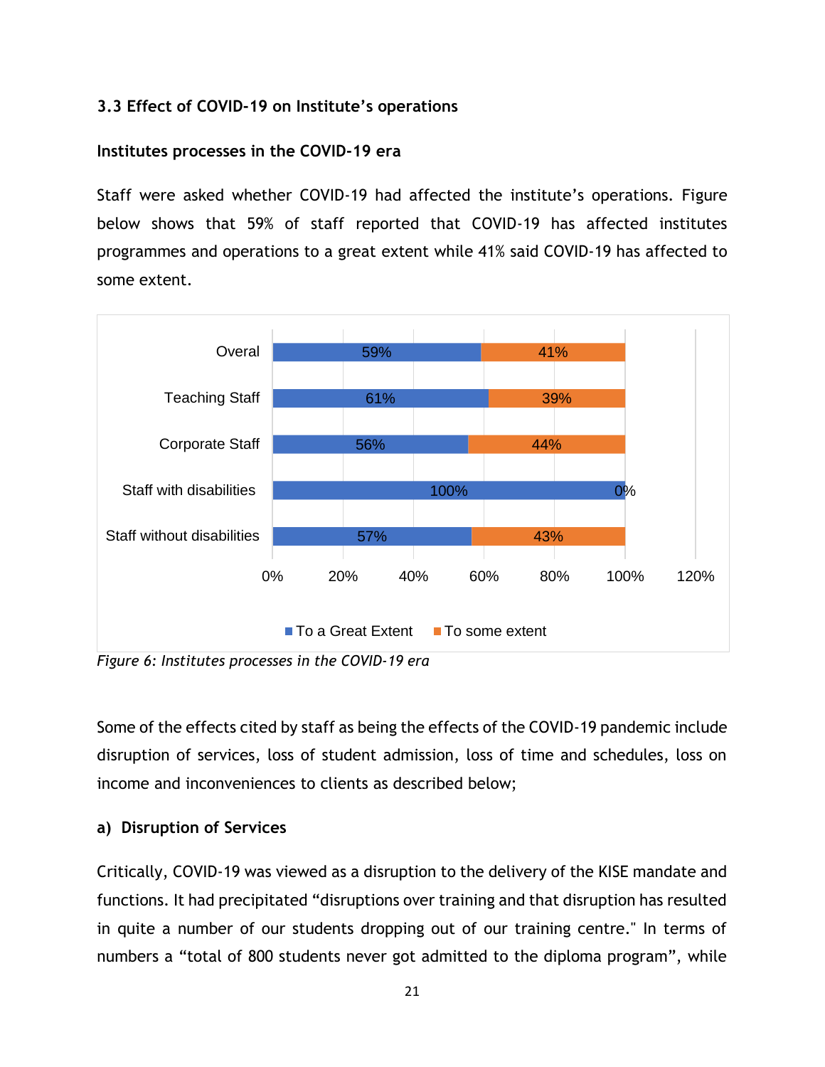### 3.3 Effect of COVID-19 on Institute's operations

#### Institutes processes in the COVID-19 era

Staff were asked whether COVID-19 had affected the institute's operations. Figure below shows that 59% of staff reported that COVID-19 has affected institutes programmes and operations to a great extent while 41% said COVID-19 has affected to some extent.

| | To a Great Extent | To some extent |
|---|---|---|
| Overal | 59% | 41% |
| Teaching Staff | 61% | 39% |
| Corporate Staff | 56% | 44% |
| Staff with disabilities | 100% | 0% |
| Staff without disabilities | 57% | 43% |

*Figure 6: Institutes processes in the COVID-19 era*

Some of the effects cited by staff as being the effects of the COVID-19 pandemic include disruption of services, loss of student admission, loss of time and schedules, loss on income and inconveniences to clients as described below;

#### a) Disruption of Services

Critically, COVID-19 was viewed as a disruption to the delivery of the KISE mandate and functions. It had precipitated "disruptions over training and that disruption has resulted in quite a number of our students dropping out of our training centre." In terms of numbers a "total of 800 students never got admitted to the diploma program", while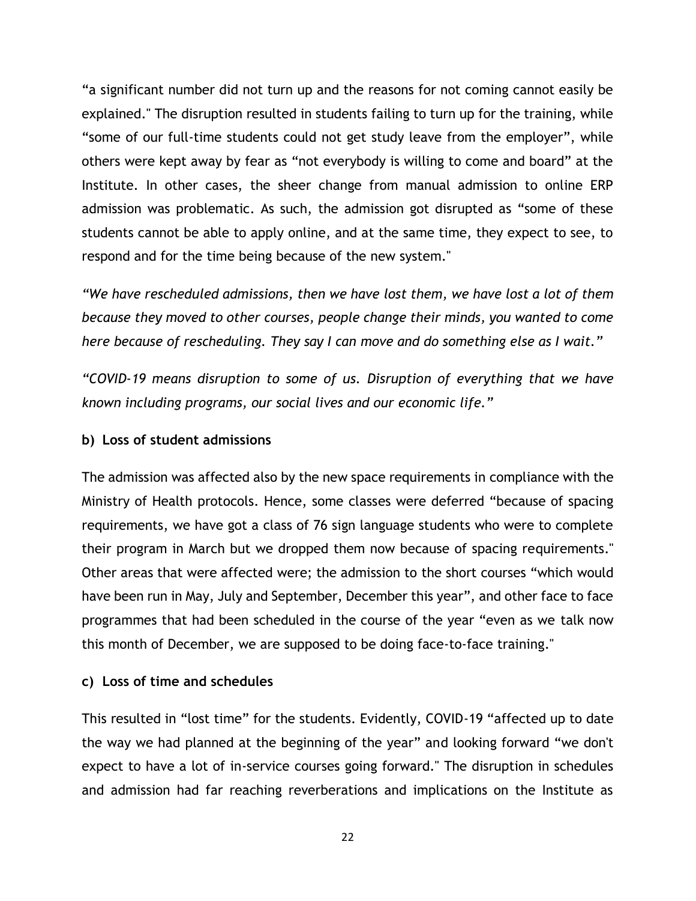“a significant number did not turn up and the reasons for not coming cannot easily be explained." The disruption resulted in students failing to turn up for the training, while “some of our full-time students could not get study leave from the employer”, while others were kept away by fear as “not everybody is willing to come and board” at the Institute. In other cases, the sheer change from manual admission to online ERP admission was problematic. As such, the admission got disrupted as “some of these students cannot be able to apply online, and at the same time, they expect to see, to respond and for the time being because of the new system."

*“We have rescheduled admissions, then we have lost them, we have lost a lot of them because they moved to other courses, people change their minds, you wanted to come here because of rescheduling. They say I can move and do something else as I wait.”*

*“COVID-19 means disruption to some of us. Disruption of everything that we have known including programs, our social lives and our economic life.”*

**b) Loss of student admissions**

The admission was affected also by the new space requirements in compliance with the Ministry of Health protocols. Hence, some classes were deferred “because of spacing requirements, we have got a class of 76 sign language students who were to complete their program in March but we dropped them now because of spacing requirements." Other areas that were affected were; the admission to the short courses “which would have been run in May, July and September, December this year”, and other face to face programmes that had been scheduled in the course of the year “even as we talk now this month of December, we are supposed to be doing face-to-face training."

**c) Loss of time and schedules**

This resulted in “lost time” for the students. Evidently, COVID-19 “affected up to date the way we had planned at the beginning of the year” and looking forward “we don't expect to have a lot of in-service courses going forward." The disruption in schedules and admission had far reaching reverberations and implications on the Institute as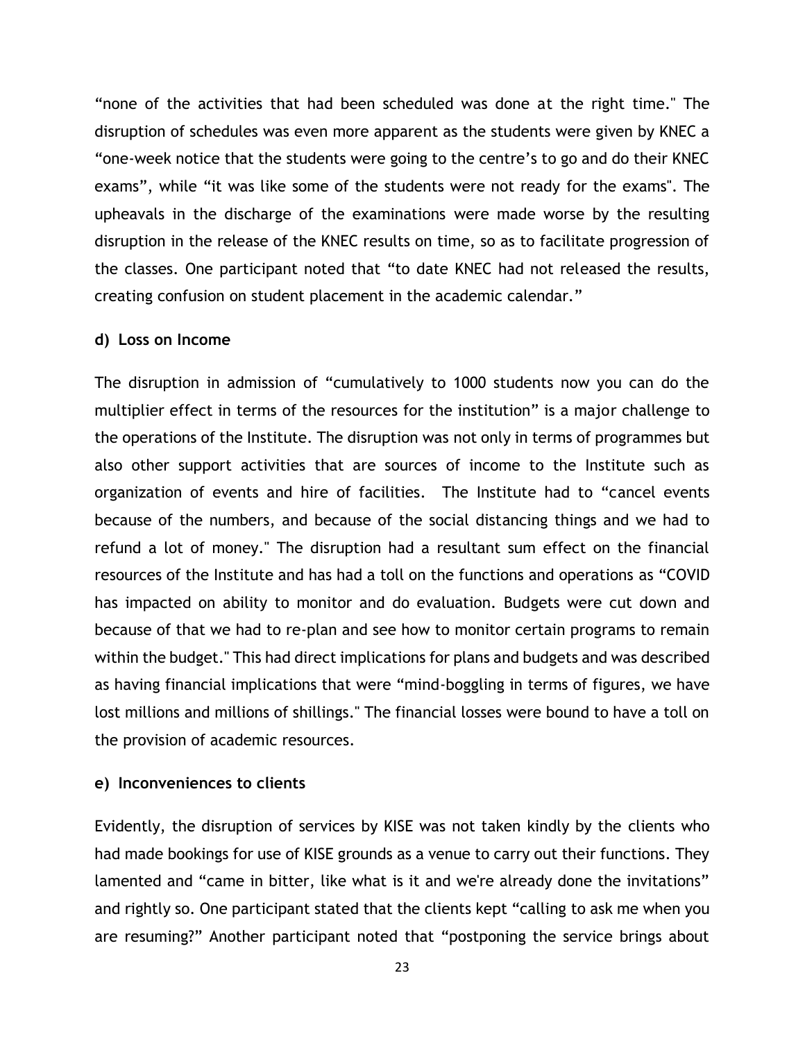"none of the activities that had been scheduled was done at the right time." The disruption of schedules was even more apparent as the students were given by KNEC a "one-week notice that the students were going to the centre's to go and do their KNEC exams", while "it was like some of the students were not ready for the exams". The upheavals in the discharge of the examinations were made worse by the resulting disruption in the release of the KNEC results on time, so as to facilitate progression of the classes. One participant noted that "to date KNEC had not released the results, creating confusion on student placement in the academic calendar."

**d) Loss on Income**

The disruption in admission of "cumulatively to 1000 students now you can do the multiplier effect in terms of the resources for the institution" is a major challenge to the operations of the Institute. The disruption was not only in terms of programmes but also other support activities that are sources of income to the Institute such as organization of events and hire of facilities. The Institute had to "cancel events because of the numbers, and because of the social distancing things and we had to refund a lot of money." The disruption had a resultant sum effect on the financial resources of the Institute and has had a toll on the functions and operations as "COVID has impacted on ability to monitor and do evaluation. Budgets were cut down and because of that we had to re-plan and see how to monitor certain programs to remain within the budget." This had direct implications for plans and budgets and was described as having financial implications that were "mind-boggling in terms of figures, we have lost millions and millions of shillings." The financial losses were bound to have a toll on the provision of academic resources.

**e) Inconveniences to clients**

Evidently, the disruption of services by KISE was not taken kindly by the clients who had made bookings for use of KISE grounds as a venue to carry out their functions. They lamented and "came in bitter, like what is it and we're already done the invitations" and rightly so. One participant stated that the clients kept "calling to ask me when you are resuming?" Another participant noted that "postponing the service brings about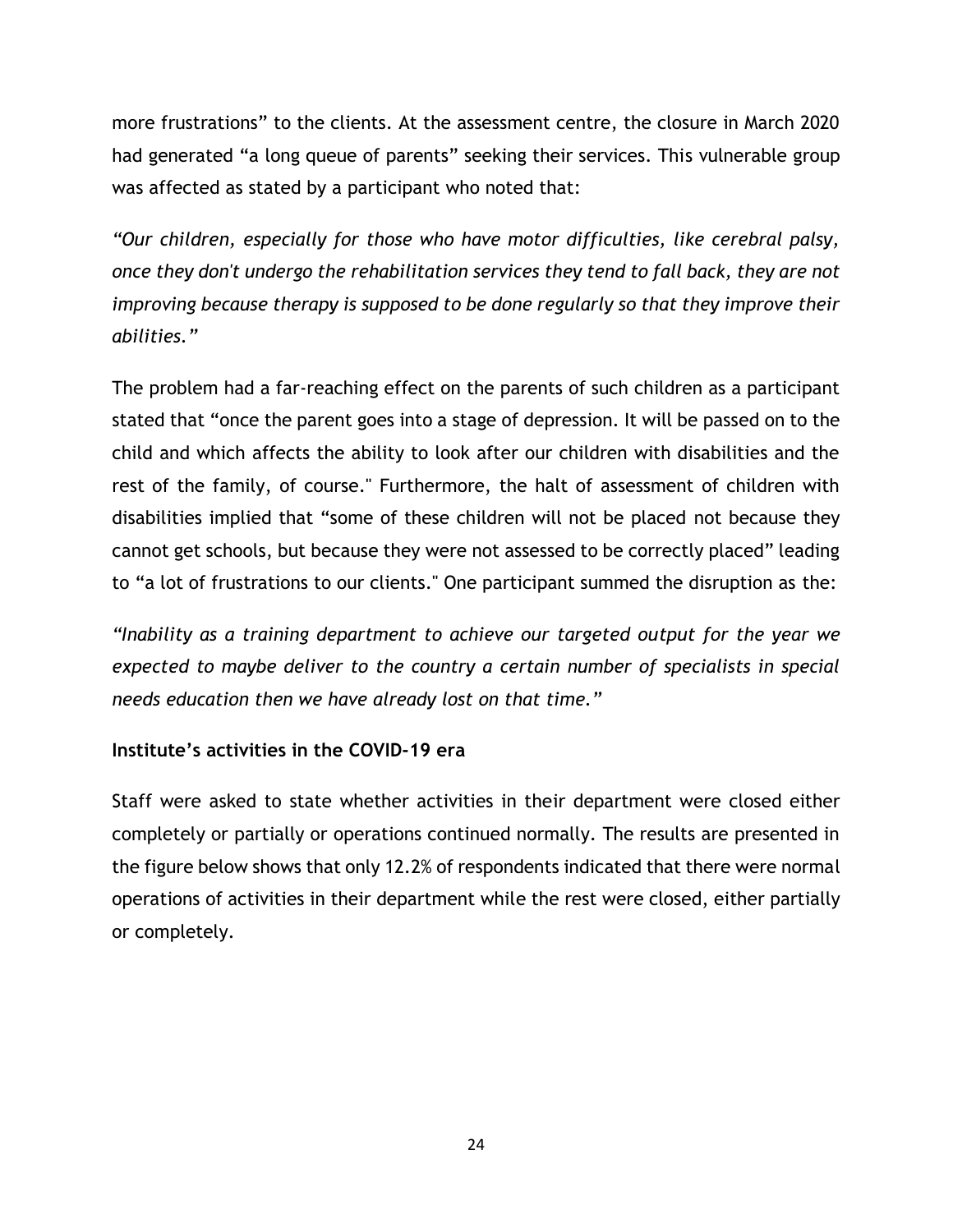more frustrations" to the clients. At the assessment centre, the closure in March 2020 had generated "a long queue of parents" seeking their services. This vulnerable group was affected as stated by a participant who noted that:

*"Our children, especially for those who have motor difficulties, like cerebral palsy, once they don't undergo the rehabilitation services they tend to fall back, they are not improving because therapy is supposed to be done regularly so that they improve their abilities."*

The problem had a far-reaching effect on the parents of such children as a participant stated that "once the parent goes into a stage of depression. It will be passed on to the child and which affects the ability to look after our children with disabilities and the rest of the family, of course." Furthermore, the halt of assessment of children with disabilities implied that "some of these children will not be placed not because they cannot get schools, but because they were not assessed to be correctly placed" leading to "a lot of frustrations to our clients." One participant summed the disruption as the:

*"Inability as a training department to achieve our targeted output for the year we expected to maybe deliver to the country a certain number of specialists in special needs education then we have already lost on that time."*

**Institute's activities in the COVID-19 era**

Staff were asked to state whether activities in their department were closed either completely or partially or operations continued normally. The results are presented in the figure below shows that only 12.2% of respondents indicated that there were normal operations of activities in their department while the rest were closed, either partially or completely.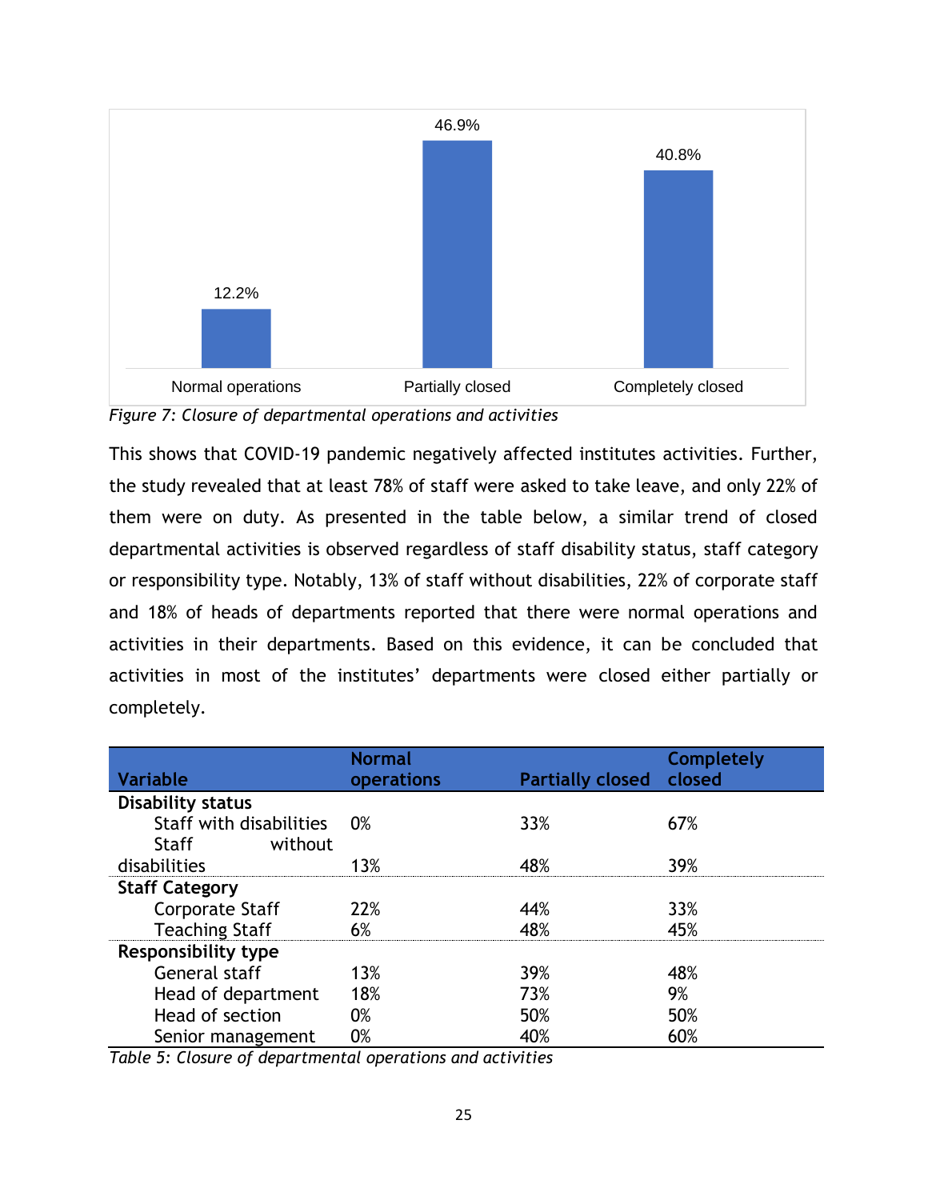| Normal operations | Partially closed | Completely closed |
|---|---|---|
| 12.2% | 46.9% | 40.8% |

*Figure 7: Closure of departmental operations and activities*

This shows that COVID-19 pandemic negatively affected institutes activities. Further, the study revealed that at least 78% of staff were asked to take leave, and only 22% of them were on duty. As presented in the table below, a similar trend of closed departmental activities is observed regardless of staff disability status, staff category or responsibility type. Notably, 13% of staff without disabilities, 22% of corporate staff and 18% of heads of departments reported that there were normal operations and activities in their departments. Based on this evidence, it can be concluded that activities in most of the institutes' departments were closed either partially or completely.

| Variable | Normal operations | Partially closed | Completely closed |
|---|---|---|---|
| **Disability status** | | | |
| Staff with disabilities | 0% | 33% | 67% |
| Staff without disabilities | 13% | 48% | 39% |
| **Staff Category** | | | |
| Corporate Staff | 22% | 44% | 33% |
| Teaching Staff | 6% | 48% | 45% |
| **Responsibility type** | | | |
| General staff | 13% | 39% | 48% |
| Head of department | 18% | 73% | 9% |
| Head of section | 0% | 50% | 50% |
| Senior management | 0% | 40% | 60% |

*Table 5: Closure of departmental operations and activities*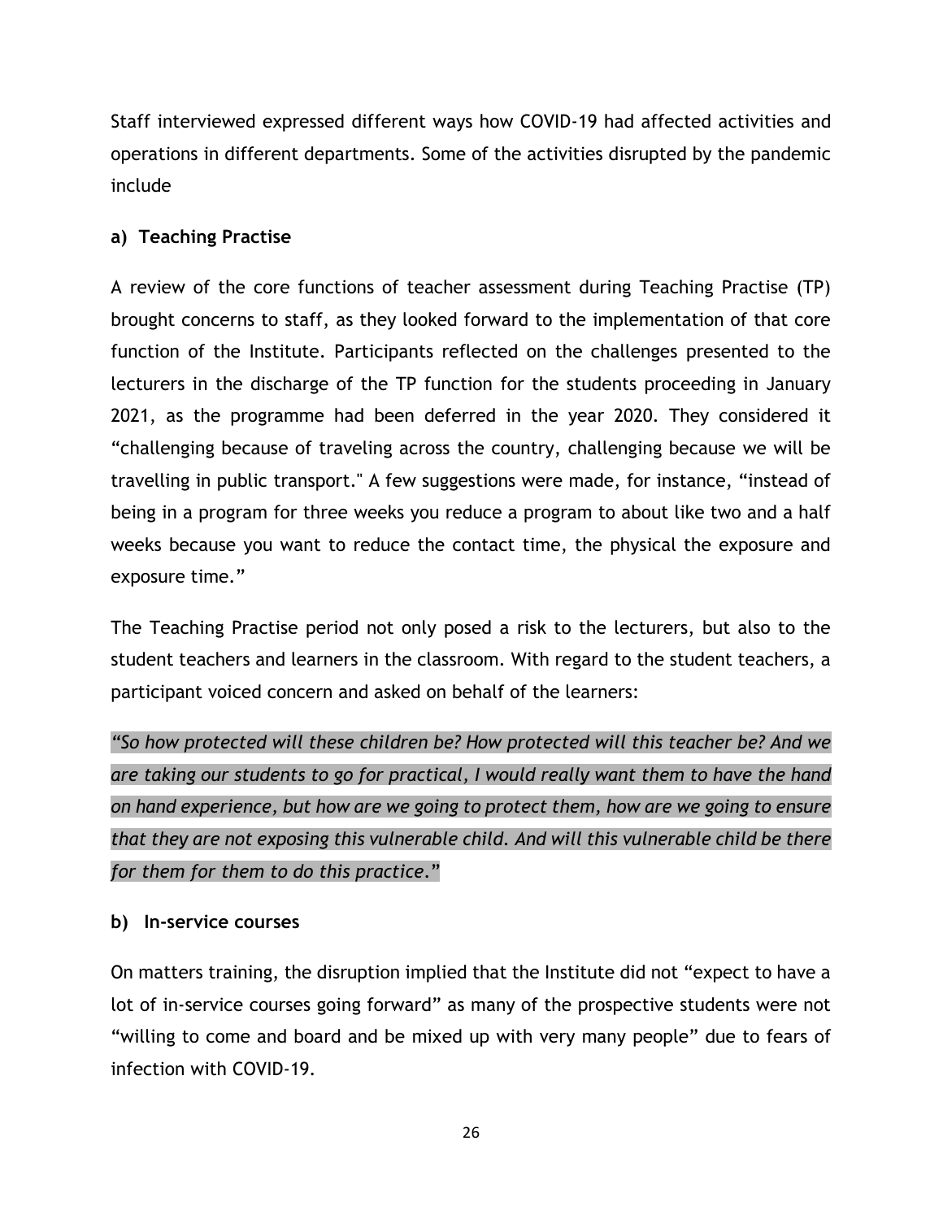Staff interviewed expressed different ways how COVID-19 had affected activities and operations in different departments. Some of the activities disrupted by the pandemic include

**a) Teaching Practise**

A review of the core functions of teacher assessment during Teaching Practise (TP) brought concerns to staff, as they looked forward to the implementation of that core function of the Institute. Participants reflected on the challenges presented to the lecturers in the discharge of the TP function for the students proceeding in January 2021, as the programme had been deferred in the year 2020. They considered it “challenging because of traveling across the country, challenging because we will be travelling in public transport." A few suggestions were made, for instance, “instead of being in a program for three weeks you reduce a program to about like two and a half weeks because you want to reduce the contact time, the physical the exposure and exposure time.”

The Teaching Practise period not only posed a risk to the lecturers, but also to the student teachers and learners in the classroom. With regard to the student teachers, a participant voiced concern and asked on behalf of the learners:

*“So how protected will these children be? How protected will this teacher be? And we are taking our students to go for practical, I would really want them to have the hand on hand experience, but how are we going to protect them, how are we going to ensure that they are not exposing this vulnerable child. And will this vulnerable child be there for them for them to do this practice.”*

**b) In-service courses**

On matters training, the disruption implied that the Institute did not “expect to have a lot of in-service courses going forward” as many of the prospective students were not “willing to come and board and be mixed up with very many people” due to fears of infection with COVID-19.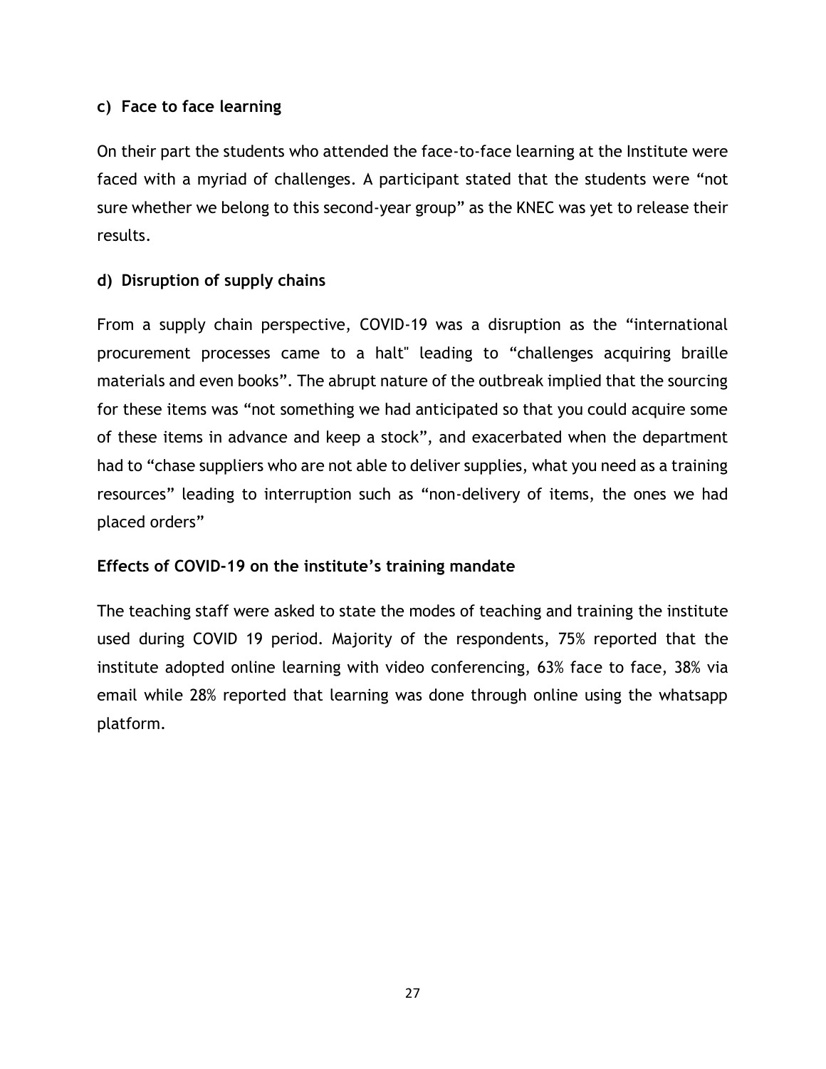### c) Face to face learning

On their part the students who attended the face-to-face learning at the Institute were faced with a myriad of challenges. A participant stated that the students were "not sure whether we belong to this second-year group" as the KNEC was yet to release their results.

### d) Disruption of supply chains

From a supply chain perspective, COVID-19 was a disruption as the "international procurement processes came to a halt" leading to "challenges acquiring braille materials and even books". The abrupt nature of the outbreak implied that the sourcing for these items was "not something we had anticipated so that you could acquire some of these items in advance and keep a stock", and exacerbated when the department had to "chase suppliers who are not able to deliver supplies, what you need as a training resources" leading to interruption such as "non-delivery of items, the ones we had placed orders"

## Effects of COVID-19 on the institute's training mandate

The teaching staff were asked to state the modes of teaching and training the institute used during COVID 19 period. Majority of the respondents, 75% reported that the institute adopted online learning with video conferencing, 63% face to face, 38% via email while 28% reported that learning was done through online using the whatsapp platform.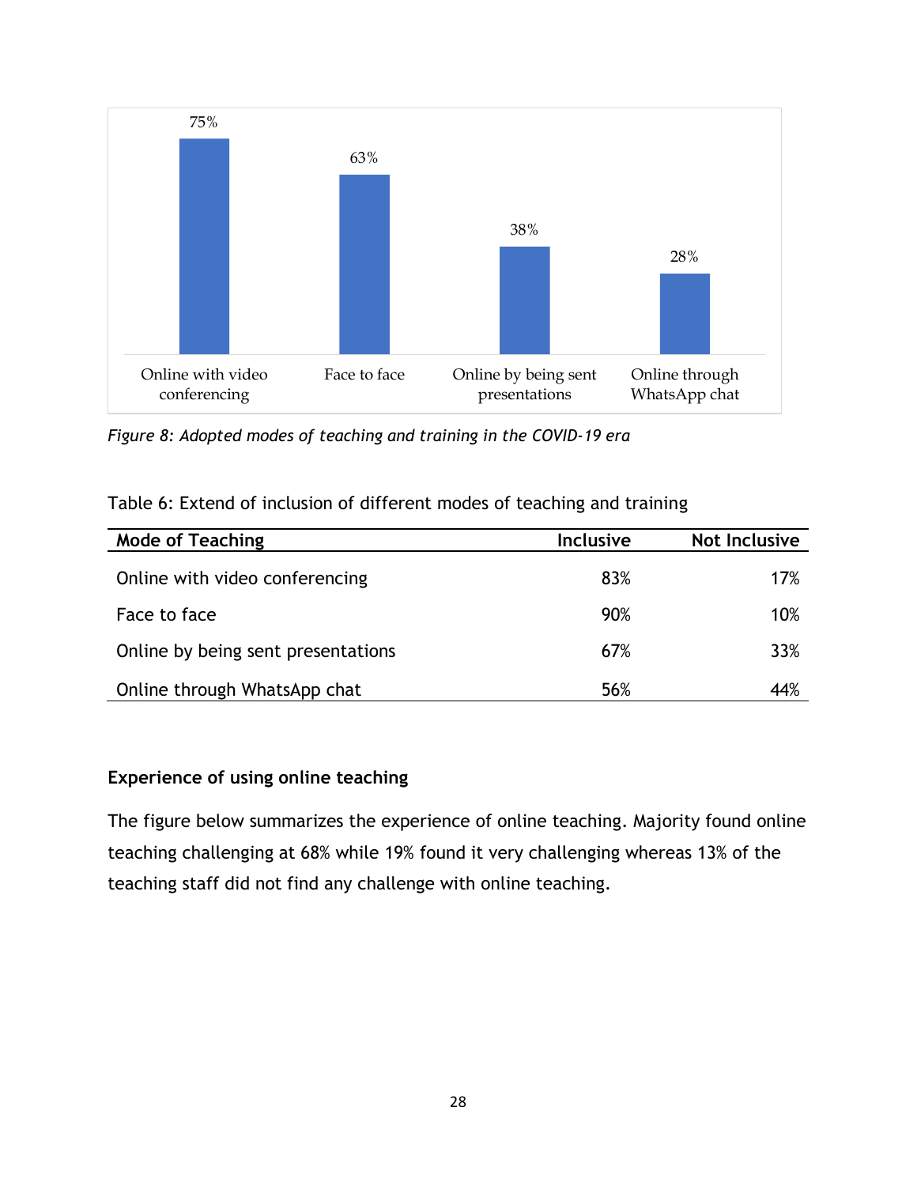75%

63%

38%

28%

Online with video conferencing | Face to face | Online by being sent presentations | Online through WhatsApp chat

*Figure 8: Adopted modes of teaching and training in the COVID-19 era*

Table 6: Extend of inclusion of different modes of teaching and training

| Mode of Teaching | Inclusive | Not Inclusive |
|---|---|---|
| Online with video conferencing | 83% | 17% |
| Face to face | 90% | 10% |
| Online by being sent presentations | 67% | 33% |
| Online through WhatsApp chat | 56% | 44% |

**Experience of using online teaching**

The figure below summarizes the experience of online teaching. Majority found online teaching challenging at 68% while 19% found it very challenging whereas 13% of the teaching staff did not find any challenge with online teaching.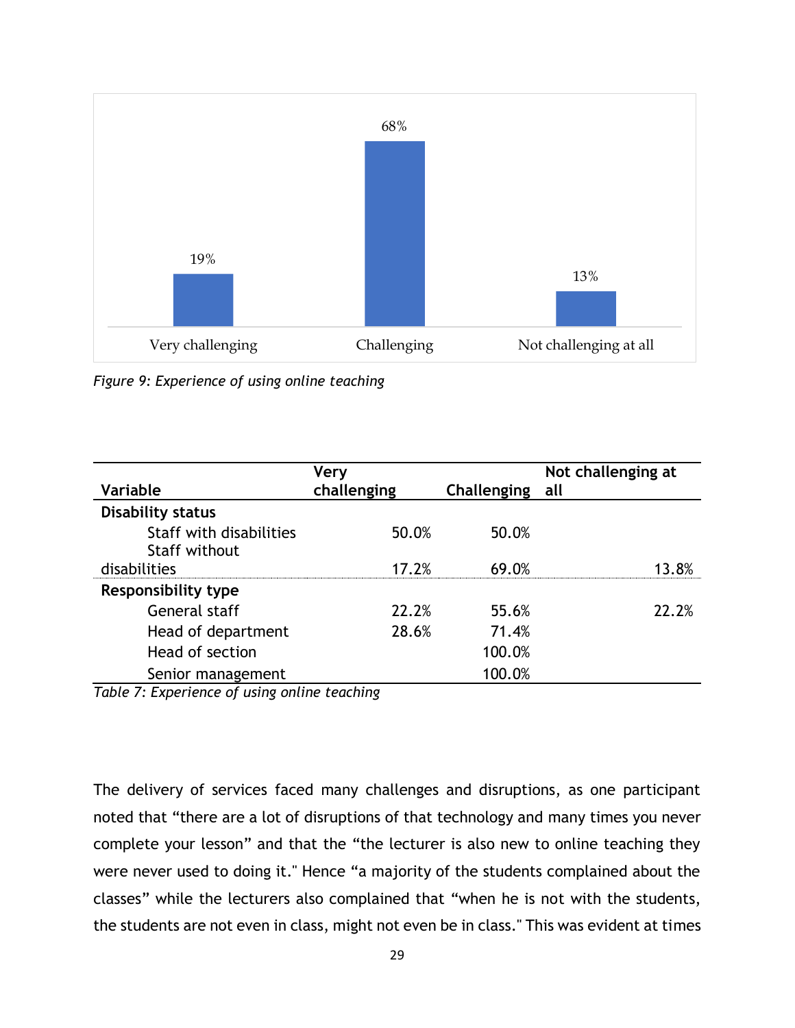| | Very challenging | Challenging | Not challenging at all |
|---|---|---|---|
| 19% | | | |
| | | 68% | |
| | | | 13% |

Figure 9: *Experience of using online teaching*

| Variable | Very challenging | Challenging | Not challenging at all |
|---|---|---|---|
| **Disability status** | | | |
| Staff with disabilities | 50.0% | 50.0% | |
| Staff without disabilities | 17.2% | 69.0% | 13.8% |
| **Responsibility type** | | | |
| General staff | 22.2% | 55.6% | 22.2% |
| Head of department | 28.6% | 71.4% | |
| Head of section | | 100.0% | |
| Senior management | | 100.0% | |

*Table 7: Experience of using online teaching*

The delivery of services faced many challenges and disruptions, as one participant noted that "there are a lot of disruptions of that technology and many times you never complete your lesson" and that the "the lecturer is also new to online teaching they were never used to doing it." Hence "a majority of the students complained about the classes" while the lecturers also complained that "when he is not with the students, the students are not even in class, might not even be in class." This was evident at times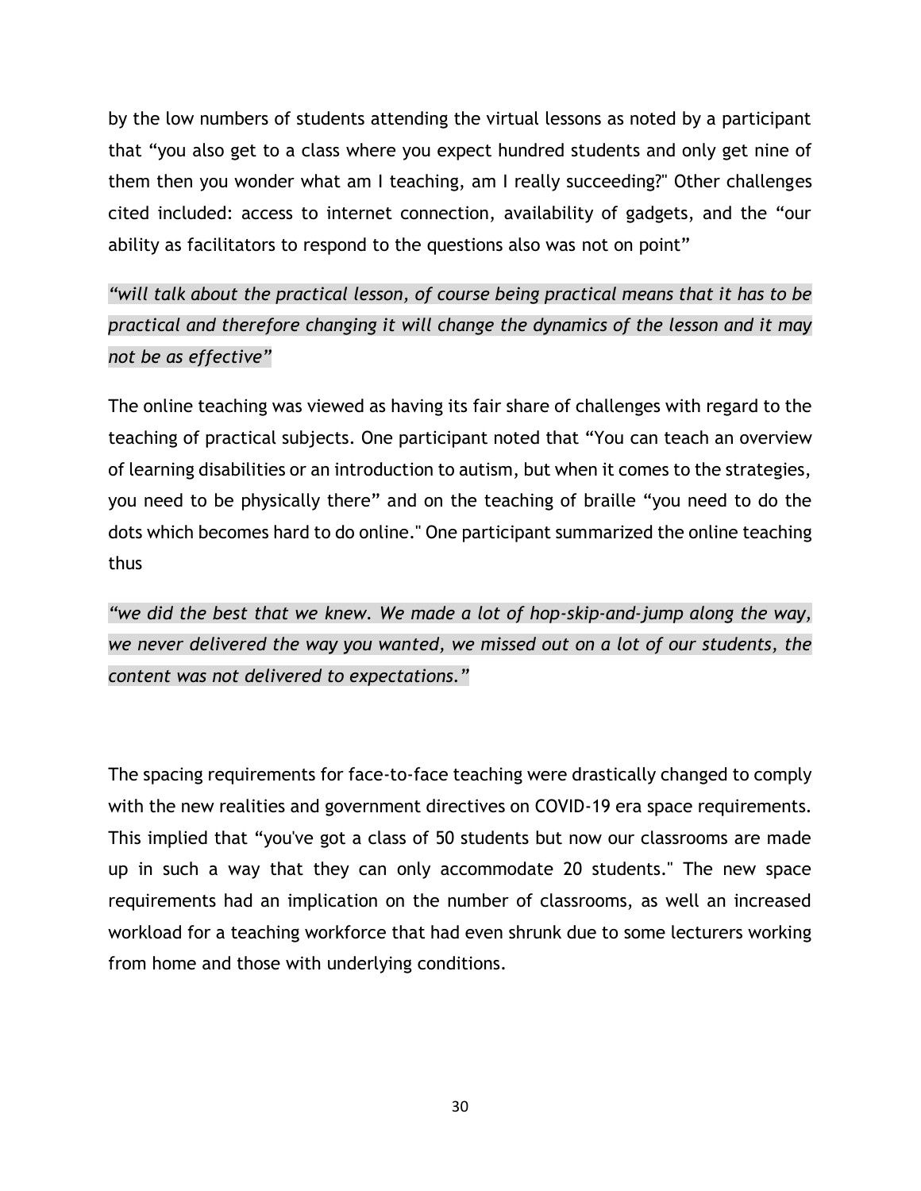by the low numbers of students attending the virtual lessons as noted by a participant that "you also get to a class where you expect hundred students and only get nine of them then you wonder what am I teaching, am I really succeeding?" Other challenges cited included: access to internet connection, availability of gadgets, and the "our ability as facilitators to respond to the questions also was not on point"

*"will talk about the practical lesson, of course being practical means that it has to be practical and therefore changing it will change the dynamics of the lesson and it may not be as effective"*

The online teaching was viewed as having its fair share of challenges with regard to the teaching of practical subjects. One participant noted that "You can teach an overview of learning disabilities or an introduction to autism, but when it comes to the strategies, you need to be physically there" and on the teaching of braille "you need to do the dots which becomes hard to do online." One participant summarized the online teaching thus

*"we did the best that we knew. We made a lot of hop-skip-and-jump along the way, we never delivered the way you wanted, we missed out on a lot of our students, the content was not delivered to expectations."*

The spacing requirements for face-to-face teaching were drastically changed to comply with the new realities and government directives on COVID-19 era space requirements. This implied that "you've got a class of 50 students but now our classrooms are made up in such a way that they can only accommodate 20 students." The new space requirements had an implication on the number of classrooms, as well an increased workload for a teaching workforce that had even shrunk due to some lecturers working from home and those with underlying conditions.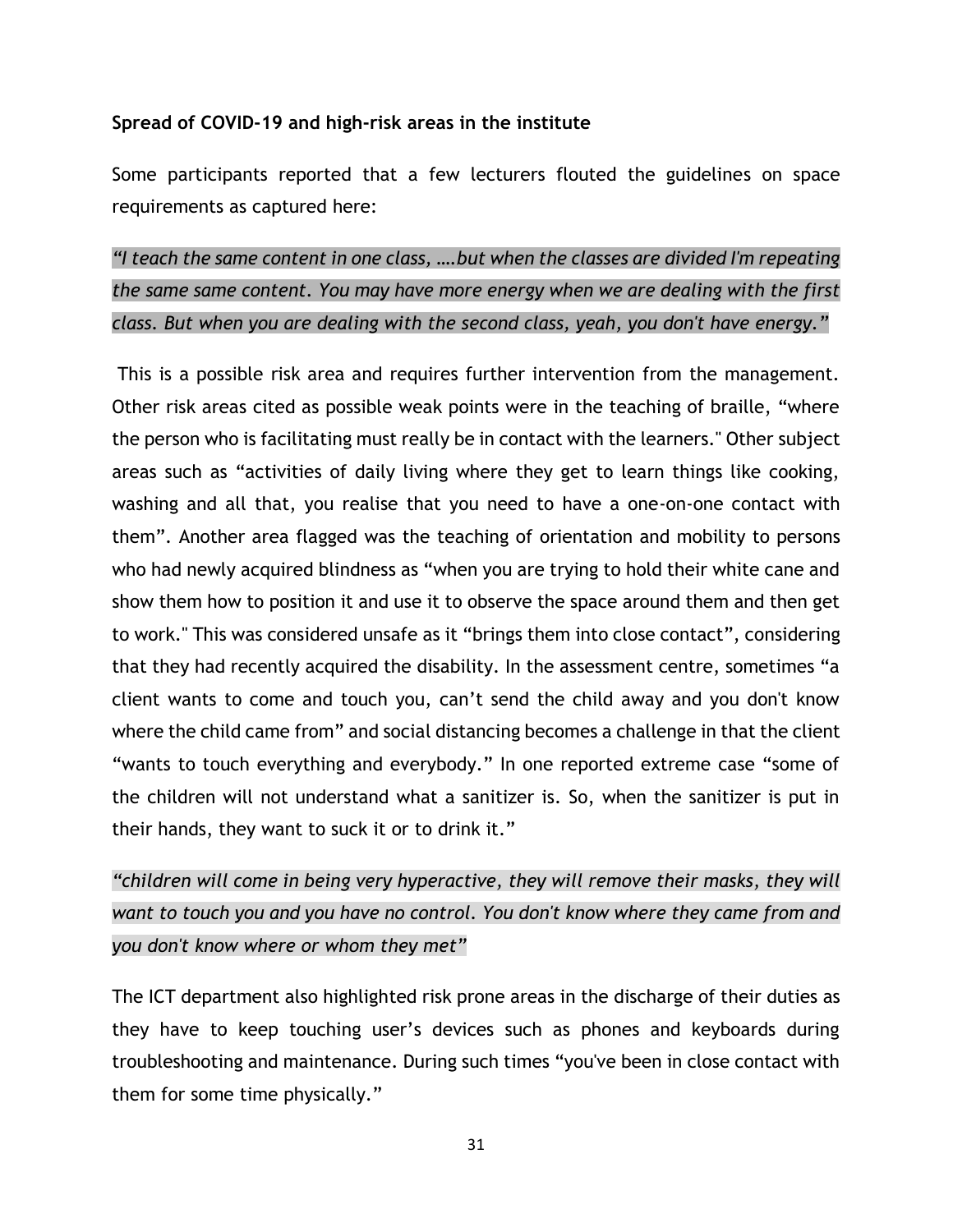**Spread of COVID-19 and high-risk areas in the institute**

Some participants reported that a few lecturers flouted the guidelines on space requirements as captured here:

*"I teach the same content in one class, ….but when the classes are divided I'm repeating the same same content. You may have more energy when we are dealing with the first class. But when you are dealing with the second class, yeah, you don't have energy."*

This is a possible risk area and requires further intervention from the management. Other risk areas cited as possible weak points were in the teaching of braille, "where the person who is facilitating must really be in contact with the learners." Other subject areas such as "activities of daily living where they get to learn things like cooking, washing and all that, you realise that you need to have a one-on-one contact with them". Another area flagged was the teaching of orientation and mobility to persons who had newly acquired blindness as "when you are trying to hold their white cane and show them how to position it and use it to observe the space around them and then get to work." This was considered unsafe as it "brings them into close contact", considering that they had recently acquired the disability. In the assessment centre, sometimes "a client wants to come and touch you, can't send the child away and you don't know where the child came from" and social distancing becomes a challenge in that the client "wants to touch everything and everybody." In one reported extreme case "some of the children will not understand what a sanitizer is. So, when the sanitizer is put in their hands, they want to suck it or to drink it."

*"children will come in being very hyperactive, they will remove their masks, they will want to touch you and you have no control. You don't know where they came from and you don't know where or whom they met"*

The ICT department also highlighted risk prone areas in the discharge of their duties as they have to keep touching user's devices such as phones and keyboards during troubleshooting and maintenance. During such times "you've been in close contact with them for some time physically."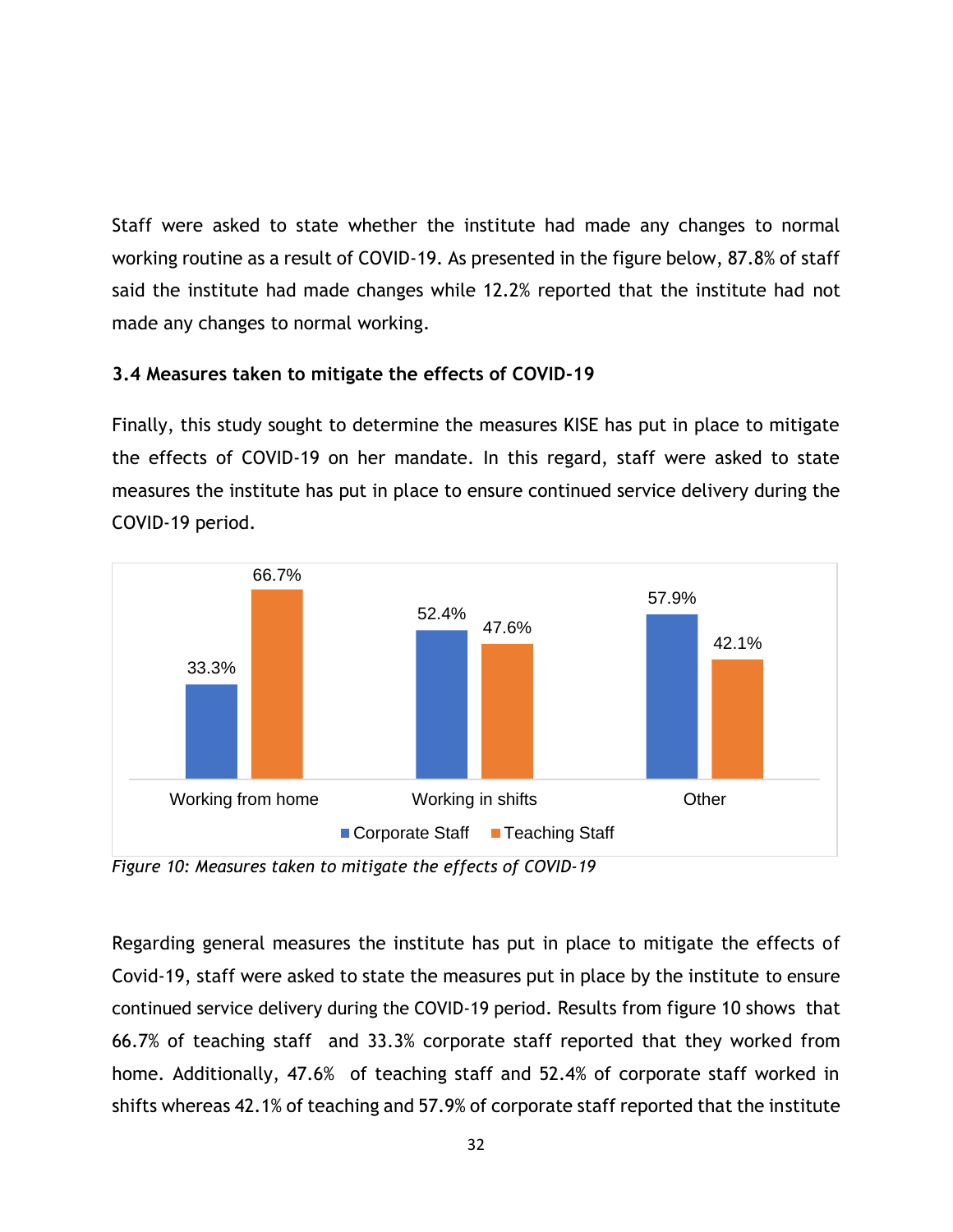Staff were asked to state whether the institute had made any changes to normal working routine as a result of COVID-19. As presented in the figure below, 87.8% of staff said the institute had made changes while 12.2% reported that the institute had not made any changes to normal working.

### 3.4 Measures taken to mitigate the effects of COVID-19

Finally, this study sought to determine the measures KISE has put in place to mitigate the effects of COVID-19 on her mandate. In this regard, staff were asked to state measures the institute has put in place to ensure continued service delivery during the COVID-19 period.

| | Corporate Staff | Teaching Staff |
|---|---|---|
| Working from home | 33.3% | 66.7% |
| Working in shifts | 52.4% | 47.6% |
| Other | 57.9% | 42.1% |

*Figure 10: Measures taken to mitigate the effects of COVID-19*

Regarding general measures the institute has put in place to mitigate the effects of Covid-19, staff were asked to state the measures put in place by the institute to ensure continued service delivery during the COVID-19 period. Results from figure 10 shows that 66.7% of teaching staff and 33.3% corporate staff reported that they worked from home. Additionally, 47.6% of teaching staff and 52.4% of corporate staff worked in shifts whereas 42.1% of teaching and 57.9% of corporate staff reported that the institute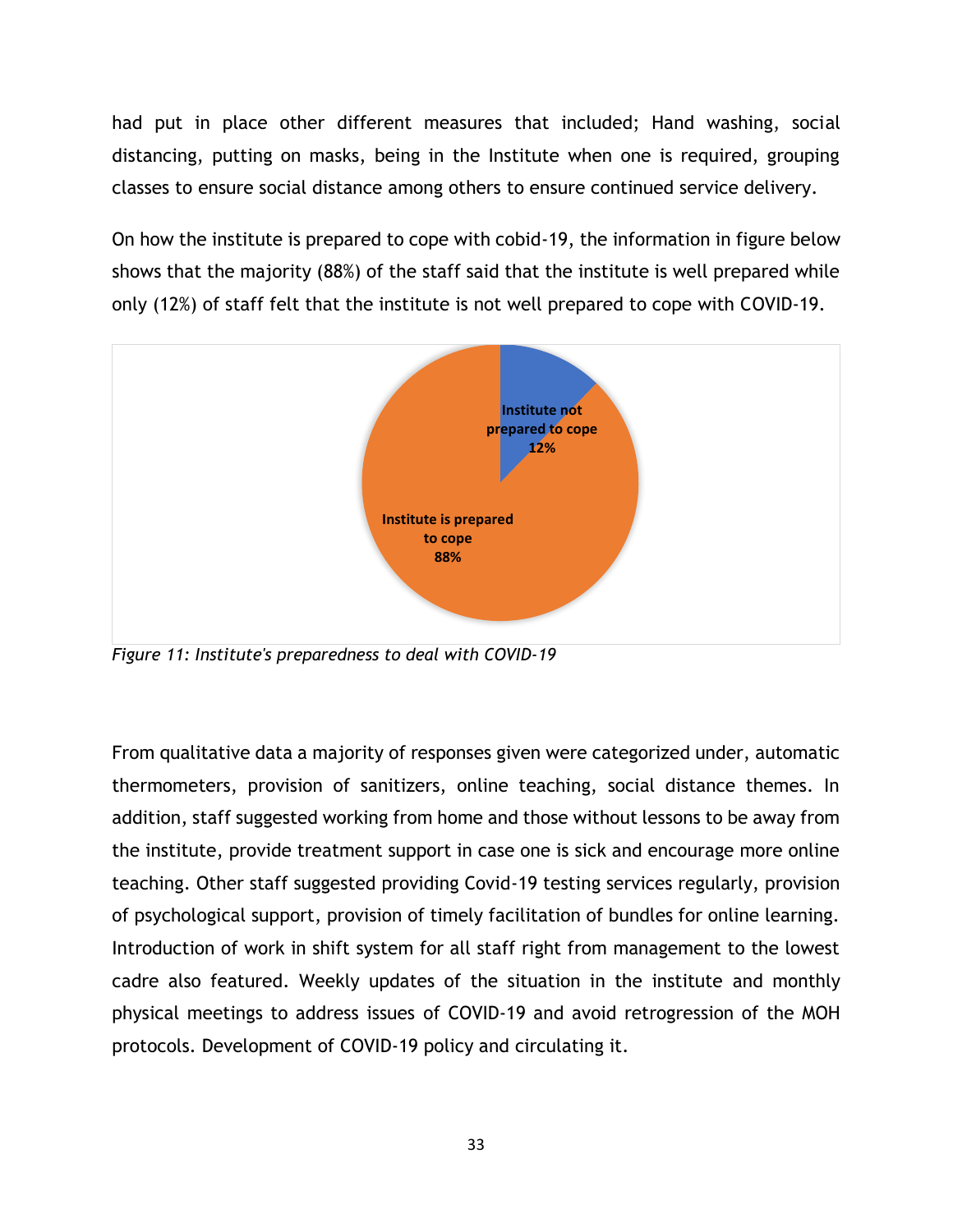had put in place other different measures that included; Hand washing, social distancing, putting on masks, being in the Institute when one is required, grouping classes to ensure social distance among others to ensure continued service delivery.

On how the institute is prepared to cope with cobid-19, the information in figure below shows that the majority (88%) of the staff said that the institute is well prepared while only (12%) of staff felt that the institute is not well prepared to cope with COVID-19.

Institute not prepared to cope 12%

Institute is prepared to cope 88%

*Figure 11: Institute's preparedness to deal with COVID-19*

From qualitative data a majority of responses given were categorized under, automatic thermometers, provision of sanitizers, online teaching, social distance themes. In addition, staff suggested working from home and those without lessons to be away from the institute, provide treatment support in case one is sick and encourage more online teaching. Other staff suggested providing Covid-19 testing services regularly, provision of psychological support, provision of timely facilitation of bundles for online learning. Introduction of work in shift system for all staff right from management to the lowest cadre also featured. Weekly updates of the situation in the institute and monthly physical meetings to address issues of COVID-19 and avoid retrogression of the MOH protocols. Development of COVID-19 policy and circulating it.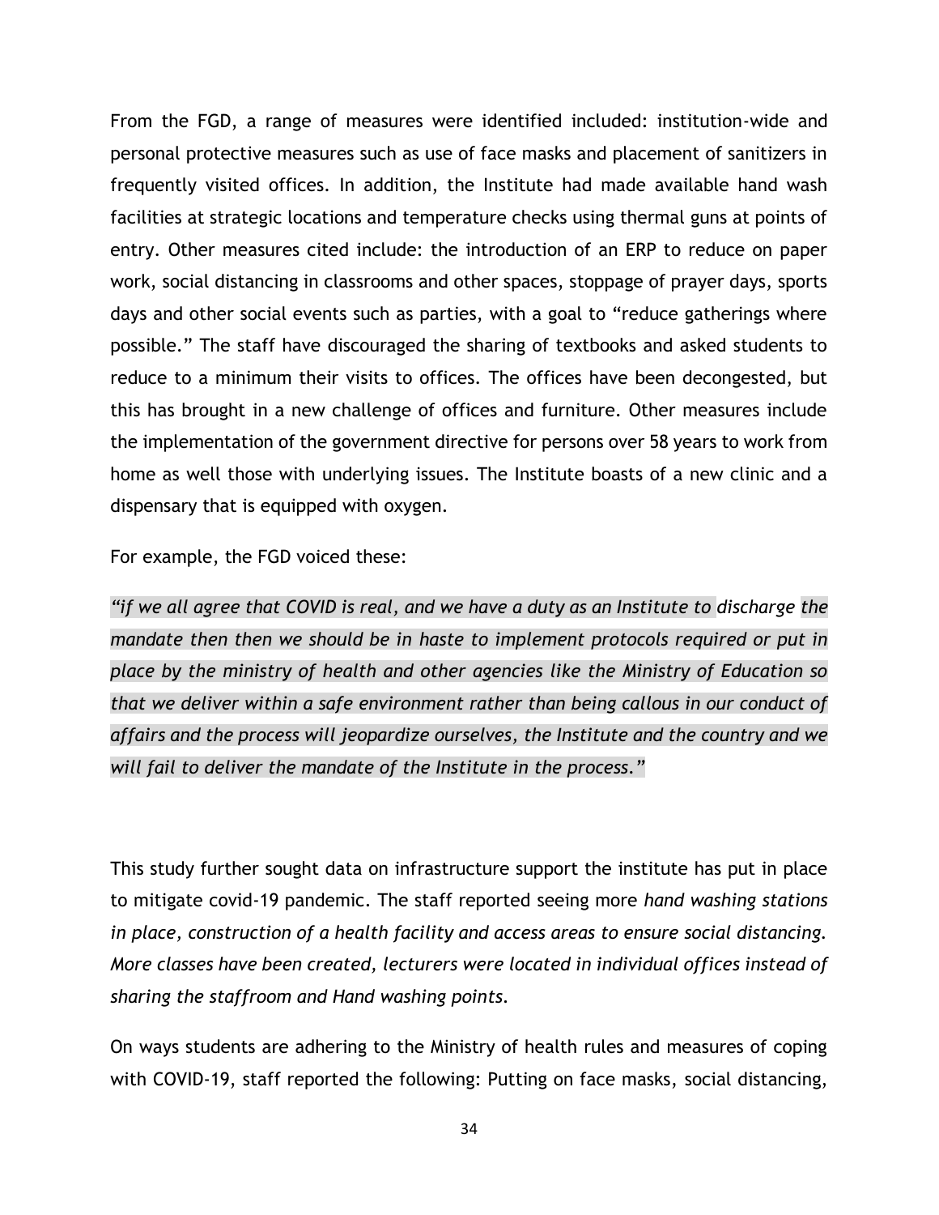From the FGD, a range of measures were identified included: institution-wide and personal protective measures such as use of face masks and placement of sanitizers in frequently visited offices. In addition, the Institute had made available hand wash facilities at strategic locations and temperature checks using thermal guns at points of entry. Other measures cited include: the introduction of an ERP to reduce on paper work, social distancing in classrooms and other spaces, stoppage of prayer days, sports days and other social events such as parties, with a goal to "reduce gatherings where possible." The staff have discouraged the sharing of textbooks and asked students to reduce to a minimum their visits to offices. The offices have been decongested, but this has brought in a new challenge of offices and furniture. Other measures include the implementation of the government directive for persons over 58 years to work from home as well those with underlying issues. The Institute boasts of a new clinic and a dispensary that is equipped with oxygen.

For example, the FGD voiced these:

*"if we all agree that COVID is real, and we have a duty as an Institute to discharge the mandate then then we should be in haste to implement protocols required or put in place by the ministry of health and other agencies like the Ministry of Education so that we deliver within a safe environment rather than being callous in our conduct of affairs and the process will jeopardize ourselves, the Institute and the country and we will fail to deliver the mandate of the Institute in the process."*

This study further sought data on infrastructure support the institute has put in place to mitigate covid-19 pandemic. The staff reported seeing more *hand washing stations in place, construction of a health facility and access areas to ensure social distancing. More classes have been created, lecturers were located in individual offices instead of sharing the staffroom and Hand washing points.*

On ways students are adhering to the Ministry of health rules and measures of coping with COVID-19, staff reported the following: Putting on face masks, social distancing,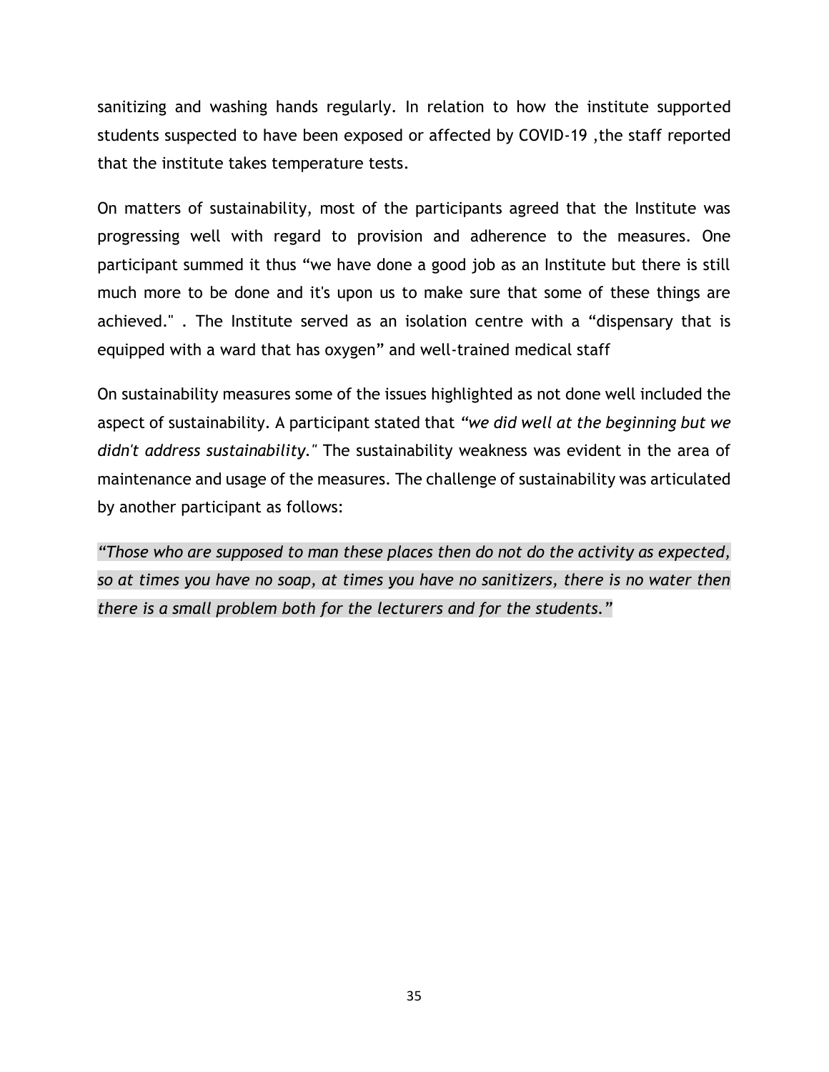sanitizing and washing hands regularly. In relation to how the institute supported students suspected to have been exposed or affected by COVID-19 ,the staff reported that the institute takes temperature tests.

On matters of sustainability, most of the participants agreed that the Institute was progressing well with regard to provision and adherence to the measures. One participant summed it thus "we have done a good job as an Institute but there is still much more to be done and it's upon us to make sure that some of these things are achieved." . The Institute served as an isolation centre with a "dispensary that is equipped with a ward that has oxygen" and well-trained medical staff

On sustainability measures some of the issues highlighted as not done well included the aspect of sustainability. A participant stated that *"we did well at the beginning but we didn't address sustainability."* The sustainability weakness was evident in the area of maintenance and usage of the measures. The challenge of sustainability was articulated by another participant as follows:

*"Those who are supposed to man these places then do not do the activity as expected, so at times you have no soap, at times you have no sanitizers, there is no water then there is a small problem both for the lecturers and for the students."*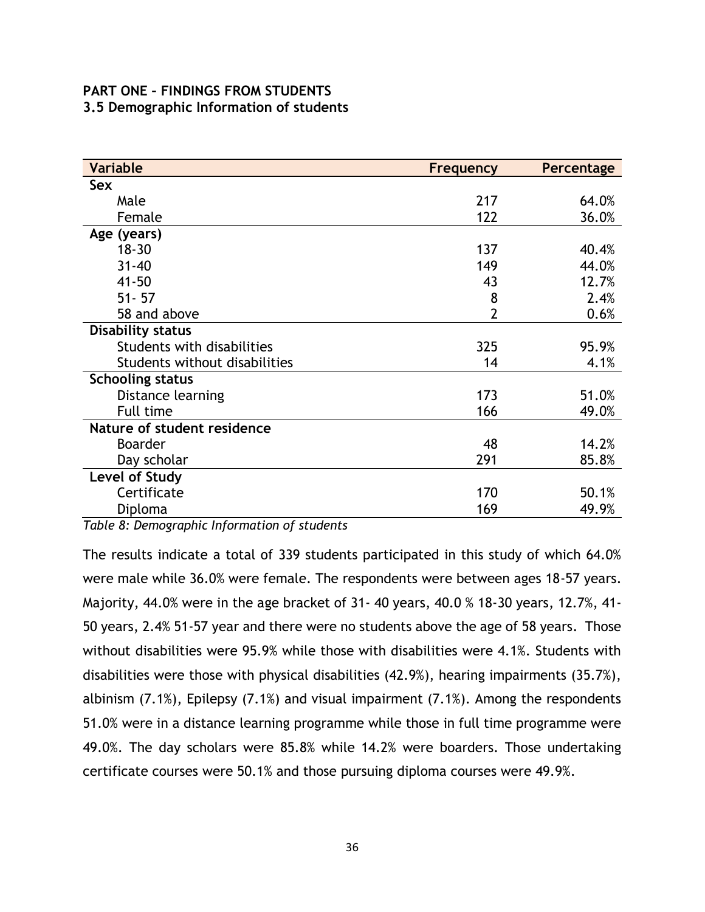**PART ONE – FINDINGS FROM STUDENTS**

**3.5 Demographic Information of students**

| Variable | Frequency | Percentage |
|---|---|---|
| **Sex** | | |
| Male | 217 | 64.0% |
| Female | 122 | 36.0% |
| **Age (years)** | | |
| 18-30 | 137 | 40.4% |
| 31-40 | 149 | 44.0% |
| 41-50 | 43 | 12.7% |
| 51- 57 | 8 | 2.4% |
| 58 and above | 2 | 0.6% |
| **Disability status** | | |
| Students with disabilities | 325 | 95.9% |
| Students without disabilities | 14 | 4.1% |
| **Schooling status** | | |
| Distance learning | 173 | 51.0% |
| Full time | 166 | 49.0% |
| **Nature of student residence** | | |
| Boarder | 48 | 14.2% |
| Day scholar | 291 | 85.8% |
| **Level of Study** | | |
| Certificate | 170 | 50.1% |
| Diploma | 169 | 49.9% |

*Table 8: Demographic Information of students*

The results indicate a total of 339 students participated in this study of which 64.0% were male while 36.0% were female. The respondents were between ages 18-57 years. Majority, 44.0% were in the age bracket of 31- 40 years, 40.0 % 18-30 years, 12.7%, 41-50 years, 2.4% 51-57 year and there were no students above the age of 58 years. Those without disabilities were 95.9% while those with disabilities were 4.1%. Students with disabilities were those with physical disabilities (42.9%), hearing impairments (35.7%), albinism (7.1%), Epilepsy (7.1%) and visual impairment (7.1%). Among the respondents 51.0% were in a distance learning programme while those in full time programme were 49.0%. The day scholars were 85.8% while 14.2% were boarders. Those undertaking certificate courses were 50.1% and those pursuing diploma courses were 49.9%.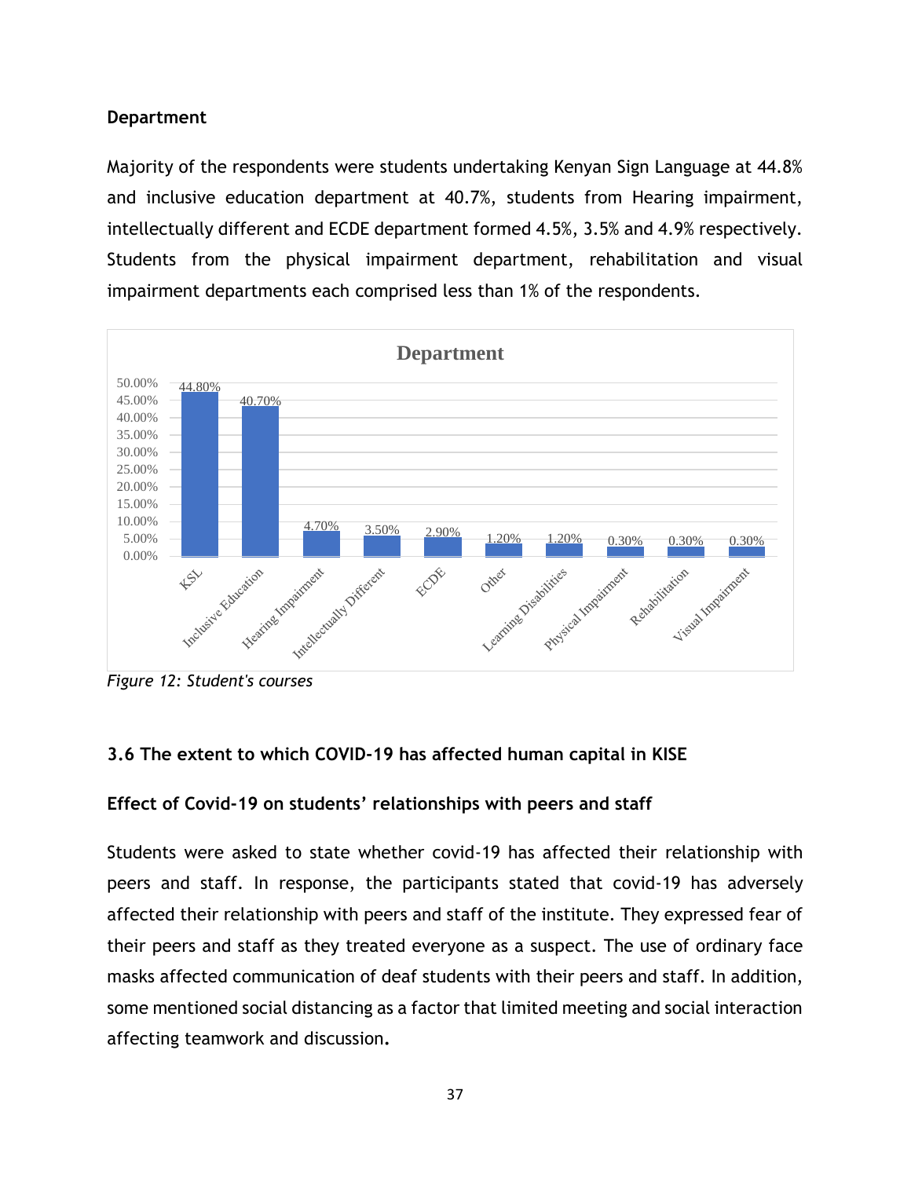### Department

Majority of the respondents were students undertaking Kenyan Sign Language at 44.8% and inclusive education department at 40.7%, students from Hearing impairment, intellectually different and ECDE department formed 4.5%, 3.5% and 4.9% respectively. Students from the physical impairment department, rehabilitation and visual impairment departments each comprised less than 1% of the respondents.

**Department**

| Department | Percentage |
|---|---|
| KSL | 44.80% |
| Inclusive Education | 40.70% |
| Hearing Impairment | 4.70% |
| Intellectually Different | 3.50% |
| ECDE | 2.90% |
| Other | 1.20% |
| Learning Disabilities | 1.20% |
| Physical Impairment | 0.30% |
| Rehabilitation | 0.30% |
| Visual Impairment | 0.30% |

*Figure 12: Student's courses*

## 3.6 The extent to which COVID-19 has affected human capital in KISE

### Effect of Covid-19 on students' relationships with peers and staff

Students were asked to state whether covid-19 has affected their relationship with peers and staff. In response, the participants stated that covid-19 has adversely affected their relationship with peers and staff of the institute. They expressed fear of their peers and staff as they treated everyone as a suspect. The use of ordinary face masks affected communication of deaf students with their peers and staff. In addition, some mentioned social distancing as a factor that limited meeting and social interaction affecting teamwork and discussion.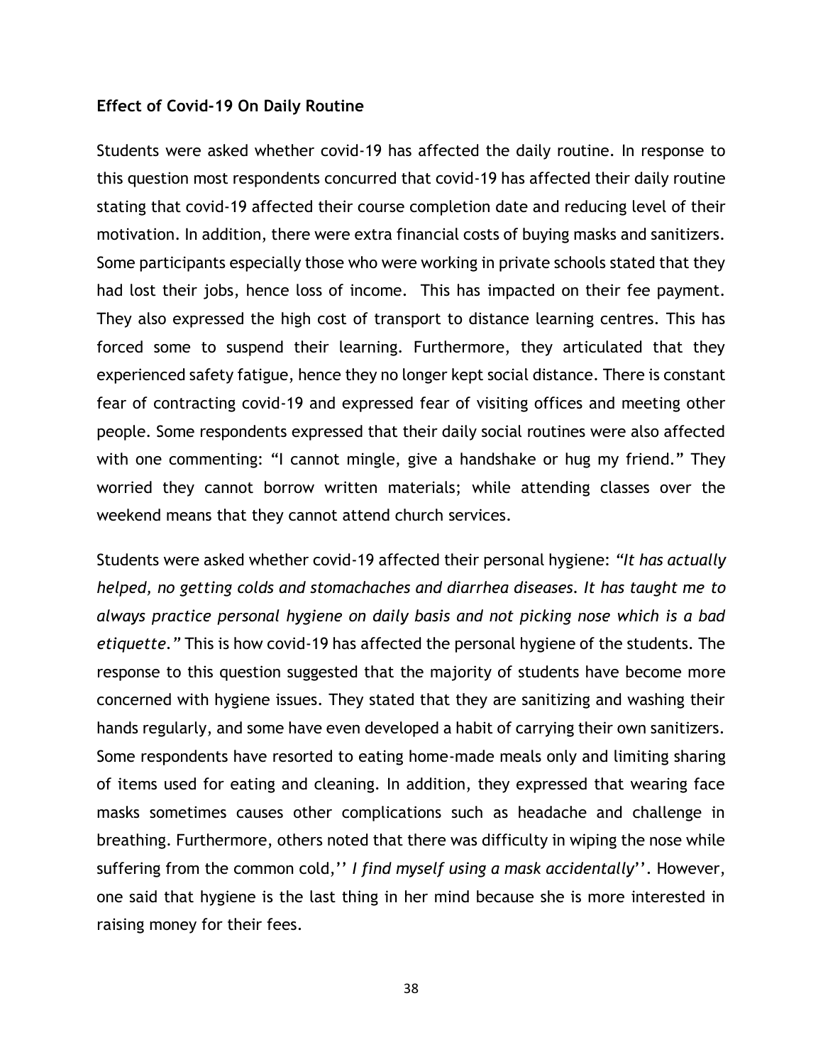**Effect of Covid-19 On Daily Routine**

Students were asked whether covid-19 has affected the daily routine. In response to this question most respondents concurred that covid-19 has affected their daily routine stating that covid-19 affected their course completion date and reducing level of their motivation. In addition, there were extra financial costs of buying masks and sanitizers. Some participants especially those who were working in private schools stated that they had lost their jobs, hence loss of income. This has impacted on their fee payment. They also expressed the high cost of transport to distance learning centres. This has forced some to suspend their learning. Furthermore, they articulated that they experienced safety fatigue, hence they no longer kept social distance. There is constant fear of contracting covid-19 and expressed fear of visiting offices and meeting other people. Some respondents expressed that their daily social routines were also affected with one commenting: "I cannot mingle, give a handshake or hug my friend." They worried they cannot borrow written materials; while attending classes over the weekend means that they cannot attend church services.

Students were asked whether covid-19 affected their personal hygiene: *"It has actually helped, no getting colds and stomachaches and diarrhea diseases. It has taught me to always practice personal hygiene on daily basis and not picking nose which is a bad etiquette."* This is how covid-19 has affected the personal hygiene of the students. The response to this question suggested that the majority of students have become more concerned with hygiene issues. They stated that they are sanitizing and washing their hands regularly, and some have even developed a habit of carrying their own sanitizers. Some respondents have resorted to eating home-made meals only and limiting sharing of items used for eating and cleaning. In addition, they expressed that wearing face masks sometimes causes other complications such as headache and challenge in breathing. Furthermore, others noted that there was difficulty in wiping the nose while suffering from the common cold,'' *I find myself using a mask accidentally*''. However, one said that hygiene is the last thing in her mind because she is more interested in raising money for their fees.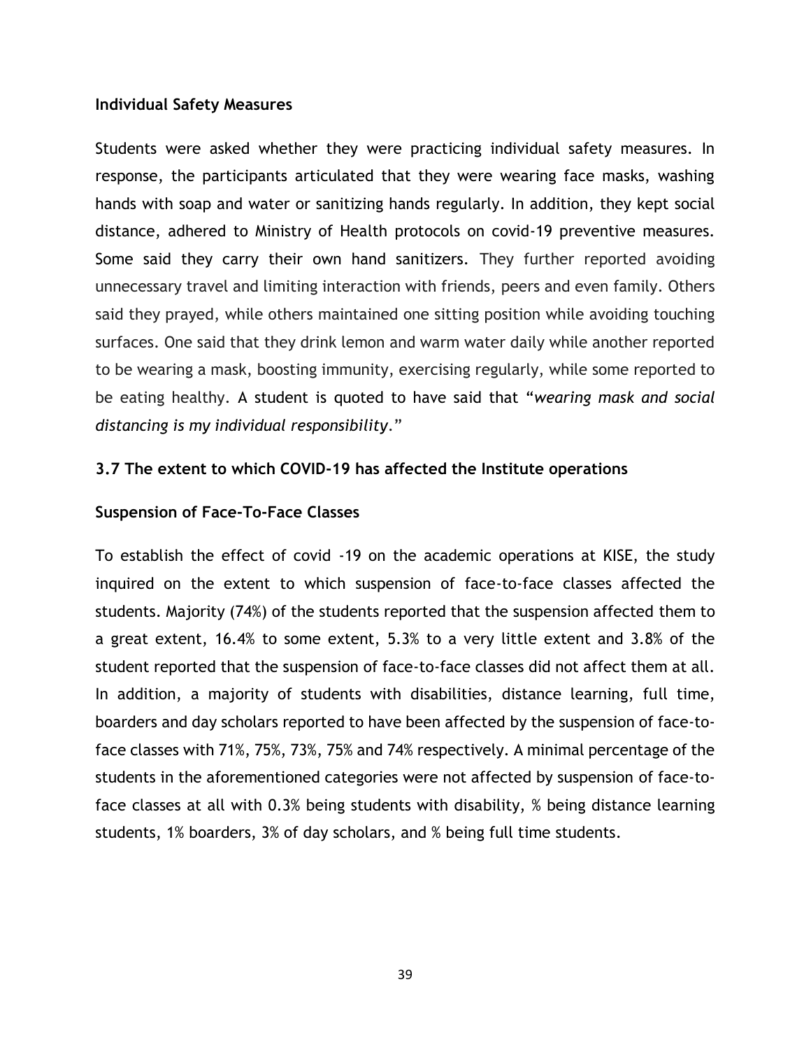**Individual Safety Measures**

Students were asked whether they were practicing individual safety measures. In response, the participants articulated that they were wearing face masks, washing hands with soap and water or sanitizing hands regularly. In addition, they kept social distance, adhered to Ministry of Health protocols on covid-19 preventive measures. Some said they carry their own hand sanitizers. They further reported avoiding unnecessary travel and limiting interaction with friends, peers and even family. Others said they prayed, while others maintained one sitting position while avoiding touching surfaces. One said that they drink lemon and warm water daily while another reported to be wearing a mask, boosting immunity, exercising regularly, while some reported to be eating healthy. A student is quoted to have said that "*wearing mask and social distancing is my individual responsibility*."

### 3.7 The extent to which COVID-19 has affected the Institute operations

**Suspension of Face-To-Face Classes**

To establish the effect of covid -19 on the academic operations at KISE, the study inquired on the extent to which suspension of face-to-face classes affected the students. Majority (74%) of the students reported that the suspension affected them to a great extent, 16.4% to some extent, 5.3% to a very little extent and 3.8% of the student reported that the suspension of face-to-face classes did not affect them at all. In addition, a majority of students with disabilities, distance learning, full time, boarders and day scholars reported to have been affected by the suspension of face-to-face classes with 71%, 75%, 73%, 75% and 74% respectively. A minimal percentage of the students in the aforementioned categories were not affected by suspension of face-to-face classes at all with 0.3% being students with disability, % being distance learning students, 1% boarders, 3% of day scholars, and % being full time students.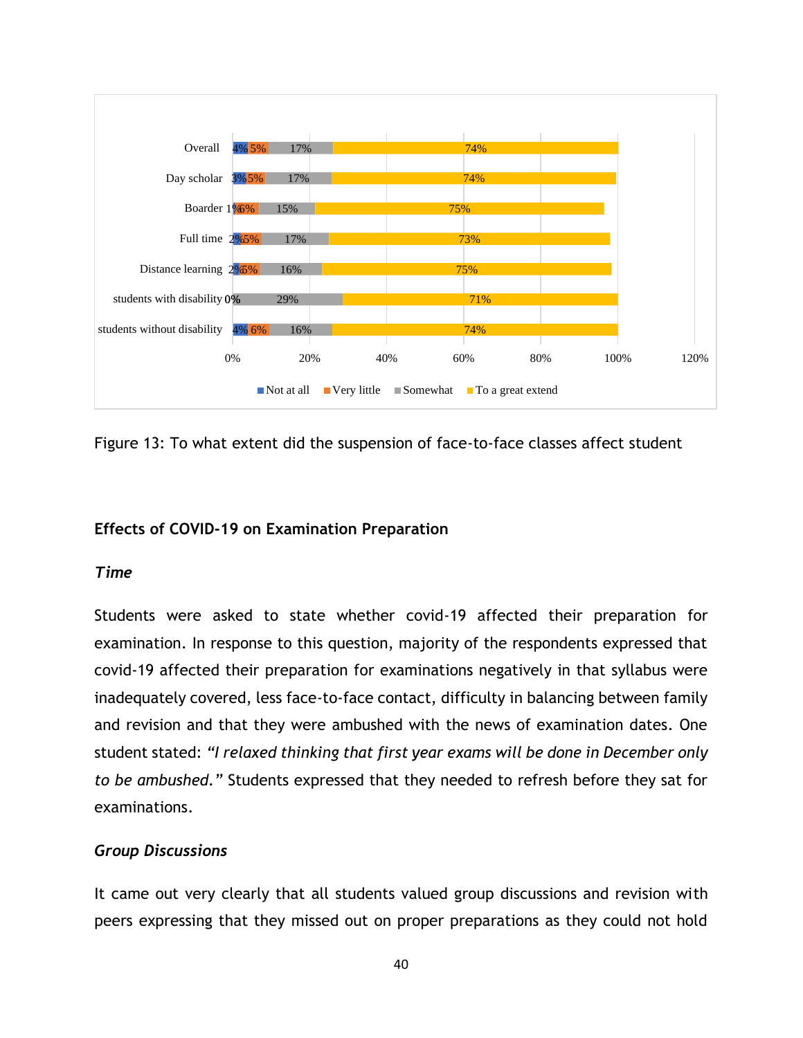| | Not at all | Very little | Somewhat | To a great extend |
|---|---|---|---|---|
| Overall | 4% | 5% | 17% | 74% |
| Day scholar | 3% | 5% | 17% | 74% |
| Boarder | 1% | 6% | 15% | 75% |
| Full time | 2% | 5% | 17% | 73% |
| Distance learning | 2% | 5% | 16% | 75% |
| students with disability | 0% | | 29% | 71% |
| students without disability | 4% | 6% | 16% | 74% |

Figure 13: To what extent did the suspension of face-to-face classes affect student

## Effects of COVID-19 on Examination Preparation

### *Time*

Students were asked to state whether covid-19 affected their preparation for examination. In response to this question, majority of the respondents expressed that covid-19 affected their preparation for examinations negatively in that syllabus were inadequately covered, less face-to-face contact, difficulty in balancing between family and revision and that they were ambushed with the news of examination dates. One student stated: *"I relaxed thinking that first year exams will be done in December only to be ambushed."* Students expressed that they needed to refresh before they sat for examinations.

### *Group Discussions*

It came out very clearly that all students valued group discussions and revision with peers expressing that they missed out on proper preparations as they could not hold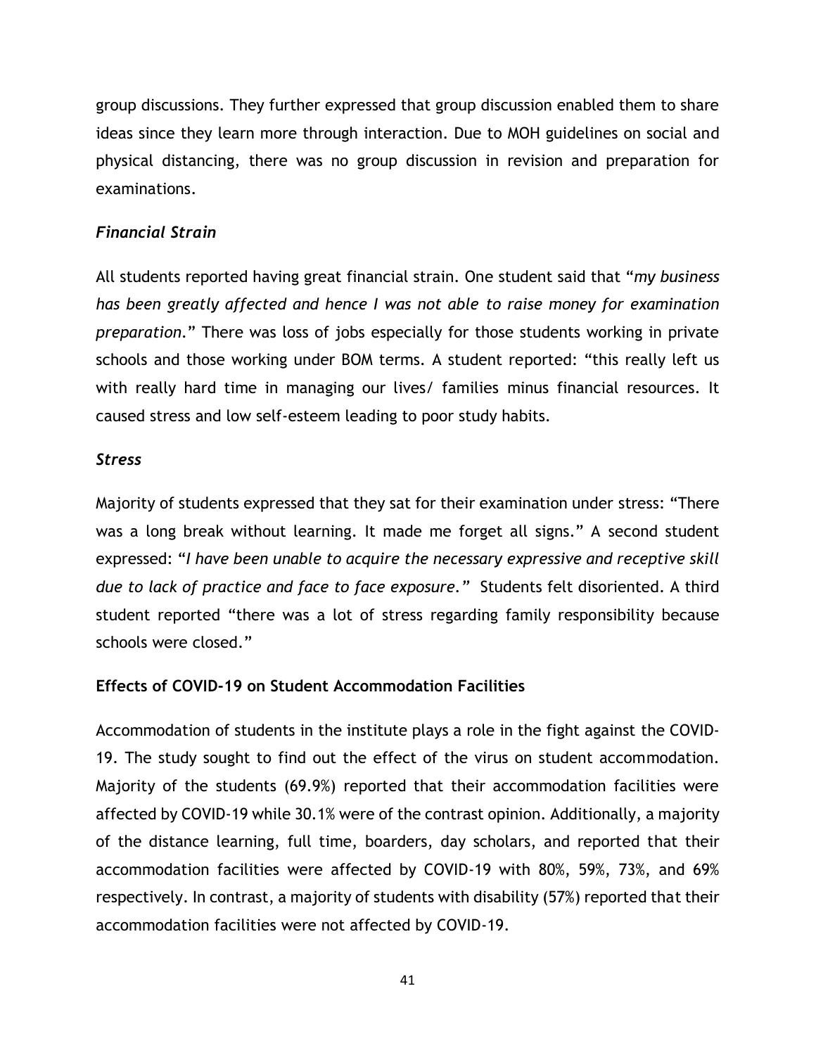group discussions. They further expressed that group discussion enabled them to share ideas since they learn more through interaction. Due to MOH guidelines on social and physical distancing, there was no group discussion in revision and preparation for examinations.

### *Financial Strain*

All students reported having great financial strain. One student said that "*my business has been greatly affected and hence I was not able to raise money for examination preparation.*" There was loss of jobs especially for those students working in private schools and those working under BOM terms. A student reported: "this really left us with really hard time in managing our lives/ families minus financial resources. It caused stress and low self-esteem leading to poor study habits.

### *Stress*

Majority of students expressed that they sat for their examination under stress: "There was a long break without learning. It made me forget all signs." A second student expressed: "*I have been unable to acquire the necessary expressive and receptive skill due to lack of practice and face to face exposure.*" Students felt disoriented. A third student reported "there was a lot of stress regarding family responsibility because schools were closed."

### **Effects of COVID-19 on Student Accommodation Facilities**

Accommodation of students in the institute plays a role in the fight against the COVID-19. The study sought to find out the effect of the virus on student accommodation. Majority of the students (69.9%) reported that their accommodation facilities were affected by COVID-19 while 30.1% were of the contrast opinion. Additionally, a majority of the distance learning, full time, boarders, day scholars, and reported that their accommodation facilities were affected by COVID-19 with 80%, 59%, 73%, and 69% respectively. In contrast, a majority of students with disability (57%) reported that their accommodation facilities were not affected by COVID-19.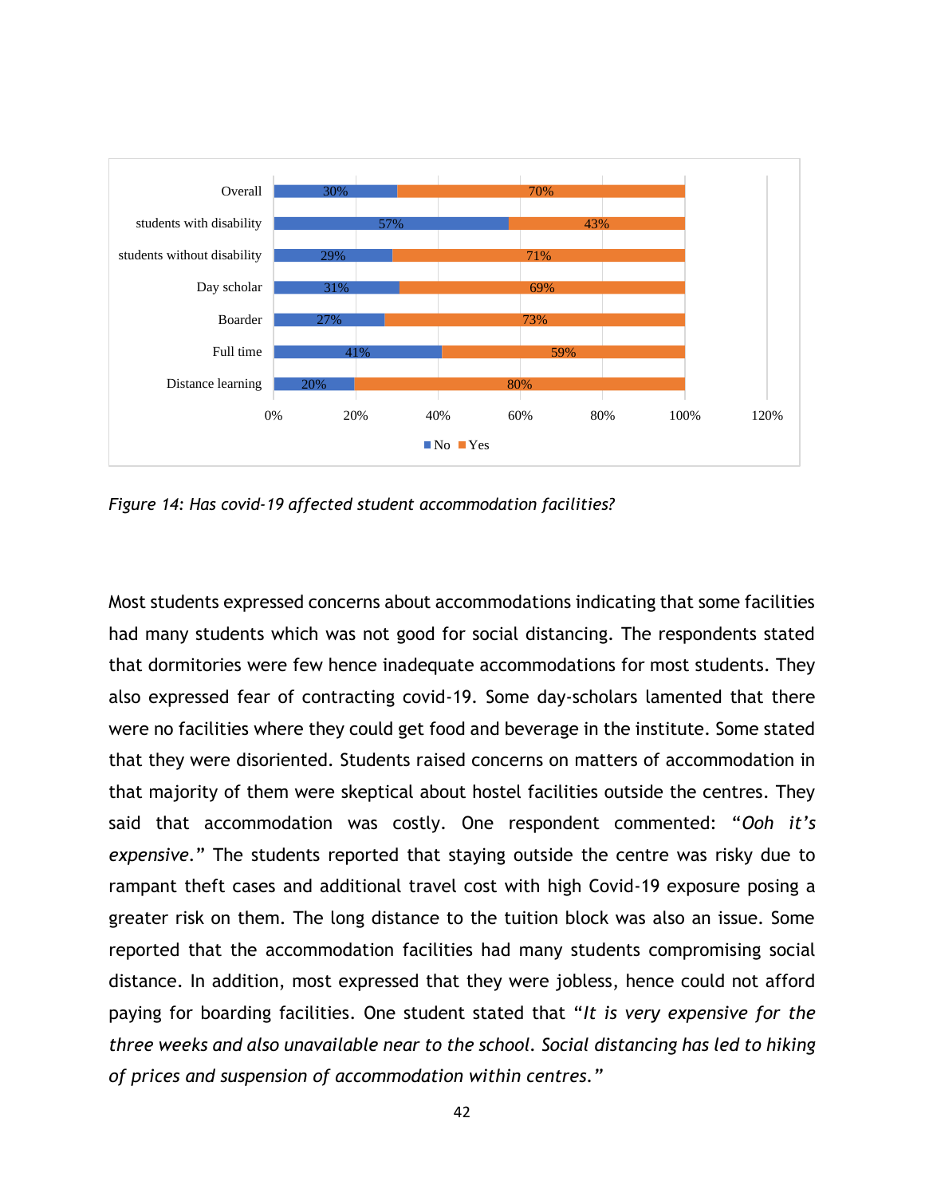| | No | Yes |
|---|---|---|
| Overall | 30% | 70% |
| students with disability | 57% | 43% |
| students without disability | 29% | 71% |
| Day scholar | 31% | 69% |
| Boarder | 27% | 73% |
| Full time | 41% | 59% |
| Distance learning | 20% | 80% |

*Figure 14: Has covid-19 affected student accommodation facilities?*

Most students expressed concerns about accommodations indicating that some facilities had many students which was not good for social distancing. The respondents stated that dormitories were few hence inadequate accommodations for most students. They also expressed fear of contracting covid-19. Some day-scholars lamented that there were no facilities where they could get food and beverage in the institute. Some stated that they were disoriented. Students raised concerns on matters of accommodation in that majority of them were skeptical about hostel facilities outside the centres. They said that accommodation was costly. One respondent commented: "*Ooh it's expensive.*" The students reported that staying outside the centre was risky due to rampant theft cases and additional travel cost with high Covid-19 exposure posing a greater risk on them. The long distance to the tuition block was also an issue. Some reported that the accommodation facilities had many students compromising social distance. In addition, most expressed that they were jobless, hence could not afford paying for boarding facilities. One student stated that "*It is very expensive for the three weeks and also unavailable near to the school. Social distancing has led to hiking of prices and suspension of accommodation within centres.*"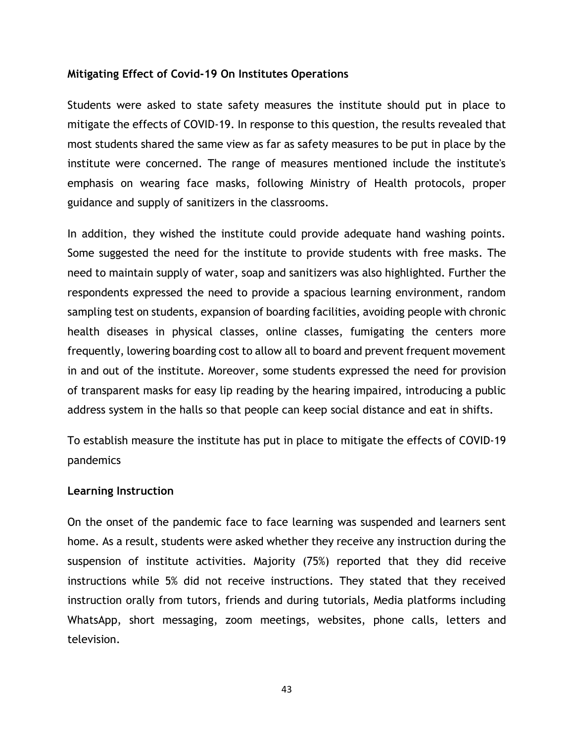**Mitigating Effect of Covid-19 On Institutes Operations**

Students were asked to state safety measures the institute should put in place to mitigate the effects of COVID-19. In response to this question, the results revealed that most students shared the same view as far as safety measures to be put in place by the institute were concerned. The range of measures mentioned include the institute's emphasis on wearing face masks, following Ministry of Health protocols, proper guidance and supply of sanitizers in the classrooms.

In addition, they wished the institute could provide adequate hand washing points. Some suggested the need for the institute to provide students with free masks. The need to maintain supply of water, soap and sanitizers was also highlighted. Further the respondents expressed the need to provide a spacious learning environment, random sampling test on students, expansion of boarding facilities, avoiding people with chronic health diseases in physical classes, online classes, fumigating the centers more frequently, lowering boarding cost to allow all to board and prevent frequent movement in and out of the institute. Moreover, some students expressed the need for provision of transparent masks for easy lip reading by the hearing impaired, introducing a public address system in the halls so that people can keep social distance and eat in shifts.

To establish measure the institute has put in place to mitigate the effects of COVID-19 pandemics

**Learning Instruction**

On the onset of the pandemic face to face learning was suspended and learners sent home. As a result, students were asked whether they receive any instruction during the suspension of institute activities. Majority (75%) reported that they did receive instructions while 5% did not receive instructions. They stated that they received instruction orally from tutors, friends and during tutorials, Media platforms including WhatsApp, short messaging, zoom meetings, websites, phone calls, letters and television.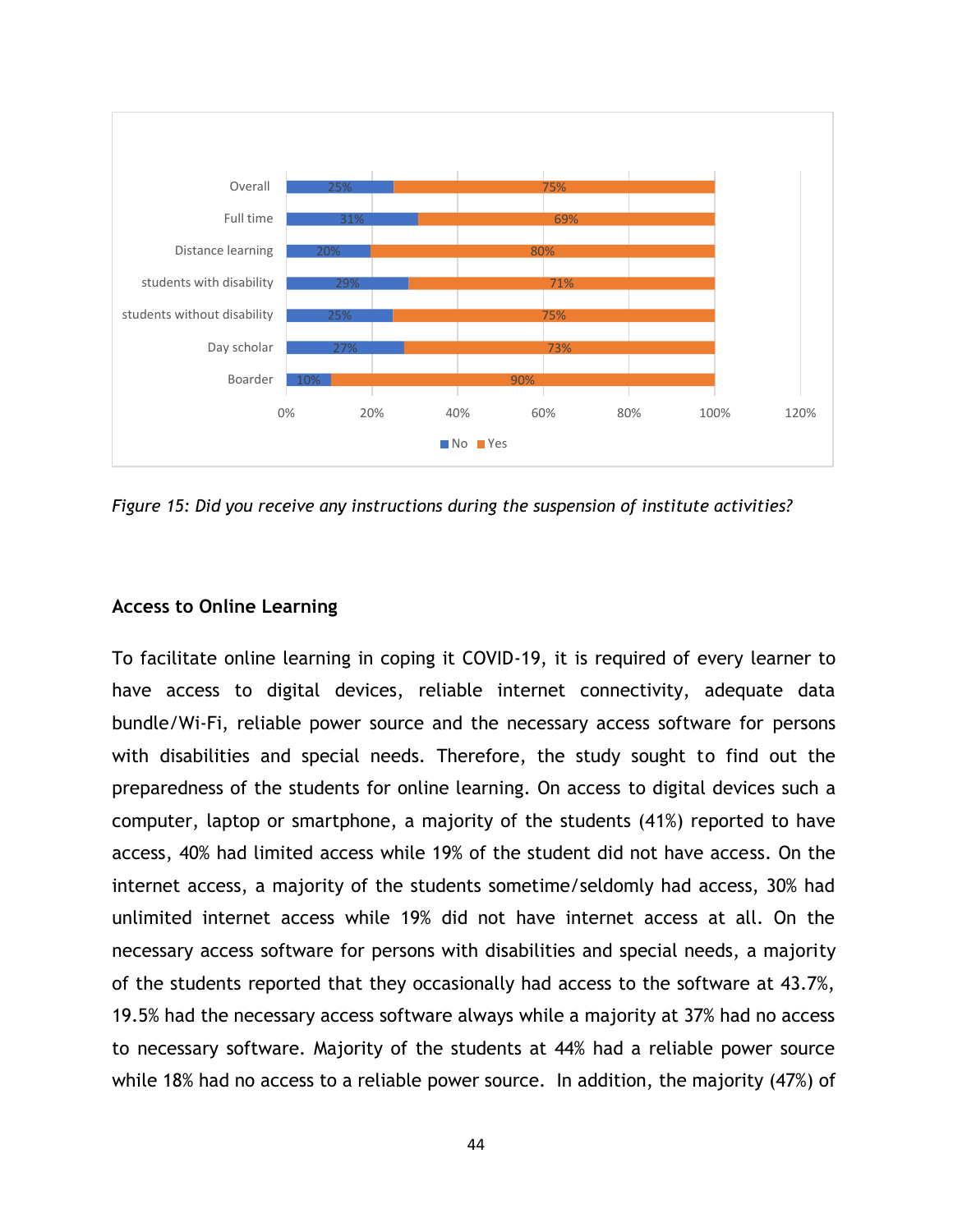| | No | Yes |
|---|---|---|
| Overall | 25% | 75% |
| Full time | 31% | 69% |
| Distance learning | 20% | 80% |
| students with disability | 29% | 71% |
| students without disability | 25% | 75% |
| Day scholar | 27% | 73% |
| Boarder | 10% | 90% |

*Figure 15: Did you receive any instructions during the suspension of institute activities?*

### Access to Online Learning

To facilitate online learning in coping it COVID-19, it is required of every learner to have access to digital devices, reliable internet connectivity, adequate data bundle/Wi-Fi, reliable power source and the necessary access software for persons with disabilities and special needs. Therefore, the study sought to find out the preparedness of the students for online learning. On access to digital devices such a computer, laptop or smartphone, a majority of the students (41%) reported to have access, 40% had limited access while 19% of the student did not have access. On the internet access, a majority of the students sometime/seldomly had access, 30% had unlimited internet access while 19% did not have internet access at all. On the necessary access software for persons with disabilities and special needs, a majority of the students reported that they occasionally had access to the software at 43.7%, 19.5% had the necessary access software always while a majority at 37% had no access to necessary software. Majority of the students at 44% had a reliable power source while 18% had no access to a reliable power source. In addition, the majority (47%) of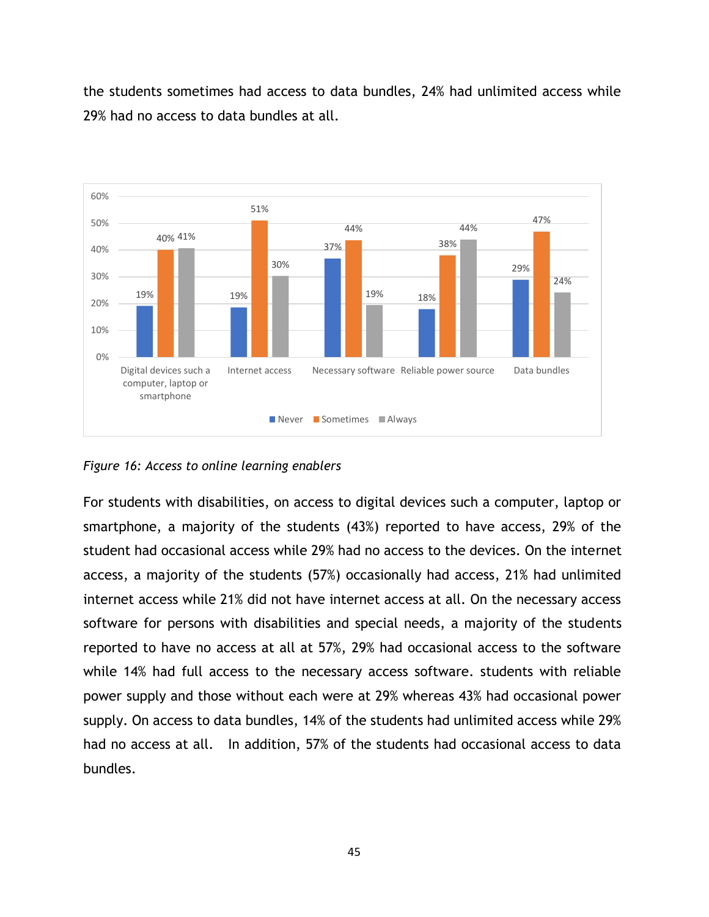the students sometimes had access to data bundles, 24% had unlimited access while 29% had no access to data bundles at all.

| | Never | Sometimes | Always |
|---|---|---|---|
| Digital devices such a computer, laptop or smartphone | 19% | 40% | 41% |
| Internet access | 19% | 51% | 30% |
| Necessary software | 37% | 44% | 19% |
| Reliable power source | 18% | 38% | 44% |
| Data bundles | 29% | 47% | 24% |

*Figure 16: Access to online learning enablers*

For students with disabilities, on access to digital devices such a computer, laptop or smartphone, a majority of the students (43%) reported to have access, 29% of the student had occasional access while 29% had no access to the devices. On the internet access, a majority of the students (57%) occasionally had access, 21% had unlimited internet access while 21% did not have internet access at all. On the necessary access software for persons with disabilities and special needs, a majority of the students reported to have no access at all at 57%, 29% had occasional access to the software while 14% had full access to the necessary access software. students with reliable power supply and those without each were at 29% whereas 43% had occasional power supply. On access to data bundles, 14% of the students had unlimited access while 29% had no access at all. In addition, 57% of the students had occasional access to data bundles.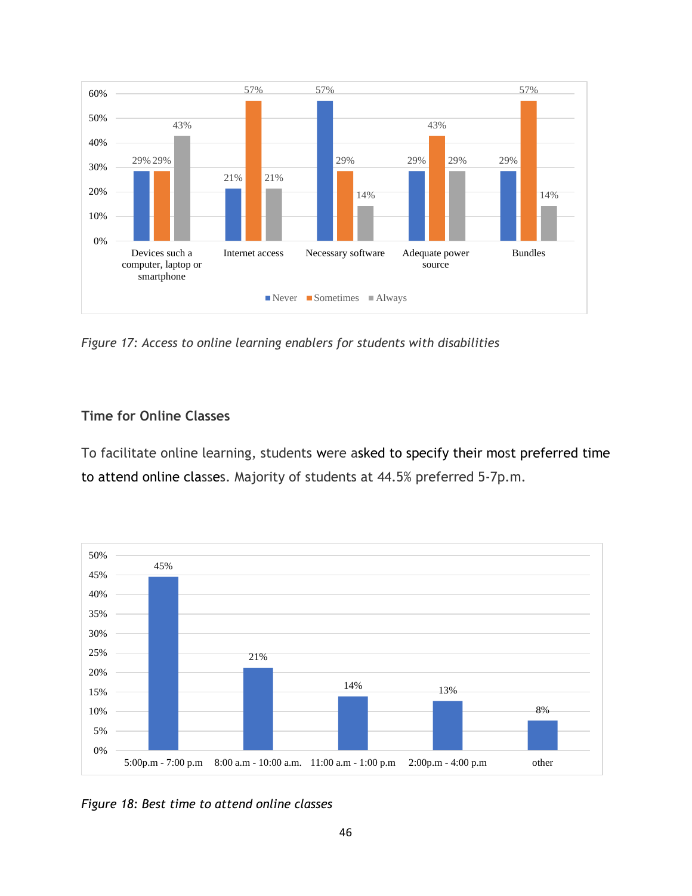| | Never | Sometimes | Always |
|---|---|---|---|
| Devices such a computer, laptop or smartphone | 29% | 29% | 43% |
| Internet access | 21% | 57% | 21% |
| Necessary software | 57% | 29% | 14% |
| Adequate power source | 29% | 43% | 29% |
| Bundles | 29% | 57% | 14% |

*Figure 17: Access to online learning enablers for students with disabilities*

### Time for Online Classes

To facilitate online learning, students were asked to specify their most preferred time to attend online classes. Majority of students at 44.5% preferred 5-7p.m.

| Time | Percentage |
|---|---|
| 5:00p.m - 7:00 p.m | 45% |
| 8:00 a.m - 10:00 a.m. | 21% |
| 11:00 a.m - 1:00 p.m | 14% |
| 2:00p.m - 4:00 p.m | 13% |
| other | 8% |

*Figure 18: Best time to attend online classes*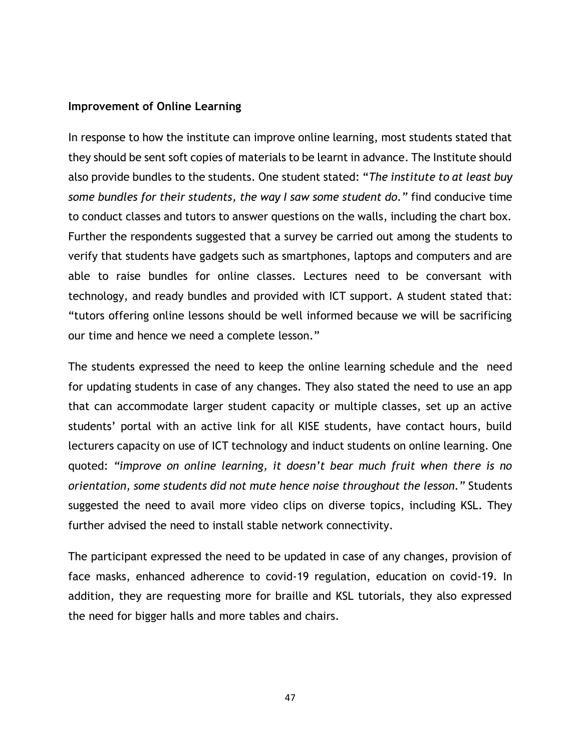**Improvement of Online Learning**

In response to how the institute can improve online learning, most students stated that they should be sent soft copies of materials to be learnt in advance. The Institute should also provide bundles to the students. One student stated: "*The institute to at least buy some bundles for their students, the way I saw some student do.*" find conducive time to conduct classes and tutors to answer questions on the walls, including the chart box. Further the respondents suggested that a survey be carried out among the students to verify that students have gadgets such as smartphones, laptops and computers and are able to raise bundles for online classes. Lectures need to be conversant with technology, and ready bundles and provided with ICT support. A student stated that: "tutors offering online lessons should be well informed because we will be sacrificing our time and hence we need a complete lesson."

The students expressed the need to keep the online learning schedule and the need for updating students in case of any changes. They also stated the need to use an app that can accommodate larger student capacity or multiple classes, set up an active students' portal with an active link for all KISE students, have contact hours, build lecturers capacity on use of ICT technology and induct students on online learning. One quoted: "*improve on online learning, it doesn't bear much fruit when there is no orientation, some students did not mute hence noise throughout the lesson.*" Students suggested the need to avail more video clips on diverse topics, including KSL. They further advised the need to install stable network connectivity.

The participant expressed the need to be updated in case of any changes, provision of face masks, enhanced adherence to covid-19 regulation, education on covid-19. In addition, they are requesting more for braille and KSL tutorials, they also expressed the need for bigger halls and more tables and chairs.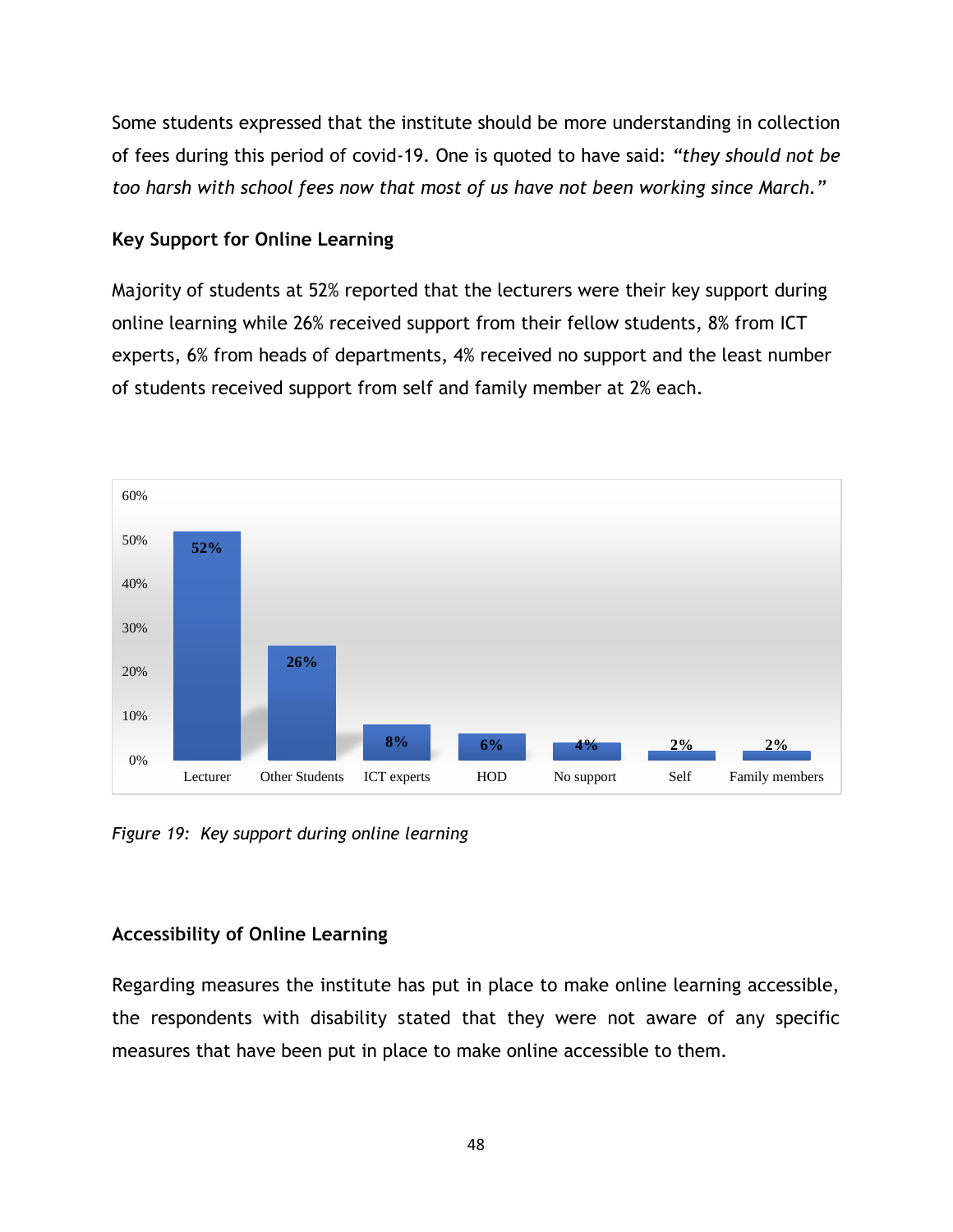Some students expressed that the institute should be more understanding in collection of fees during this period of covid-19. One is quoted to have said: *"they should not be too harsh with school fees now that most of us have not been working since March."*

## Key Support for Online Learning

Majority of students at 52% reported that the lecturers were their key support during online learning while 26% received support from their fellow students, 8% from ICT experts, 6% from heads of departments, 4% received no support and the least number of students received support from self and family member at 2% each.

| Lecturer | Other Students | ICT experts | HOD | No support | Self | Family members |
|---|---|---|---|---|---|---|
| 52% | 26% | 8% | 6% | 4% | 2% | 2% |

*Figure 19: Key support during online learning*

## Accessibility of Online Learning

Regarding measures the institute has put in place to make online learning accessible, the respondents with disability stated that they were not aware of any specific measures that have been put in place to make online accessible to them.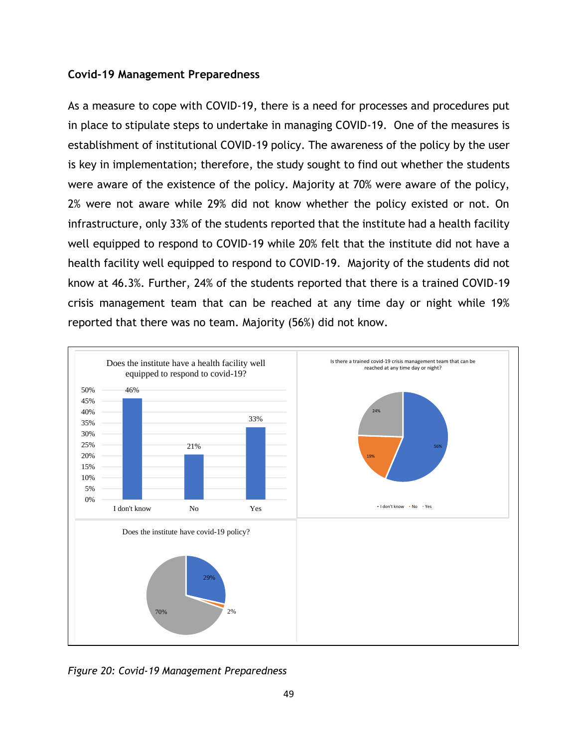### Covid-19 Management Preparedness

As a measure to cope with COVID-19, there is a need for processes and procedures put in place to stipulate steps to undertake in managing COVID-19. One of the measures is establishment of institutional COVID-19 policy. The awareness of the policy by the user is key in implementation; therefore, the study sought to find out whether the students were aware of the existence of the policy. Majority at 70% were aware of the policy, 2% were not aware while 29% did not know whether the policy existed or not. On infrastructure, only 33% of the students reported that the institute had a health facility well equipped to respond to COVID-19 while 20% felt that the institute did not have a health facility well equipped to respond to COVID-19. Majority of the students did not know at 46.3%. Further, 24% of the students reported that there is a trained COVID-19 crisis management team that can be reached at any time day or night while 19% reported that there was no team. Majority (56%) did not know.

*Figure 20: Covid-19 Management Preparedness*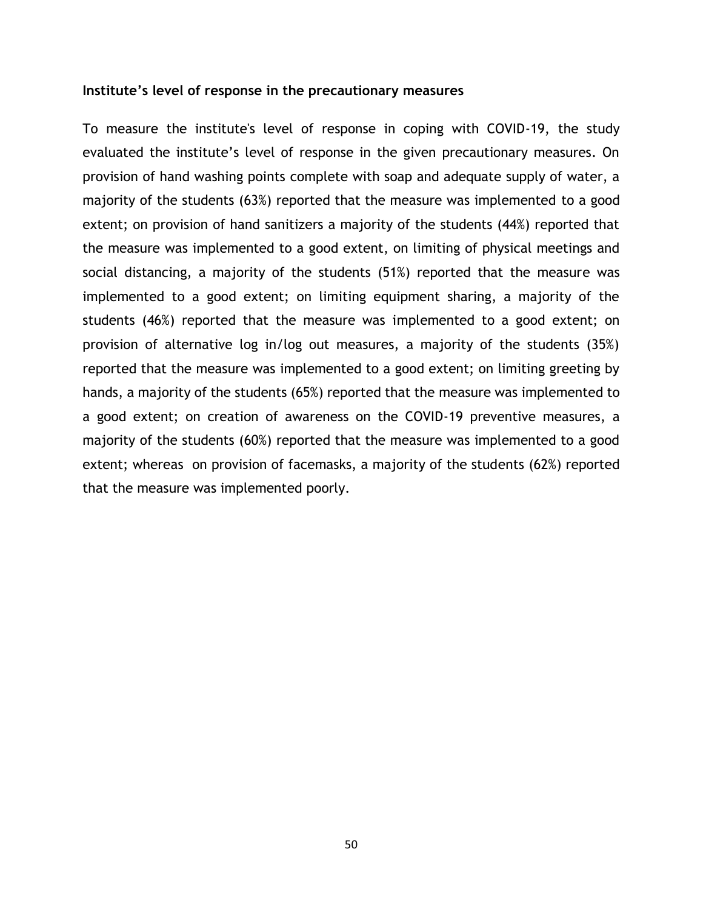**Institute's level of response in the precautionary measures**

To measure the institute's level of response in coping with COVID-19, the study evaluated the institute's level of response in the given precautionary measures. On provision of hand washing points complete with soap and adequate supply of water, a majority of the students (63%) reported that the measure was implemented to a good extent; on provision of hand sanitizers a majority of the students (44%) reported that the measure was implemented to a good extent, on limiting of physical meetings and social distancing, a majority of the students (51%) reported that the measure was implemented to a good extent; on limiting equipment sharing, a majority of the students (46%) reported that the measure was implemented to a good extent; on provision of alternative log in/log out measures, a majority of the students (35%) reported that the measure was implemented to a good extent; on limiting greeting by hands, a majority of the students (65%) reported that the measure was implemented to a good extent; on creation of awareness on the COVID-19 preventive measures, a majority of the students (60%) reported that the measure was implemented to a good extent; whereas on provision of facemasks, a majority of the students (62%) reported that the measure was implemented poorly.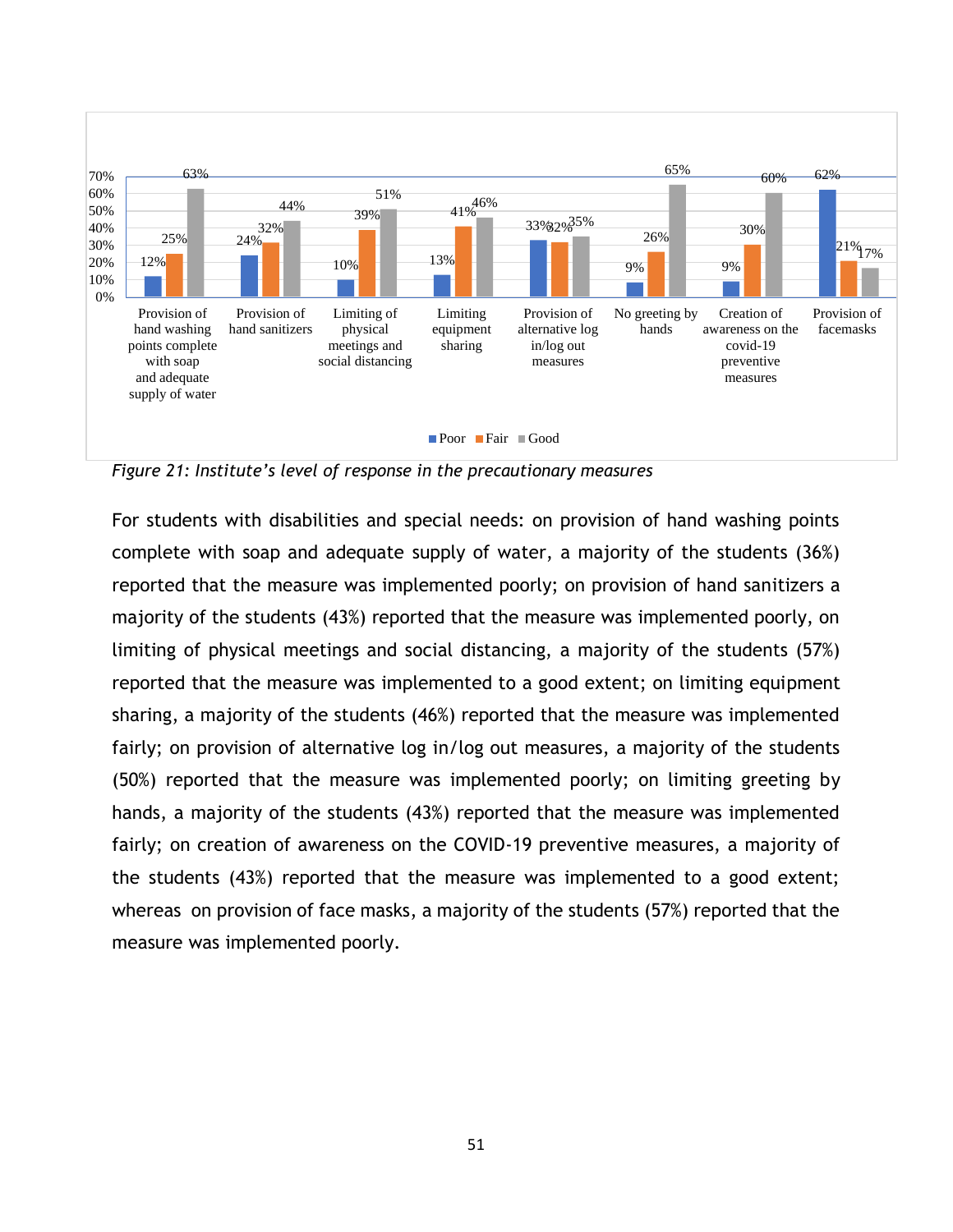| Measure | Poor | Fair | Good |
|---|---|---|---|
| Provision of hand washing points complete with soap and adequate supply of water | 12% | 25% | 63% |
| Provision of hand sanitizers | 24% | 32% | 44% |
| Limiting of physical meetings and social distancing | 10% | 39% | 51% |
| Limiting equipment sharing | 13% | 41% | 46% |
| Provision of alternative log in/log out measures | 33% | 32% | 35% |
| No greeting by hands | 9% | 26% | 65% |
| Creation of awareness on the covid-19 preventive measures | 9% | 30% | 60% |
| Provision of facemasks | 62% | 21% | 17% |

*Figure 21: Institute's level of response in the precautionary measures*

For students with disabilities and special needs: on provision of hand washing points complete with soap and adequate supply of water, a majority of the students (36%) reported that the measure was implemented poorly; on provision of hand sanitizers a majority of the students (43%) reported that the measure was implemented poorly, on limiting of physical meetings and social distancing, a majority of the students (57%) reported that the measure was implemented to a good extent; on limiting equipment sharing, a majority of the students (46%) reported that the measure was implemented fairly; on provision of alternative log in/log out measures, a majority of the students (50%) reported that the measure was implemented poorly; on limiting greeting by hands, a majority of the students (43%) reported that the measure was implemented fairly; on creation of awareness on the COVID-19 preventive measures, a majority of the students (43%) reported that the measure was implemented to a good extent; whereas on provision of face masks, a majority of the students (57%) reported that the measure was implemented poorly.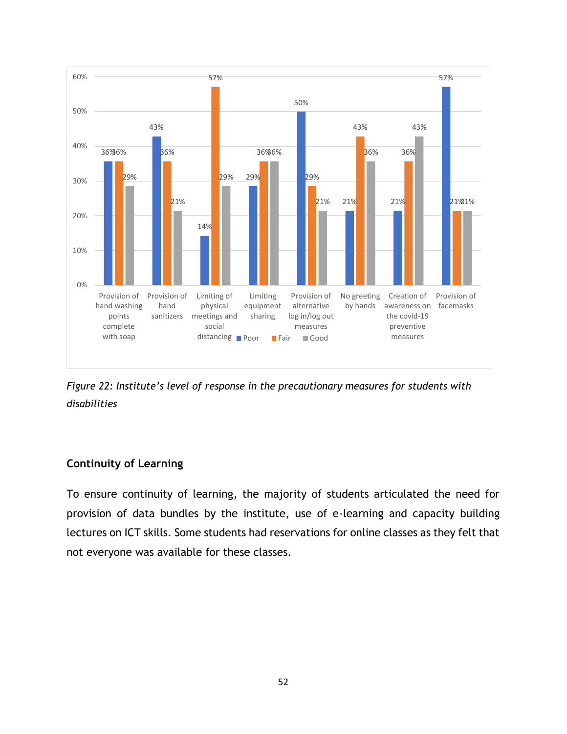| | Poor | Fair | Good |
|---|---|---|---|
| Provision of hand washing points complete with soap | 36% | 36% | 29% |
| Provision of hand sanitizers | 43% | 36% | 21% |
| Limiting of physical meetings and social distancing | 14% | 57% | 29% |
| Limiting equipment sharing | 29% | 36% | 36% |
| Provision of alternative log in/log out measures | 50% | 29% | 21% |
| No greeting by hands | 21% | 43% | 36% |
| Creation of awareness on the covid-19 preventive measures | 21% | 36% | 43% |
| Provision of facemasks | 57% | 21% | 21% |

*Figure 22: Institute's level of response in the precautionary measures for students with disabilities*

## Continuity of Learning

To ensure continuity of learning, the majority of students articulated the need for provision of data bundles by the institute, use of e-learning and capacity building lectures on ICT skills. Some students had reservations for online classes as they felt that not everyone was available for these classes.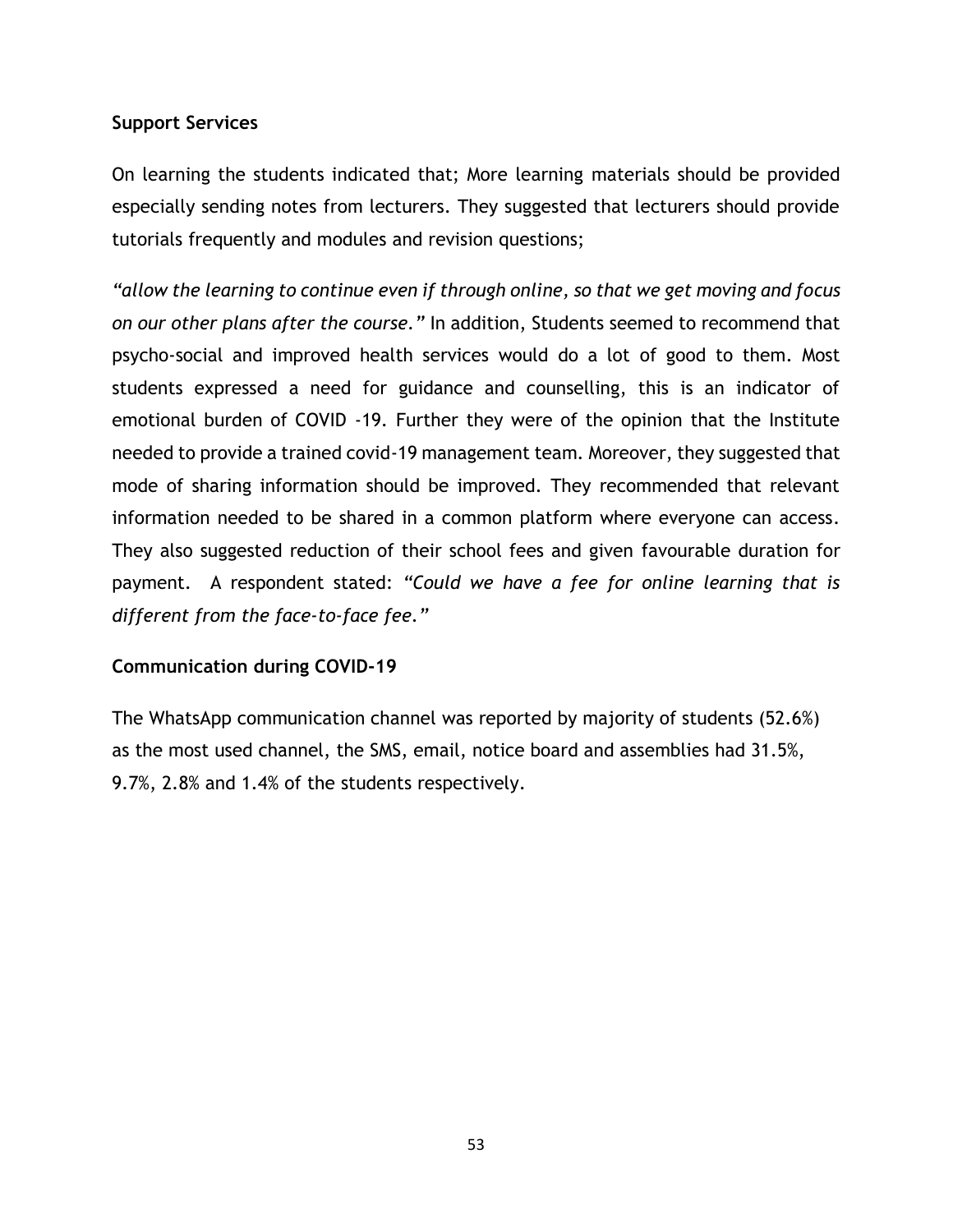**Support Services**

On learning the students indicated that; More learning materials should be provided especially sending notes from lecturers. They suggested that lecturers should provide tutorials frequently and modules and revision questions;

*"allow the learning to continue even if through online, so that we get moving and focus on our other plans after the course."* In addition, Students seemed to recommend that psycho-social and improved health services would do a lot of good to them. Most students expressed a need for guidance and counselling, this is an indicator of emotional burden of COVID -19. Further they were of the opinion that the Institute needed to provide a trained covid-19 management team. Moreover, they suggested that mode of sharing information should be improved. They recommended that relevant information needed to be shared in a common platform where everyone can access. They also suggested reduction of their school fees and given favourable duration for payment. A respondent stated: *"Could we have a fee for online learning that is different from the face-to-face fee."*

**Communication during COVID-19**

The WhatsApp communication channel was reported by majority of students (52.6%) as the most used channel, the SMS, email, notice board and assemblies had 31.5%, 9.7%, 2.8% and 1.4% of the students respectively.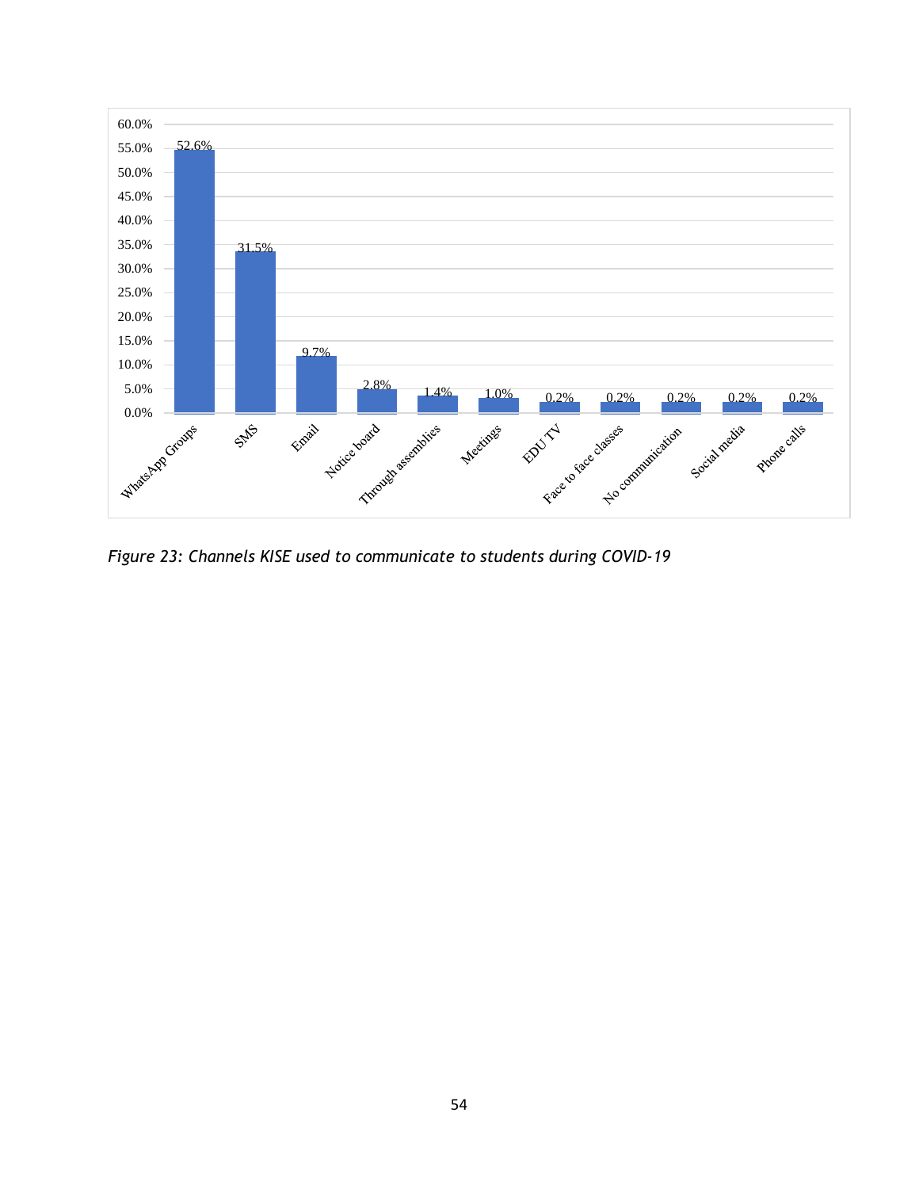| Channel | Percentage |
| --- | --- |
| WhatsApp Groups | 52.6% |
| SMS | 31.5% |
| Email | 9.7% |
| Notice board | 2.8% |
| Through assemblies | 1.4% |
| Meetings | 1.0% |
| EDU TV | 0.2% |
| Face to face classes | 0.2% |
| No communication | 0.2% |
| Social media | 0.2% |
| Phone calls | 0.2% |

*Figure 23: Channels KISE used to communicate to students during COVID-19*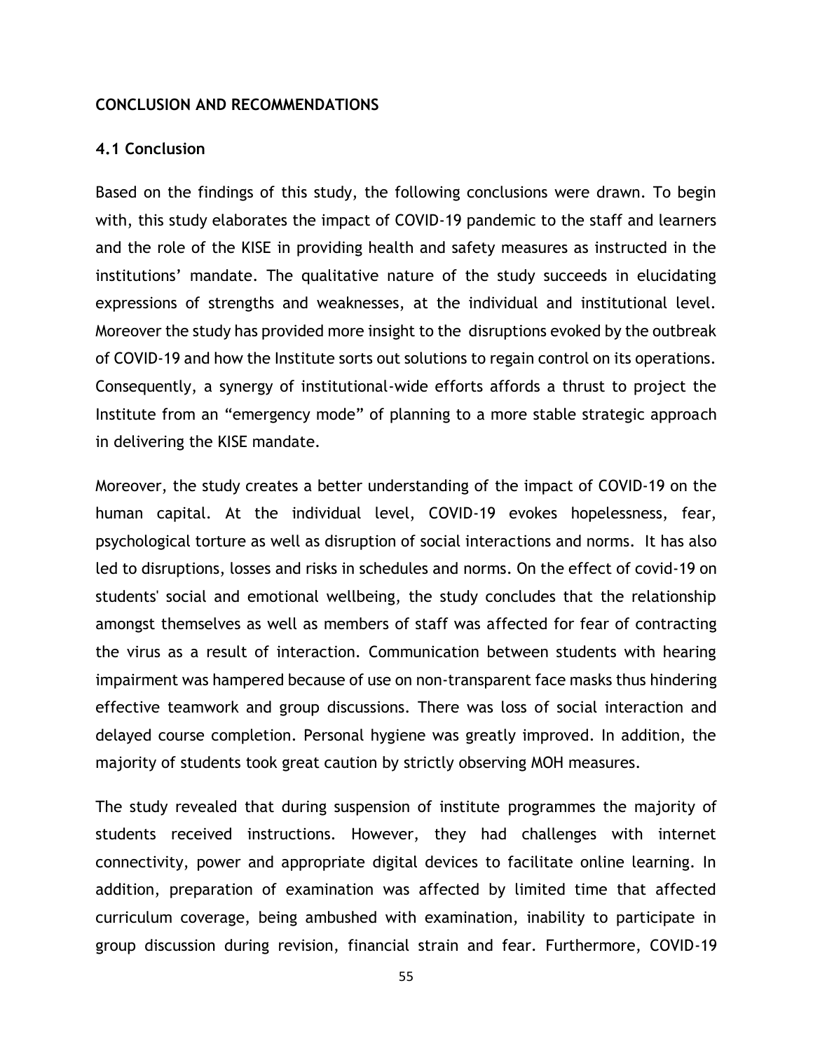## CONCLUSION AND RECOMMENDATIONS

### 4.1 Conclusion

Based on the findings of this study, the following conclusions were drawn. To begin with, this study elaborates the impact of COVID-19 pandemic to the staff and learners and the role of the KISE in providing health and safety measures as instructed in the institutions' mandate. The qualitative nature of the study succeeds in elucidating expressions of strengths and weaknesses, at the individual and institutional level. Moreover the study has provided more insight to the disruptions evoked by the outbreak of COVID-19 and how the Institute sorts out solutions to regain control on its operations. Consequently, a synergy of institutional-wide efforts affords a thrust to project the Institute from an "emergency mode" of planning to a more stable strategic approach in delivering the KISE mandate.

Moreover, the study creates a better understanding of the impact of COVID-19 on the human capital. At the individual level, COVID-19 evokes hopelessness, fear, psychological torture as well as disruption of social interactions and norms. It has also led to disruptions, losses and risks in schedules and norms. On the effect of covid-19 on students' social and emotional wellbeing, the study concludes that the relationship amongst themselves as well as members of staff was affected for fear of contracting the virus as a result of interaction. Communication between students with hearing impairment was hampered because of use on non-transparent face masks thus hindering effective teamwork and group discussions. There was loss of social interaction and delayed course completion. Personal hygiene was greatly improved. In addition, the majority of students took great caution by strictly observing MOH measures.

The study revealed that during suspension of institute programmes the majority of students received instructions. However, they had challenges with internet connectivity, power and appropriate digital devices to facilitate online learning. In addition, preparation of examination was affected by limited time that affected curriculum coverage, being ambushed with examination, inability to participate in group discussion during revision, financial strain and fear. Furthermore, COVID-19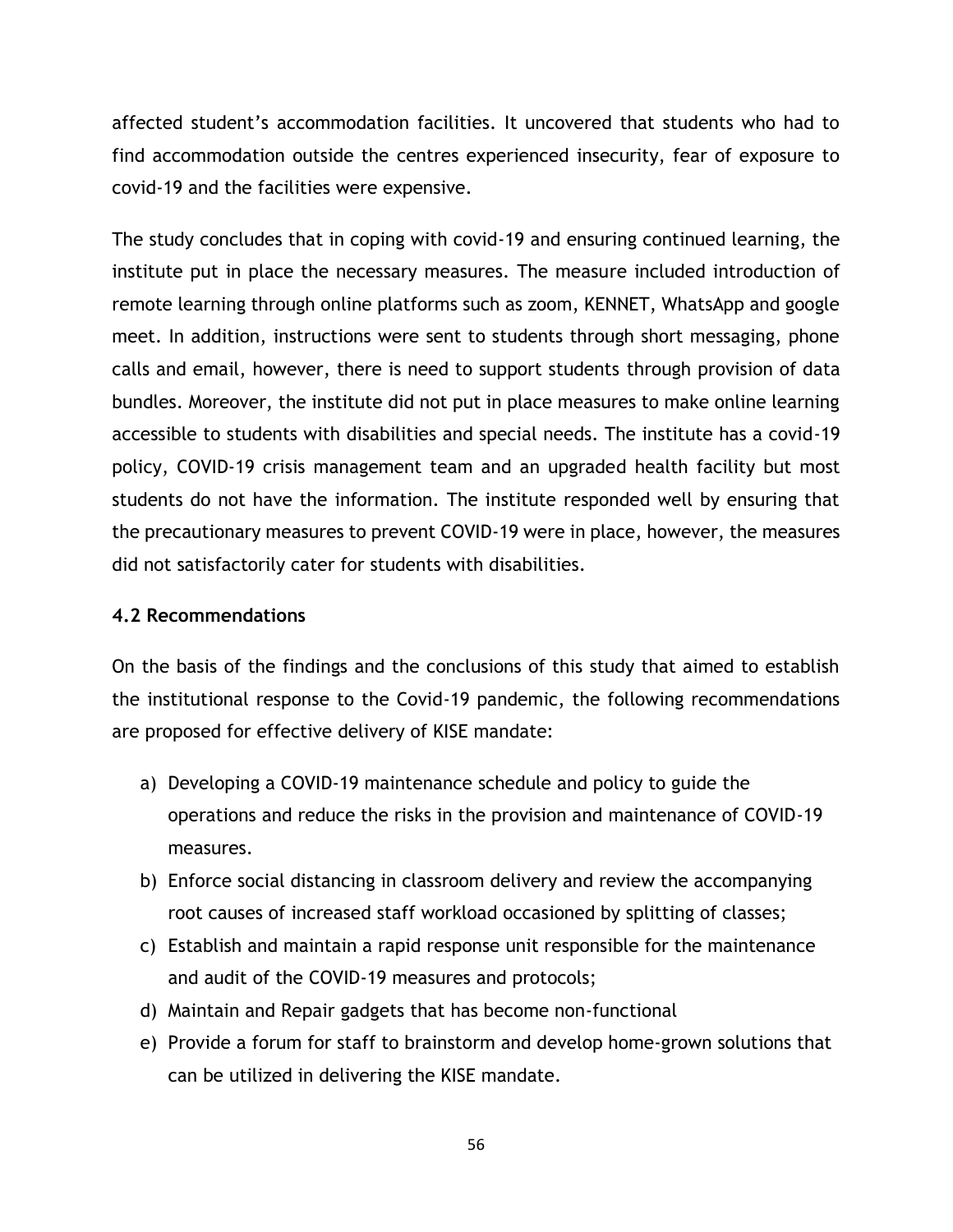affected student's accommodation facilities. It uncovered that students who had to find accommodation outside the centres experienced insecurity, fear of exposure to covid-19 and the facilities were expensive.

The study concludes that in coping with covid-19 and ensuring continued learning, the institute put in place the necessary measures. The measure included introduction of remote learning through online platforms such as zoom, KENNET, WhatsApp and google meet. In addition, instructions were sent to students through short messaging, phone calls and email, however, there is need to support students through provision of data bundles. Moreover, the institute did not put in place measures to make online learning accessible to students with disabilities and special needs. The institute has a covid-19 policy, COVID-19 crisis management team and an upgraded health facility but most students do not have the information. The institute responded well by ensuring that the precautionary measures to prevent COVID-19 were in place, however, the measures did not satisfactorily cater for students with disabilities.

### 4.2 Recommendations

On the basis of the findings and the conclusions of this study that aimed to establish the institutional response to the Covid-19 pandemic, the following recommendations are proposed for effective delivery of KISE mandate:

a) Developing a COVID-19 maintenance schedule and policy to guide the operations and reduce the risks in the provision and maintenance of COVID-19 measures.
b) Enforce social distancing in classroom delivery and review the accompanying root causes of increased staff workload occasioned by splitting of classes;
c) Establish and maintain a rapid response unit responsible for the maintenance and audit of the COVID-19 measures and protocols;
d) Maintain and Repair gadgets that has become non-functional
e) Provide a forum for staff to brainstorm and develop home-grown solutions that can be utilized in delivering the KISE mandate.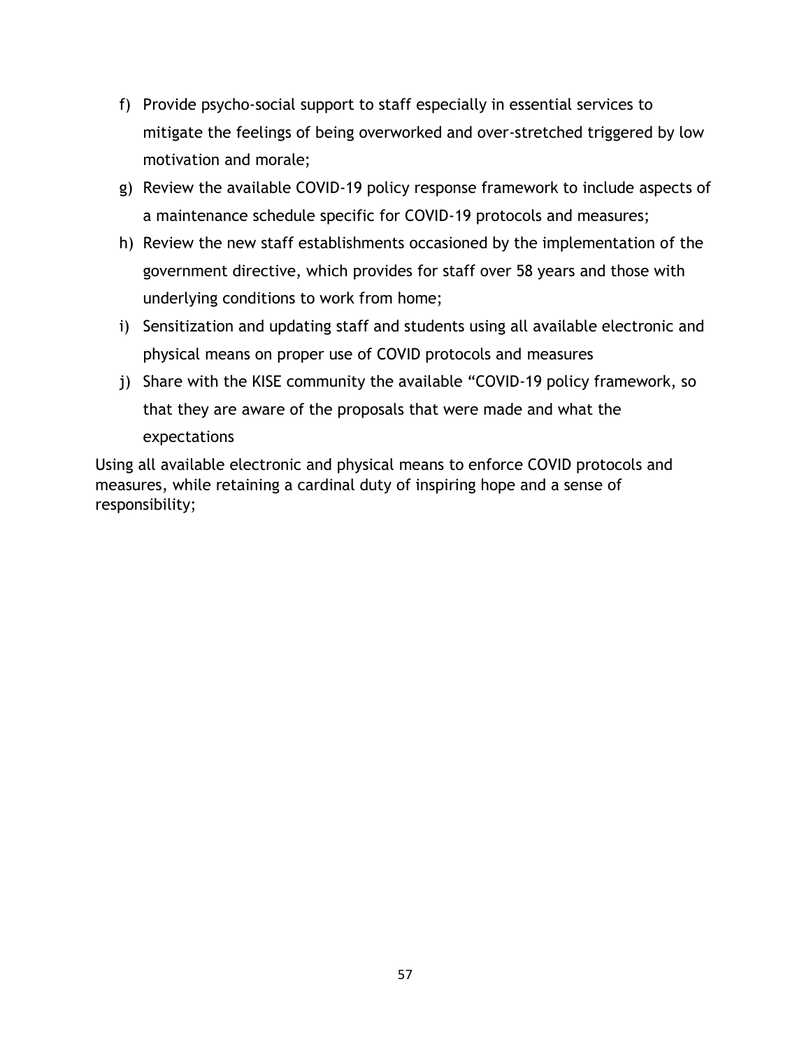f) Provide psycho-social support to staff especially in essential services to mitigate the feelings of being overworked and over-stretched triggered by low motivation and morale;
g) Review the available COVID-19 policy response framework to include aspects of a maintenance schedule specific for COVID-19 protocols and measures;
h) Review the new staff establishments occasioned by the implementation of the government directive, which provides for staff over 58 years and those with underlying conditions to work from home;
i) Sensitization and updating staff and students using all available electronic and physical means on proper use of COVID protocols and measures
j) Share with the KISE community the available “COVID-19 policy framework, so that they are aware of the proposals that were made and what the expectations

Using all available electronic and physical means to enforce COVID protocols and measures, while retaining a cardinal duty of inspiring hope and a sense of responsibility;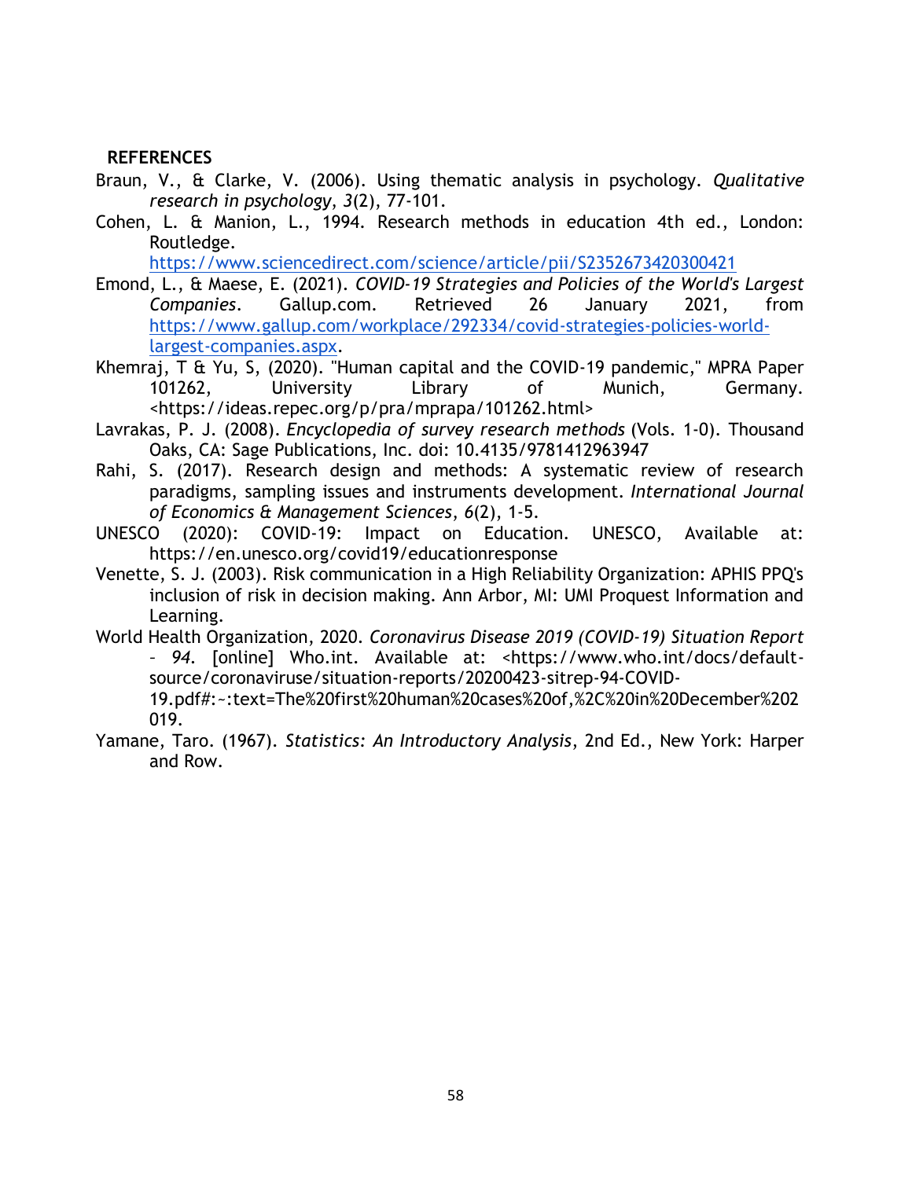**REFERENCES**

Braun, V., & Clarke, V. (2006). Using thematic analysis in psychology. *Qualitative research in psychology, 3*(2), 77-101.

Cohen, L. & Manion, L., 1994. Research methods in education 4th ed., London: Routledge. https://www.sciencedirect.com/science/article/pii/S2352673420300421

Emond, L., & Maese, E. (2021). *COVID-19 Strategies and Policies of the World's Largest Companies*. Gallup.com. Retrieved 26 January 2021, from https://www.gallup.com/workplace/292334/covid-strategies-policies-world-largest-companies.aspx.

Khemraj, T & Yu, S, (2020). "Human capital and the COVID-19 pandemic," MPRA Paper 101262, University Library of Munich, Germany. <https://ideas.repec.org/p/pra/mprapa/101262.html>

Lavrakas, P. J. (2008). *Encyclopedia of survey research methods* (Vols. 1-0). Thousand Oaks, CA: Sage Publications, Inc. doi: 10.4135/9781412963947

Rahi, S. (2017). Research design and methods: A systematic review of research paradigms, sampling issues and instruments development. *International Journal of Economics & Management Sciences*, *6*(2), 1-5.

UNESCO (2020): COVID-19: Impact on Education. UNESCO, Available at: https://en.unesco.org/covid19/educationresponse

Venette, S. J. (2003). Risk communication in a High Reliability Organization: APHIS PPQ's inclusion of risk in decision making. Ann Arbor, MI: UMI Proquest Information and Learning.

World Health Organization, 2020. *Coronavirus Disease 2019 (COVID-19) Situation Report – 94*. [online] Who.int. Available at: <https://www.who.int/docs/default-source/coronaviruse/situation-reports/20200423-sitrep-94-COVID-19.pdf#:~:text=The%20first%20human%20cases%20of,%2C%20in%20December%202019.

Yamane, Taro. (1967). *Statistics: An Introductory Analysis*, 2nd Ed., New York: Harper and Row.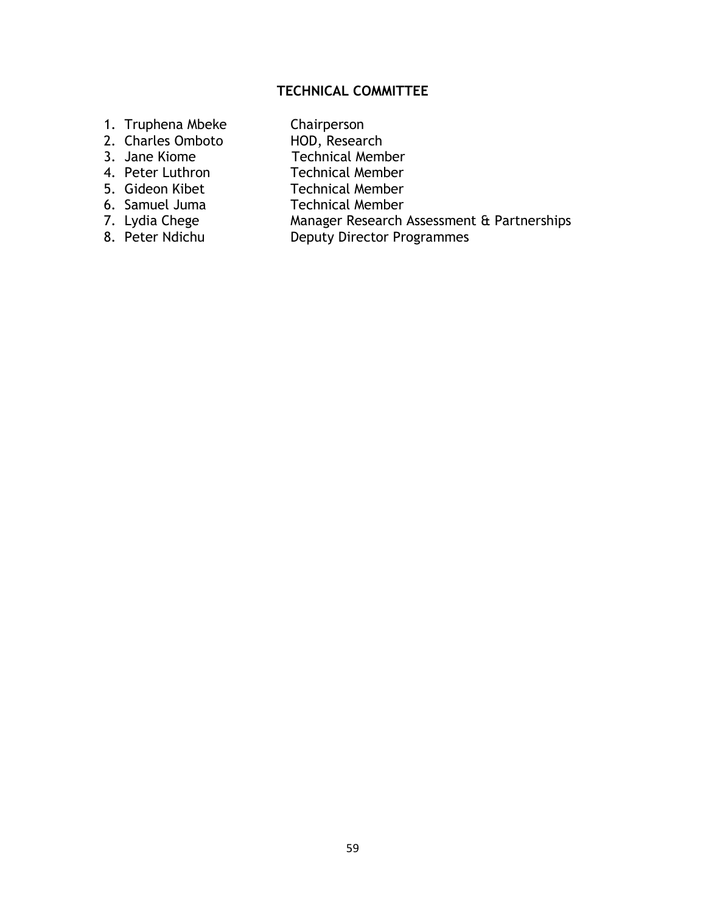## TECHNICAL COMMITTEE

| | |
|---|---|
| 1. Truphena Mbeke | Chairperson |
| 2. Charles Omboto | HOD, Research |
| 3. Jane Kiome | Technical Member |
| 4. Peter Luthron | Technical Member |
| 5. Gideon Kibet | Technical Member |
| 6. Samuel Juma | Technical Member |
| 7. Lydia Chege | Manager Research Assessment & Partnerships |
| 8. Peter Ndichu | Deputy Director Programmes |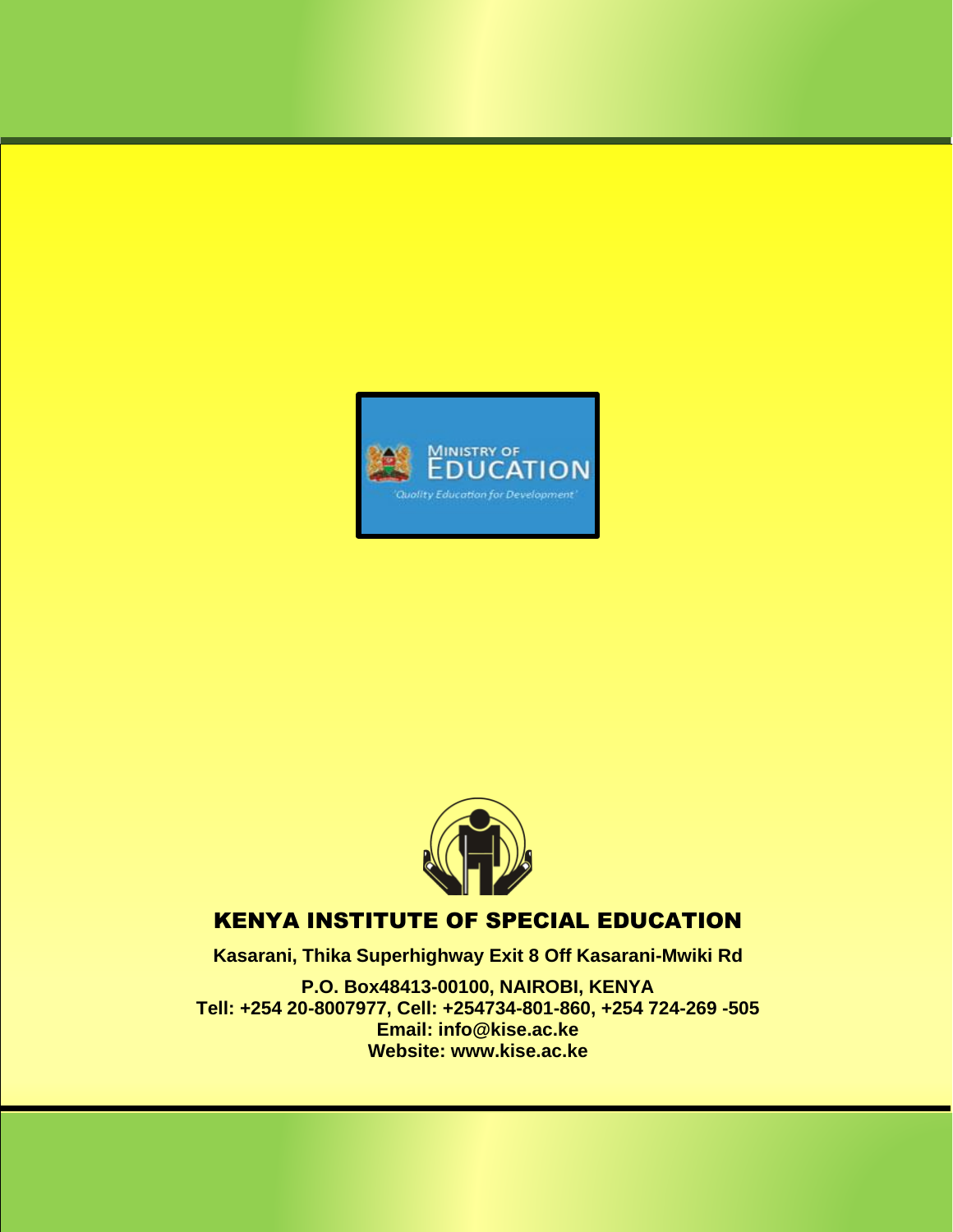MINISTRY OF EDUCATION

'Quality Education for Development'

KENYA INSTITUTE OF SPECIAL EDUCATION

**Kasarani, Thika Superhighway Exit 8 Off Kasarani-Mwiki Rd**

**P.O. Box48413-00100, NAIROBI, KENYA**
**Tell: +254 20-8007977, Cell: +254734-801-860, +254 724-269 -505**
**Email: info@kise.ac.ke**
**Website: www.kise.ac.ke**